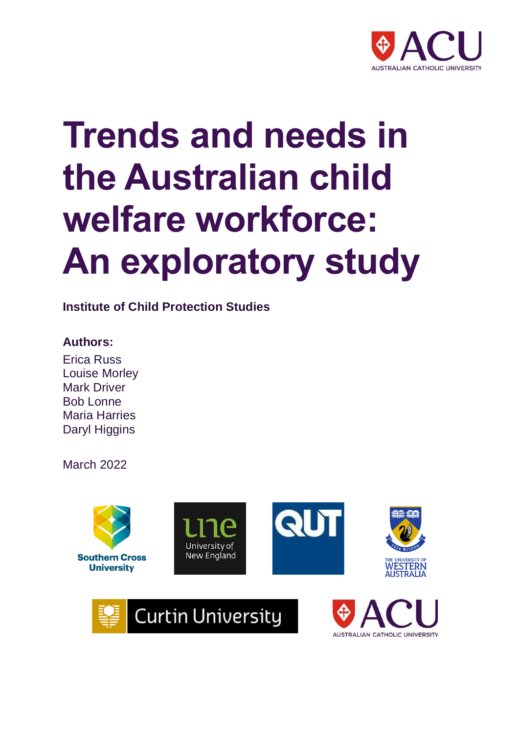# Trends and needs in the Australian child welfare workforce: An exploratory study

**Institute of Child Protection Studies**

**Authors:**

Erica Russ
Louise Morley
Mark Driver
Bob Lonne
Maria Harries
Daryl Higgins

March 2022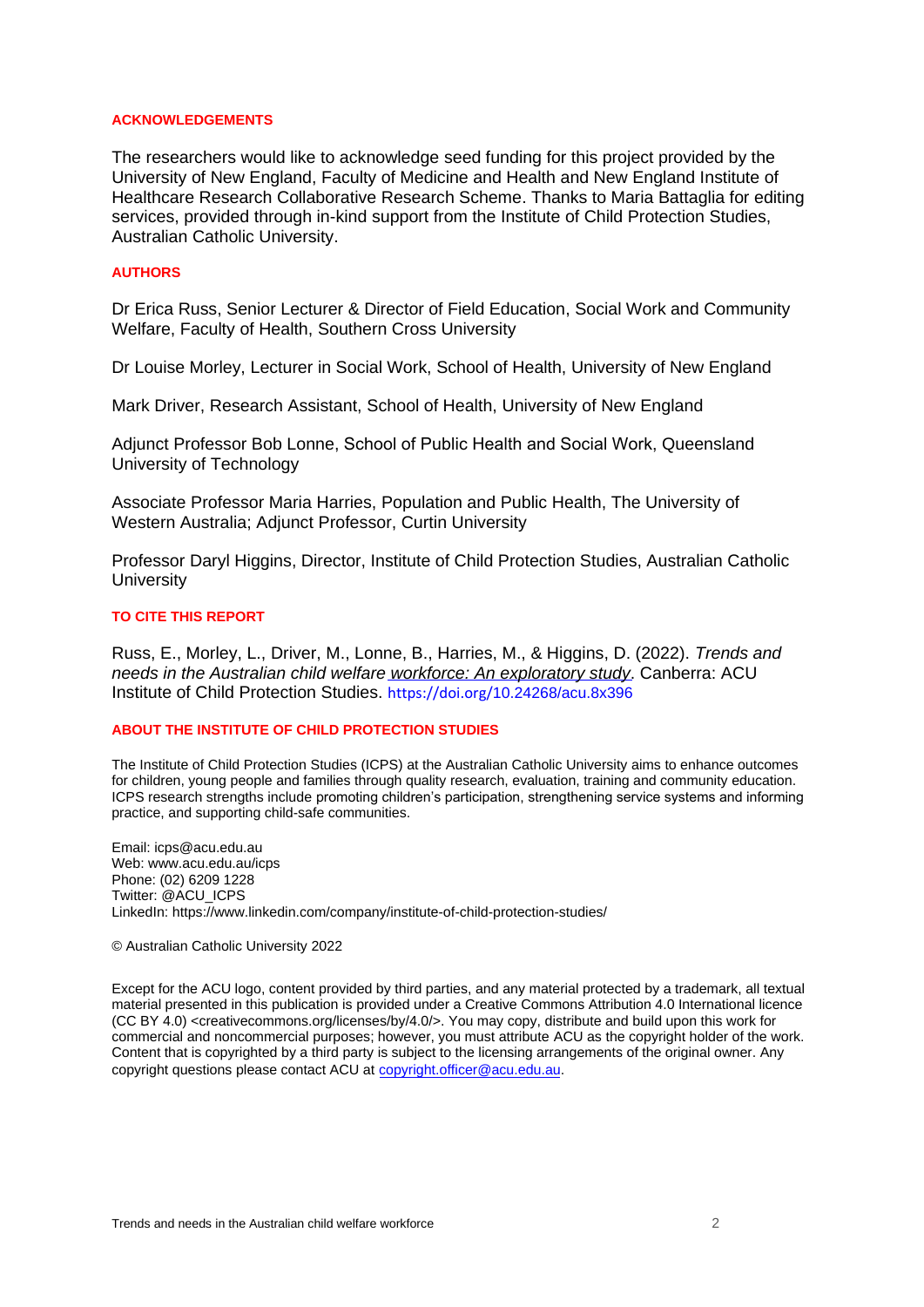## ACKNOWLEDGEMENTS

The researchers would like to acknowledge seed funding for this project provided by the University of New England, Faculty of Medicine and Health and New England Institute of Healthcare Research Collaborative Research Scheme. Thanks to Maria Battaglia for editing services, provided through in-kind support from the Institute of Child Protection Studies, Australian Catholic University.

## AUTHORS

Dr Erica Russ, Senior Lecturer & Director of Field Education, Social Work and Community Welfare, Faculty of Health, Southern Cross University

Dr Louise Morley, Lecturer in Social Work, School of Health, University of New England

Mark Driver, Research Assistant, School of Health, University of New England

Adjunct Professor Bob Lonne, School of Public Health and Social Work, Queensland University of Technology

Associate Professor Maria Harries, Population and Public Health, The University of Western Australia; Adjunct Professor, Curtin University

Professor Daryl Higgins, Director, Institute of Child Protection Studies, Australian Catholic University

## TO CITE THIS REPORT

Russ, E., Morley, L., Driver, M., Lonne, B., Harries, M., & Higgins, D. (2022). *Trends and needs in the Australian child welfare workforce: An exploratory study*. Canberra: ACU Institute of Child Protection Studies. https://doi.org/10.24268/acu.8x396

## ABOUT THE INSTITUTE OF CHILD PROTECTION STUDIES

The Institute of Child Protection Studies (ICPS) at the Australian Catholic University aims to enhance outcomes for children, young people and families through quality research, evaluation, training and community education. ICPS research strengths include promoting children's participation, strengthening service systems and informing practice, and supporting child-safe communities.

Email: icps@acu.edu.au
Web: www.acu.edu.au/icps
Phone: (02) 6209 1228
Twitter: @ACU_ICPS
LinkedIn: https://www.linkedin.com/company/institute-of-child-protection-studies/

© Australian Catholic University 2022

Except for the ACU logo, content provided by third parties, and any material protected by a trademark, all textual material presented in this publication is provided under a Creative Commons Attribution 4.0 International licence (CC BY 4.0) <creativecommons.org/licenses/by/4.0/>. You may copy, distribute and build upon this work for commercial and noncommercial purposes; however, you must attribute ACU as the copyright holder of the work. Content that is copyrighted by a third party is subject to the licensing arrangements of the original owner. Any copyright questions please contact ACU at copyright.officer@acu.edu.au.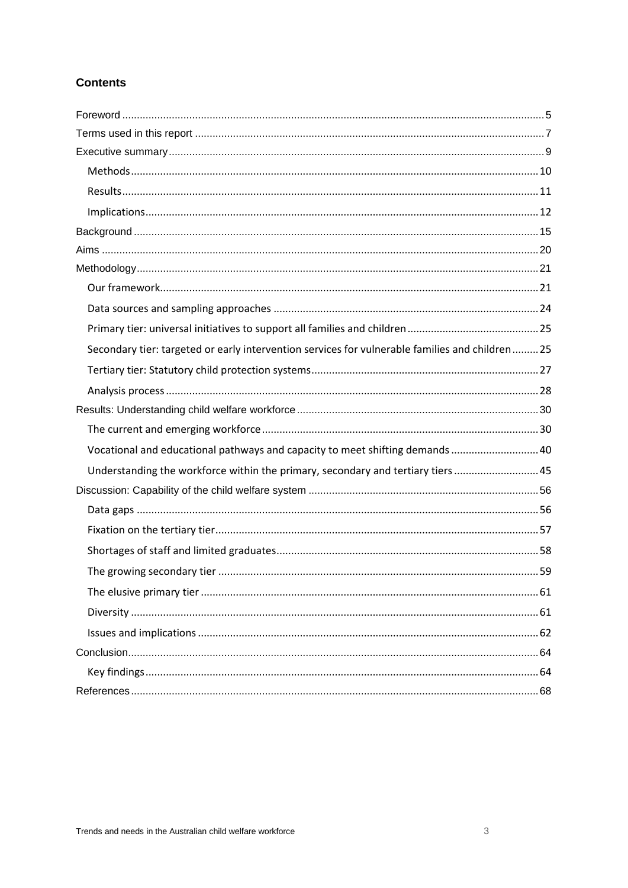## Contents

- Foreword .......... 5
- Terms used in this report .......... 7
- Executive summary .......... 9
  - Methods .......... 10
  - Results .......... 11
  - Implications .......... 12
- Background .......... 15
- Aims .......... 20
- Methodology .......... 21
  - Our framework .......... 21
  - Data sources and sampling approaches .......... 24
  - Primary tier: universal initiatives to support all families and children .......... 25
  - Secondary tier: targeted or early intervention services for vulnerable families and children .......... 25
  - Tertiary tier: Statutory child protection systems .......... 27
  - Analysis process .......... 28
- Results: Understanding child welfare workforce .......... 30
  - The current and emerging workforce .......... 30
  - Vocational and educational pathways and capacity to meet shifting demands .......... 40
  - Understanding the workforce within the primary, secondary and tertiary tiers .......... 45
- Discussion: Capability of the child welfare system .......... 56
  - Data gaps .......... 56
  - Fixation on the tertiary tier .......... 57
  - Shortages of staff and limited graduates .......... 58
  - The growing secondary tier .......... 59
  - The elusive primary tier .......... 61
  - Diversity .......... 61
  - Issues and implications .......... 62
- Conclusion .......... 64
  - Key findings .......... 64
- References .......... 68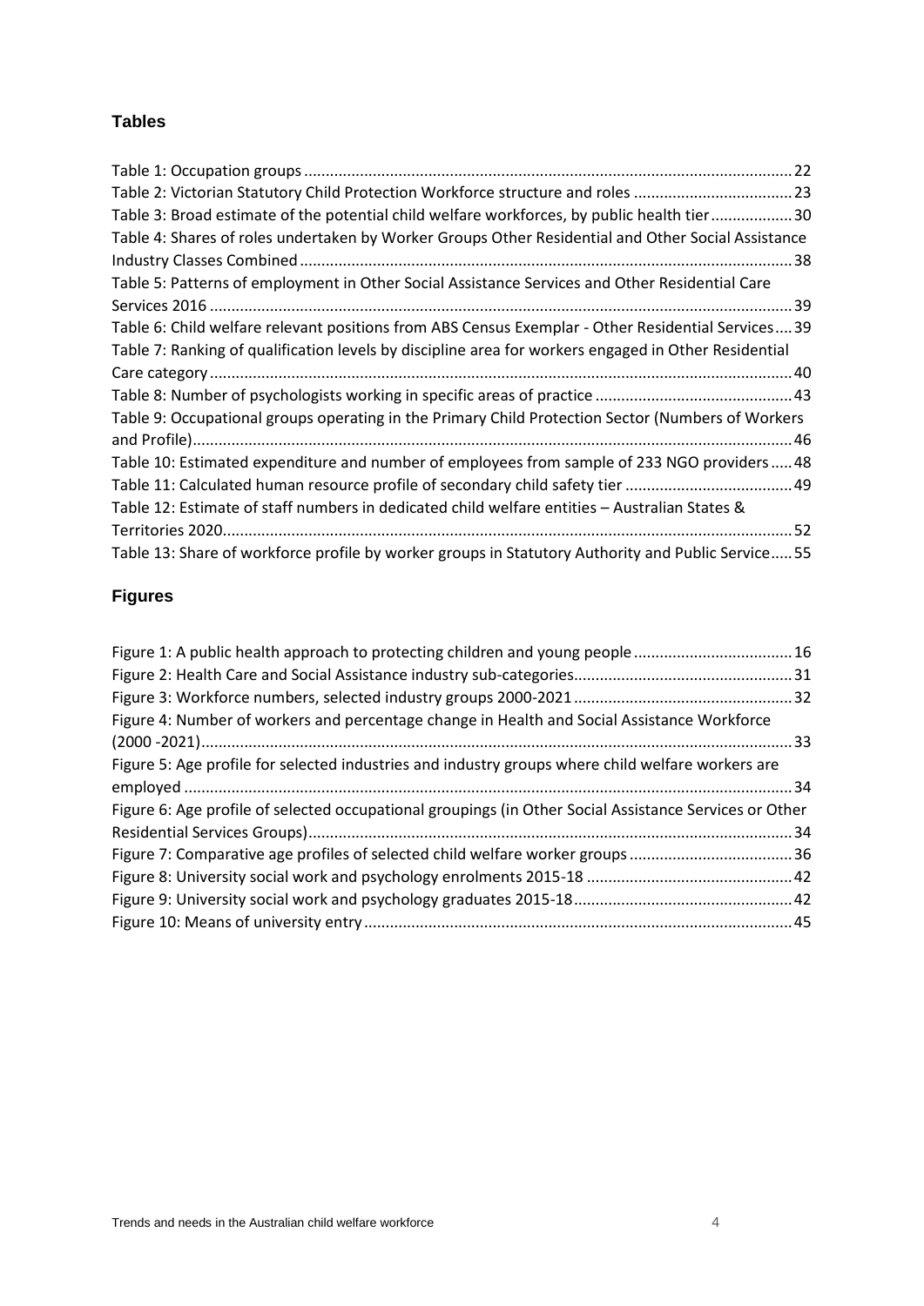## Tables

Table 1: Occupation groups ....... 22
Table 2: Victorian Statutory Child Protection Workforce structure and roles ....... 23
Table 3: Broad estimate of the potential child welfare workforces, by public health tier ....... 30
Table 4: Shares of roles undertaken by Worker Groups Other Residential and Other Social Assistance Industry Classes Combined ....... 38
Table 5: Patterns of employment in Other Social Assistance Services and Other Residential Care Services 2016 ....... 39
Table 6: Child welfare relevant positions from ABS Census Exemplar - Other Residential Services ....... 39
Table 7: Ranking of qualification levels by discipline area for workers engaged in Other Residential Care category ....... 40
Table 8: Number of psychologists working in specific areas of practice ....... 43
Table 9: Occupational groups operating in the Primary Child Protection Sector (Numbers of Workers and Profile) ....... 46
Table 10: Estimated expenditure and number of employees from sample of 233 NGO providers ....... 48
Table 11: Calculated human resource profile of secondary child safety tier ....... 49
Table 12: Estimate of staff numbers in dedicated child welfare entities – Australian States & Territories 2020 ....... 52
Table 13: Share of workforce profile by worker groups in Statutory Authority and Public Service ....... 55

## Figures

Figure 1: A public health approach to protecting children and young people ....... 16
Figure 2: Health Care and Social Assistance industry sub-categories ....... 31
Figure 3: Workforce numbers, selected industry groups 2000-2021 ....... 32
Figure 4: Number of workers and percentage change in Health and Social Assistance Workforce (2000 -2021) ....... 33
Figure 5: Age profile for selected industries and industry groups where child welfare workers are employed ....... 34
Figure 6: Age profile of selected occupational groupings (in Other Social Assistance Services or Other Residential Services Groups) ....... 34
Figure 7: Comparative age profiles of selected child welfare worker groups ....... 36
Figure 8: University social work and psychology enrolments 2015-18 ....... 42
Figure 9: University social work and psychology graduates 2015-18 ....... 42
Figure 10: Means of university entry ....... 45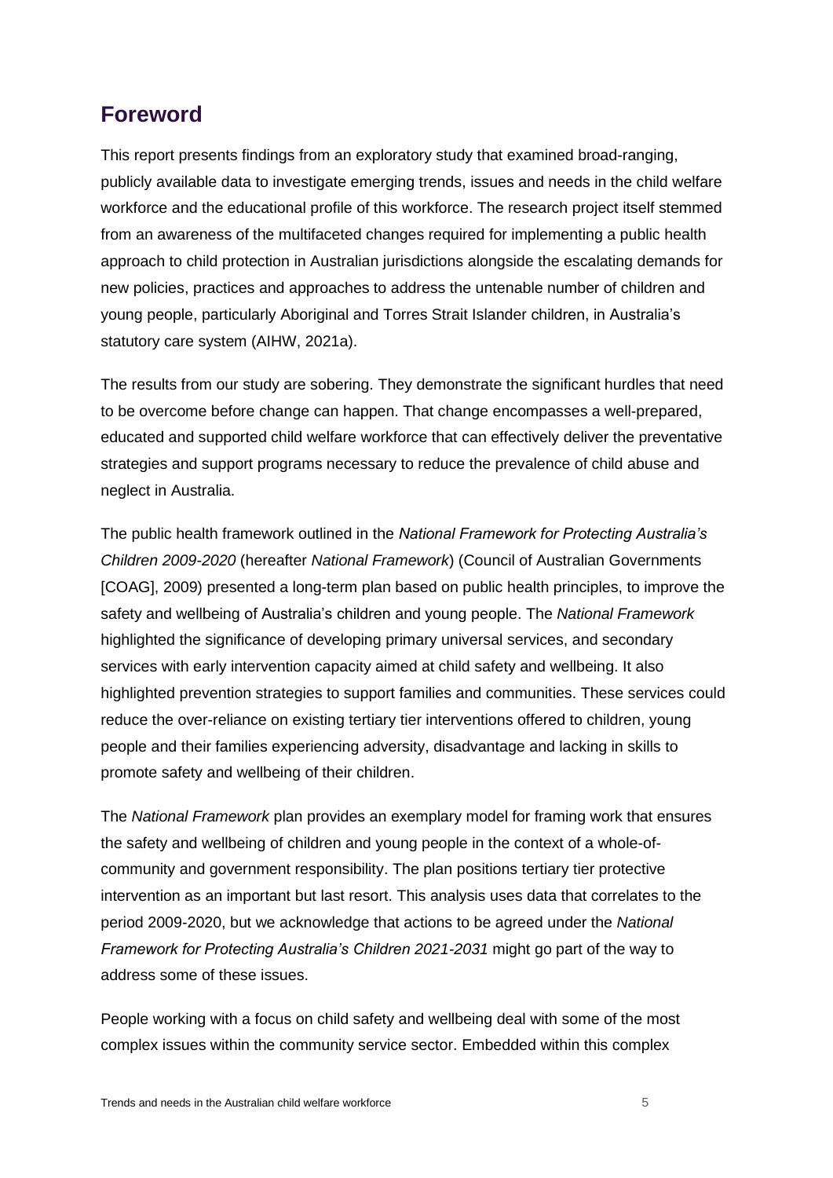## Foreword

This report presents findings from an exploratory study that examined broad-ranging, publicly available data to investigate emerging trends, issues and needs in the child welfare workforce and the educational profile of this workforce. The research project itself stemmed from an awareness of the multifaceted changes required for implementing a public health approach to child protection in Australian jurisdictions alongside the escalating demands for new policies, practices and approaches to address the untenable number of children and young people, particularly Aboriginal and Torres Strait Islander children, in Australia's statutory care system (AIHW, 2021a).

The results from our study are sobering. They demonstrate the significant hurdles that need to be overcome before change can happen. That change encompasses a well-prepared, educated and supported child welfare workforce that can effectively deliver the preventative strategies and support programs necessary to reduce the prevalence of child abuse and neglect in Australia.

The public health framework outlined in the *National Framework for Protecting Australia's Children 2009-2020* (hereafter *National Framework*) (Council of Australian Governments [COAG], 2009) presented a long-term plan based on public health principles, to improve the safety and wellbeing of Australia's children and young people. The *National Framework* highlighted the significance of developing primary universal services, and secondary services with early intervention capacity aimed at child safety and wellbeing. It also highlighted prevention strategies to support families and communities. These services could reduce the over-reliance on existing tertiary tier interventions offered to children, young people and their families experiencing adversity, disadvantage and lacking in skills to promote safety and wellbeing of their children.

The *National Framework* plan provides an exemplary model for framing work that ensures the safety and wellbeing of children and young people in the context of a whole-of-community and government responsibility. The plan positions tertiary tier protective intervention as an important but last resort. This analysis uses data that correlates to the period 2009-2020, but we acknowledge that actions to be agreed under the *National Framework for Protecting Australia's Children 2021-2031* might go part of the way to address some of these issues.

People working with a focus on child safety and wellbeing deal with some of the most complex issues within the community service sector. Embedded within this complex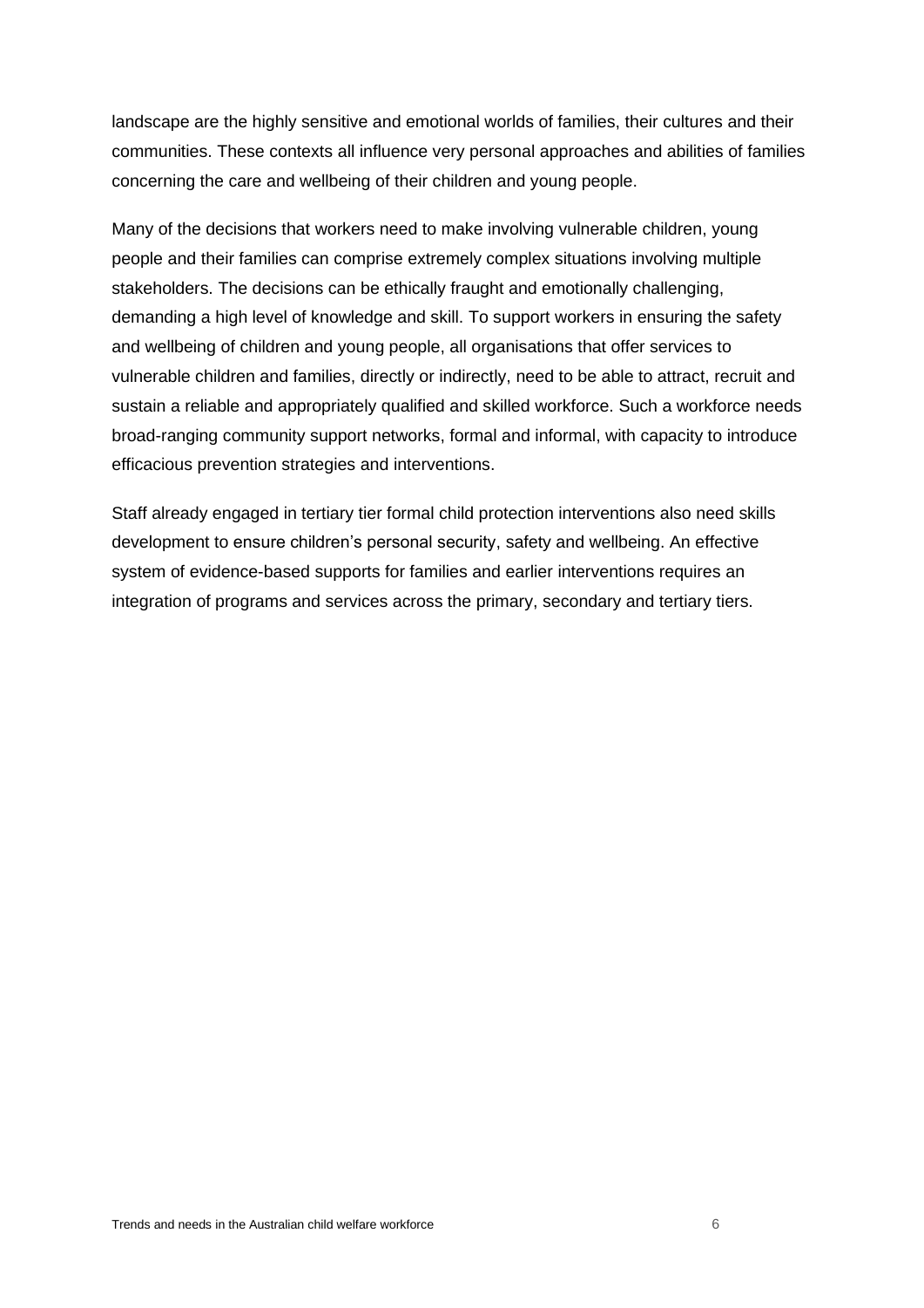landscape are the highly sensitive and emotional worlds of families, their cultures and their communities. These contexts all influence very personal approaches and abilities of families concerning the care and wellbeing of their children and young people.

Many of the decisions that workers need to make involving vulnerable children, young people and their families can comprise extremely complex situations involving multiple stakeholders. The decisions can be ethically fraught and emotionally challenging, demanding a high level of knowledge and skill. To support workers in ensuring the safety and wellbeing of children and young people, all organisations that offer services to vulnerable children and families, directly or indirectly, need to be able to attract, recruit and sustain a reliable and appropriately qualified and skilled workforce. Such a workforce needs broad-ranging community support networks, formal and informal, with capacity to introduce efficacious prevention strategies and interventions.

Staff already engaged in tertiary tier formal child protection interventions also need skills development to ensure children's personal security, safety and wellbeing. An effective system of evidence-based supports for families and earlier interventions requires an integration of programs and services across the primary, secondary and tertiary tiers.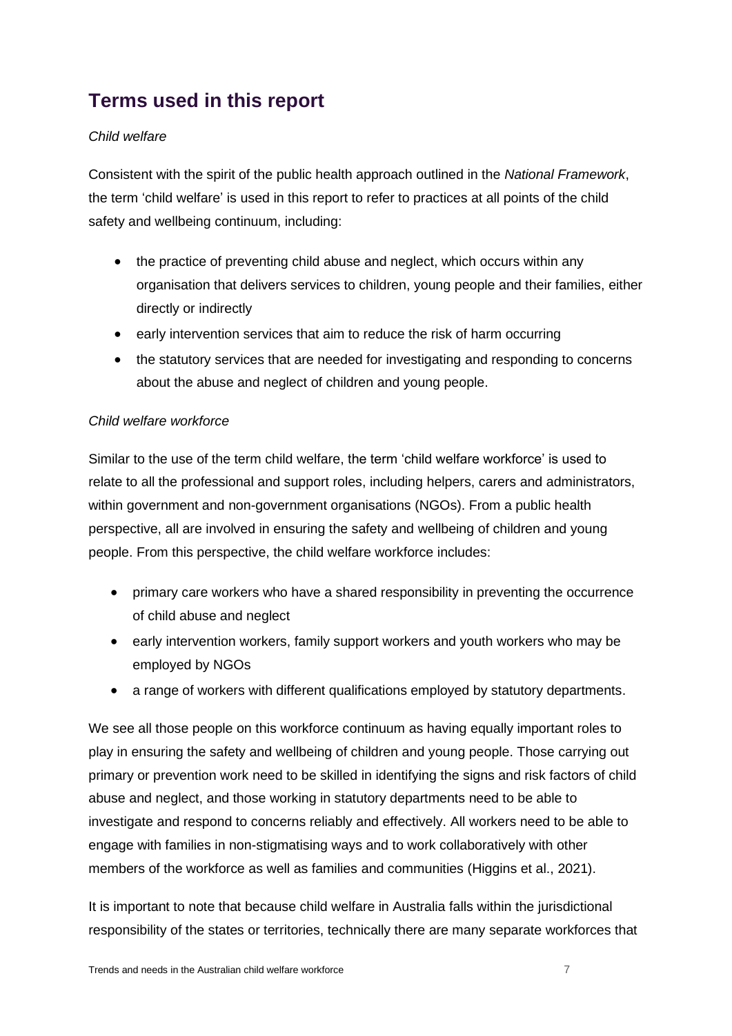## Terms used in this report

*Child welfare*

Consistent with the spirit of the public health approach outlined in the *National Framework*, the term 'child welfare' is used in this report to refer to practices at all points of the child safety and wellbeing continuum, including:

- the practice of preventing child abuse and neglect, which occurs within any organisation that delivers services to children, young people and their families, either directly or indirectly
- early intervention services that aim to reduce the risk of harm occurring
- the statutory services that are needed for investigating and responding to concerns about the abuse and neglect of children and young people.

*Child welfare workforce*

Similar to the use of the term child welfare, the term 'child welfare workforce' is used to relate to all the professional and support roles, including helpers, carers and administrators, within government and non-government organisations (NGOs). From a public health perspective, all are involved in ensuring the safety and wellbeing of children and young people. From this perspective, the child welfare workforce includes:

- primary care workers who have a shared responsibility in preventing the occurrence of child abuse and neglect
- early intervention workers, family support workers and youth workers who may be employed by NGOs
- a range of workers with different qualifications employed by statutory departments.

We see all those people on this workforce continuum as having equally important roles to play in ensuring the safety and wellbeing of children and young people. Those carrying out primary or prevention work need to be skilled in identifying the signs and risk factors of child abuse and neglect, and those working in statutory departments need to be able to investigate and respond to concerns reliably and effectively. All workers need to be able to engage with families in non-stigmatising ways and to work collaboratively with other members of the workforce as well as families and communities (Higgins et al., 2021).

It is important to note that because child welfare in Australia falls within the jurisdictional responsibility of the states or territories, technically there are many separate workforces that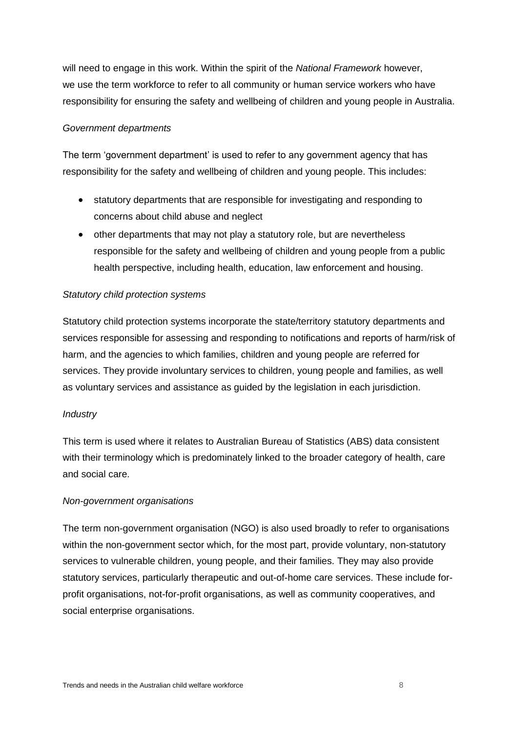will need to engage in this work. Within the spirit of the *National Framework* however, we use the term workforce to refer to all community or human service workers who have responsibility for ensuring the safety and wellbeing of children and young people in Australia.

*Government departments*

The term 'government department' is used to refer to any government agency that has responsibility for the safety and wellbeing of children and young people. This includes:

- statutory departments that are responsible for investigating and responding to concerns about child abuse and neglect
- other departments that may not play a statutory role, but are nevertheless responsible for the safety and wellbeing of children and young people from a public health perspective, including health, education, law enforcement and housing.

*Statutory child protection systems*

Statutory child protection systems incorporate the state/territory statutory departments and services responsible for assessing and responding to notifications and reports of harm/risk of harm, and the agencies to which families, children and young people are referred for services. They provide involuntary services to children, young people and families, as well as voluntary services and assistance as guided by the legislation in each jurisdiction.

*Industry*

This term is used where it relates to Australian Bureau of Statistics (ABS) data consistent with their terminology which is predominately linked to the broader category of health, care and social care.

*Non-government organisations*

The term non-government organisation (NGO) is also used broadly to refer to organisations within the non-government sector which, for the most part, provide voluntary, non-statutory services to vulnerable children, young people, and their families. They may also provide statutory services, particularly therapeutic and out-of-home care services. These include for-profit organisations, not-for-profit organisations, as well as community cooperatives, and social enterprise organisations.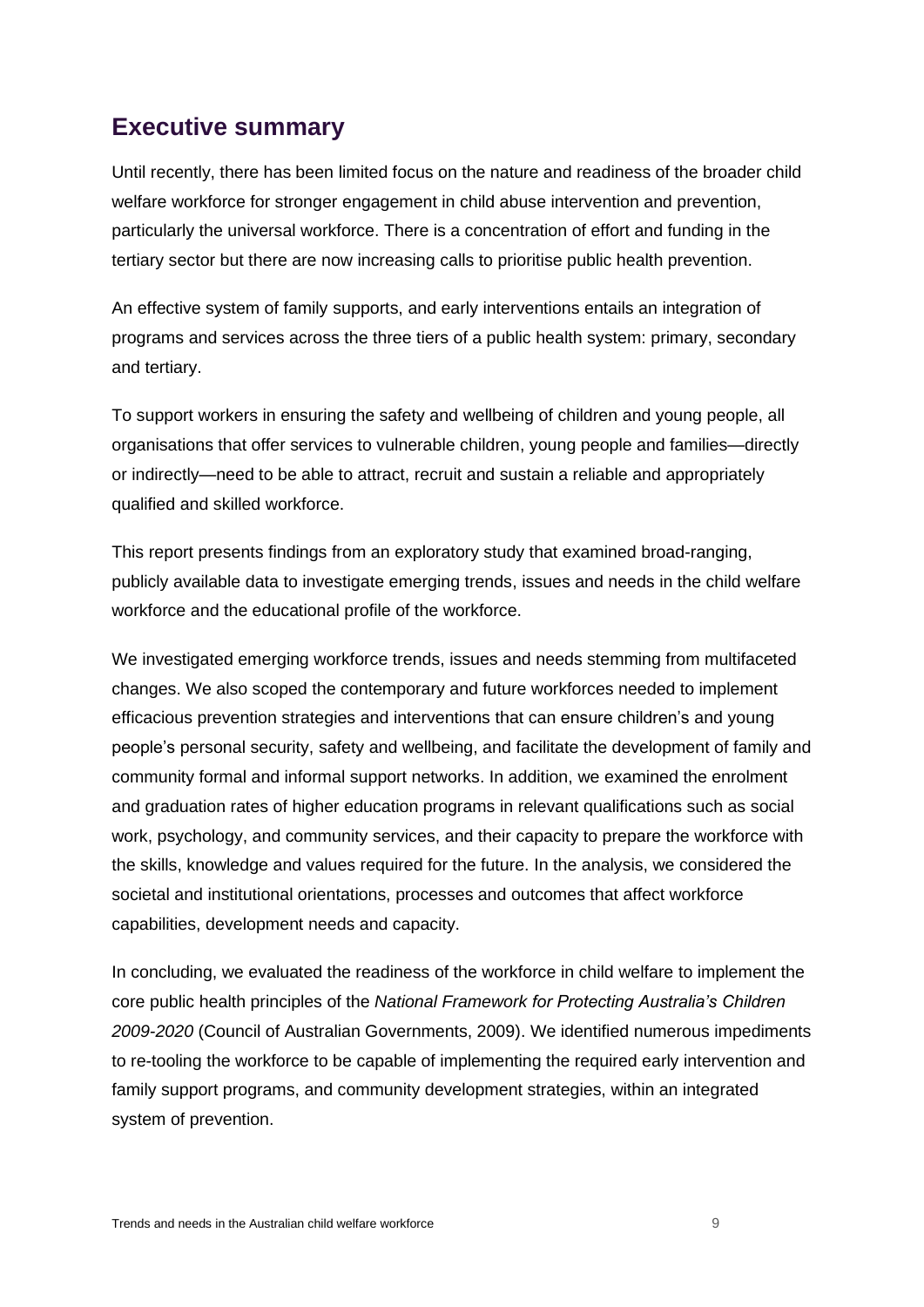## Executive summary

Until recently, there has been limited focus on the nature and readiness of the broader child welfare workforce for stronger engagement in child abuse intervention and prevention, particularly the universal workforce. There is a concentration of effort and funding in the tertiary sector but there are now increasing calls to prioritise public health prevention.

An effective system of family supports, and early interventions entails an integration of programs and services across the three tiers of a public health system: primary, secondary and tertiary.

To support workers in ensuring the safety and wellbeing of children and young people, all organisations that offer services to vulnerable children, young people and families—directly or indirectly—need to be able to attract, recruit and sustain a reliable and appropriately qualified and skilled workforce.

This report presents findings from an exploratory study that examined broad-ranging, publicly available data to investigate emerging trends, issues and needs in the child welfare workforce and the educational profile of the workforce.

We investigated emerging workforce trends, issues and needs stemming from multifaceted changes. We also scoped the contemporary and future workforces needed to implement efficacious prevention strategies and interventions that can ensure children's and young people's personal security, safety and wellbeing, and facilitate the development of family and community formal and informal support networks. In addition, we examined the enrolment and graduation rates of higher education programs in relevant qualifications such as social work, psychology, and community services, and their capacity to prepare the workforce with the skills, knowledge and values required for the future. In the analysis, we considered the societal and institutional orientations, processes and outcomes that affect workforce capabilities, development needs and capacity.

In concluding, we evaluated the readiness of the workforce in child welfare to implement the core public health principles of the *National Framework for Protecting Australia's Children 2009-2020* (Council of Australian Governments, 2009). We identified numerous impediments to re-tooling the workforce to be capable of implementing the required early intervention and family support programs, and community development strategies, within an integrated system of prevention.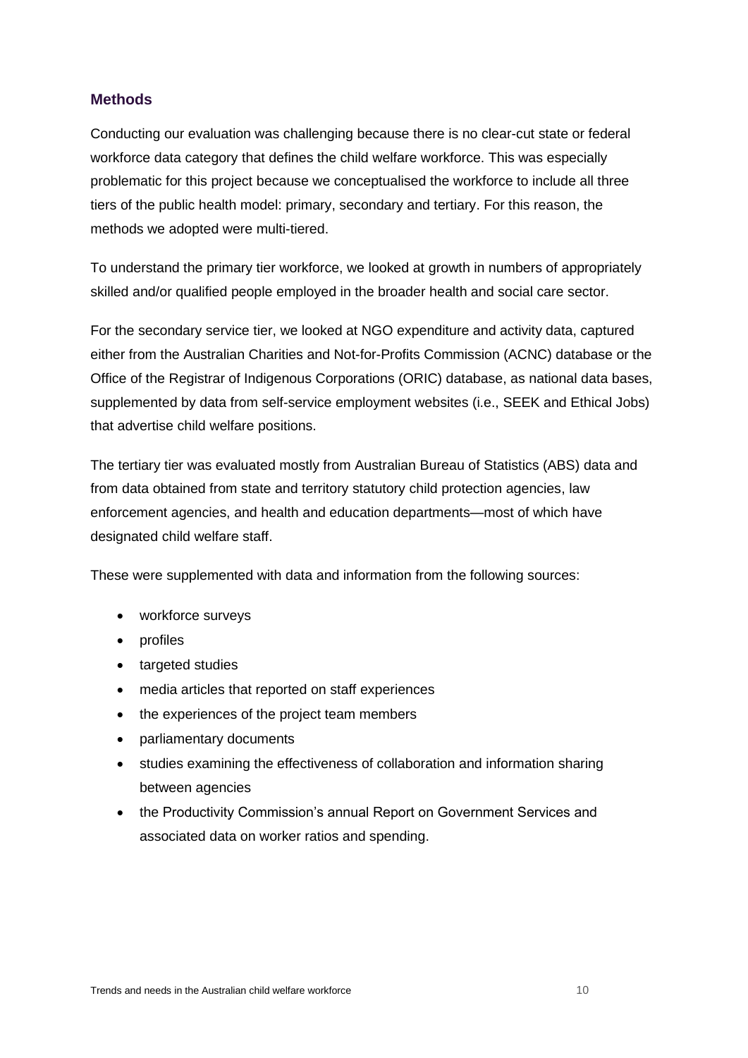## Methods

Conducting our evaluation was challenging because there is no clear-cut state or federal workforce data category that defines the child welfare workforce. This was especially problematic for this project because we conceptualised the workforce to include all three tiers of the public health model: primary, secondary and tertiary. For this reason, the methods we adopted were multi-tiered.

To understand the primary tier workforce, we looked at growth in numbers of appropriately skilled and/or qualified people employed in the broader health and social care sector.

For the secondary service tier, we looked at NGO expenditure and activity data, captured either from the Australian Charities and Not-for-Profits Commission (ACNC) database or the Office of the Registrar of Indigenous Corporations (ORIC) database, as national data bases, supplemented by data from self-service employment websites (i.e., SEEK and Ethical Jobs) that advertise child welfare positions.

The tertiary tier was evaluated mostly from Australian Bureau of Statistics (ABS) data and from data obtained from state and territory statutory child protection agencies, law enforcement agencies, and health and education departments—most of which have designated child welfare staff.

These were supplemented with data and information from the following sources:

- workforce surveys
- profiles
- targeted studies
- media articles that reported on staff experiences
- the experiences of the project team members
- parliamentary documents
- studies examining the effectiveness of collaboration and information sharing between agencies
- the Productivity Commission's annual Report on Government Services and associated data on worker ratios and spending.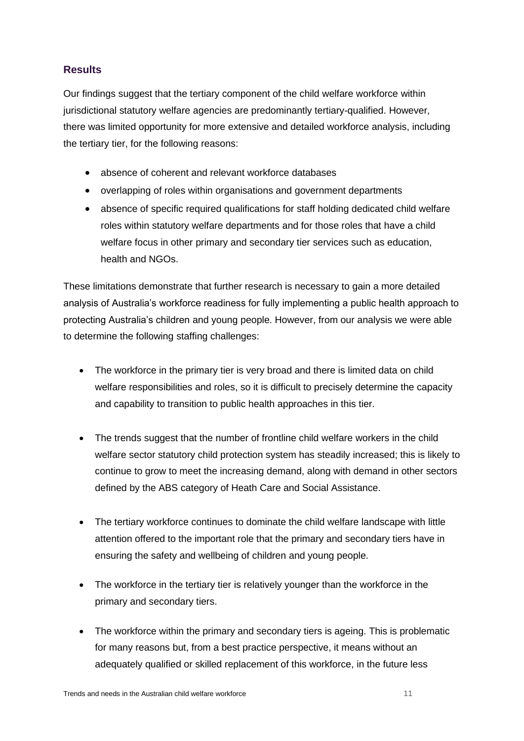## Results

Our findings suggest that the tertiary component of the child welfare workforce within jurisdictional statutory welfare agencies are predominantly tertiary-qualified. However, there was limited opportunity for more extensive and detailed workforce analysis, including the tertiary tier, for the following reasons:

- absence of coherent and relevant workforce databases
- overlapping of roles within organisations and government departments
- absence of specific required qualifications for staff holding dedicated child welfare roles within statutory welfare departments and for those roles that have a child welfare focus in other primary and secondary tier services such as education, health and NGOs.

These limitations demonstrate that further research is necessary to gain a more detailed analysis of Australia's workforce readiness for fully implementing a public health approach to protecting Australia's children and young people. However, from our analysis we were able to determine the following staffing challenges:

- The workforce in the primary tier is very broad and there is limited data on child welfare responsibilities and roles, so it is difficult to precisely determine the capacity and capability to transition to public health approaches in this tier.

- The trends suggest that the number of frontline child welfare workers in the child welfare sector statutory child protection system has steadily increased; this is likely to continue to grow to meet the increasing demand, along with demand in other sectors defined by the ABS category of Heath Care and Social Assistance.

- The tertiary workforce continues to dominate the child welfare landscape with little attention offered to the important role that the primary and secondary tiers have in ensuring the safety and wellbeing of children and young people.

- The workforce in the tertiary tier is relatively younger than the workforce in the primary and secondary tiers.

- The workforce within the primary and secondary tiers is ageing. This is problematic for many reasons but, from a best practice perspective, it means without an adequately qualified or skilled replacement of this workforce, in the future less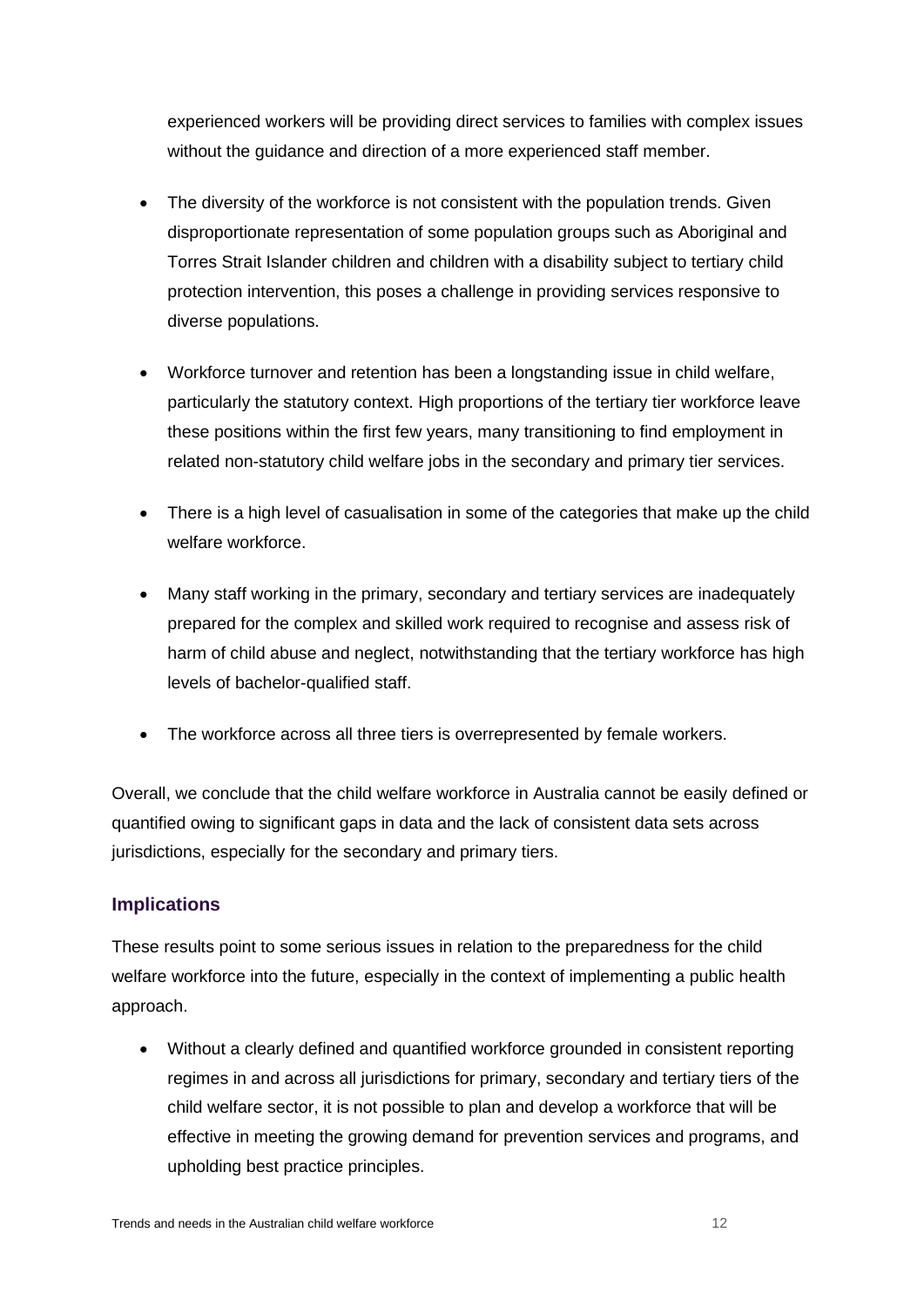experienced workers will be providing direct services to families with complex issues without the guidance and direction of a more experienced staff member.

- The diversity of the workforce is not consistent with the population trends. Given disproportionate representation of some population groups such as Aboriginal and Torres Strait Islander children and children with a disability subject to tertiary child protection intervention, this poses a challenge in providing services responsive to diverse populations.
- Workforce turnover and retention has been a longstanding issue in child welfare, particularly the statutory context. High proportions of the tertiary tier workforce leave these positions within the first few years, many transitioning to find employment in related non-statutory child welfare jobs in the secondary and primary tier services.
- There is a high level of casualisation in some of the categories that make up the child welfare workforce.
- Many staff working in the primary, secondary and tertiary services are inadequately prepared for the complex and skilled work required to recognise and assess risk of harm of child abuse and neglect, notwithstanding that the tertiary workforce has high levels of bachelor-qualified staff.
- The workforce across all three tiers is overrepresented by female workers.

Overall, we conclude that the child welfare workforce in Australia cannot be easily defined or quantified owing to significant gaps in data and the lack of consistent data sets across jurisdictions, especially for the secondary and primary tiers.

### Implications

These results point to some serious issues in relation to the preparedness for the child welfare workforce into the future, especially in the context of implementing a public health approach.

- Without a clearly defined and quantified workforce grounded in consistent reporting regimes in and across all jurisdictions for primary, secondary and tertiary tiers of the child welfare sector, it is not possible to plan and develop a workforce that will be effective in meeting the growing demand for prevention services and programs, and upholding best practice principles.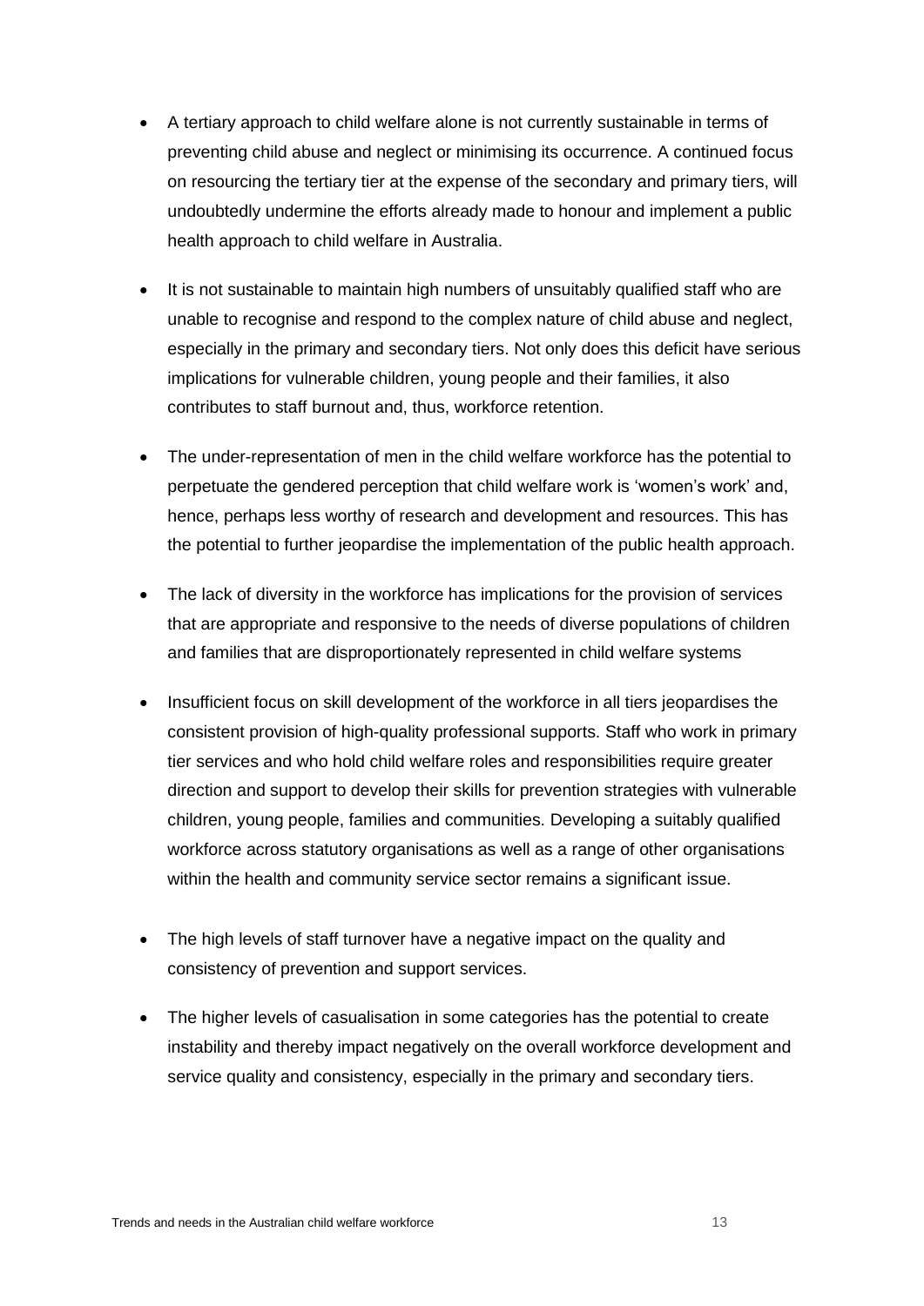- A tertiary approach to child welfare alone is not currently sustainable in terms of preventing child abuse and neglect or minimising its occurrence. A continued focus on resourcing the tertiary tier at the expense of the secondary and primary tiers, will undoubtedly undermine the efforts already made to honour and implement a public health approach to child welfare in Australia.

- It is not sustainable to maintain high numbers of unsuitably qualified staff who are unable to recognise and respond to the complex nature of child abuse and neglect, especially in the primary and secondary tiers. Not only does this deficit have serious implications for vulnerable children, young people and their families, it also contributes to staff burnout and, thus, workforce retention.

- The under-representation of men in the child welfare workforce has the potential to perpetuate the gendered perception that child welfare work is 'women's work' and, hence, perhaps less worthy of research and development and resources. This has the potential to further jeopardise the implementation of the public health approach.

- The lack of diversity in the workforce has implications for the provision of services that are appropriate and responsive to the needs of diverse populations of children and families that are disproportionately represented in child welfare systems

- Insufficient focus on skill development of the workforce in all tiers jeopardises the consistent provision of high-quality professional supports. Staff who work in primary tier services and who hold child welfare roles and responsibilities require greater direction and support to develop their skills for prevention strategies with vulnerable children, young people, families and communities. Developing a suitably qualified workforce across statutory organisations as well as a range of other organisations within the health and community service sector remains a significant issue.

- The high levels of staff turnover have a negative impact on the quality and consistency of prevention and support services.

- The higher levels of casualisation in some categories has the potential to create instability and thereby impact negatively on the overall workforce development and service quality and consistency, especially in the primary and secondary tiers.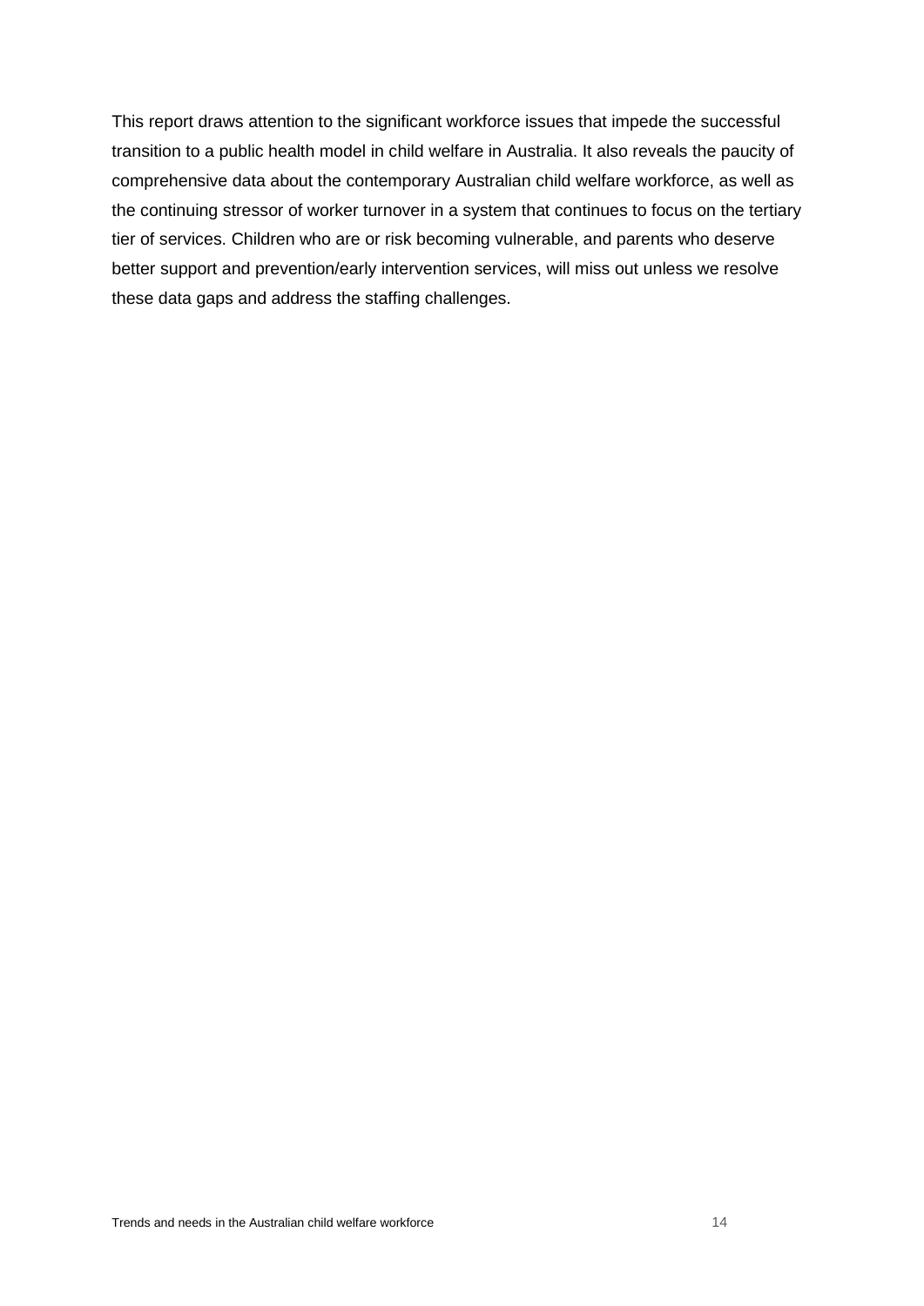This report draws attention to the significant workforce issues that impede the successful transition to a public health model in child welfare in Australia. It also reveals the paucity of comprehensive data about the contemporary Australian child welfare workforce, as well as the continuing stressor of worker turnover in a system that continues to focus on the tertiary tier of services. Children who are or risk becoming vulnerable, and parents who deserve better support and prevention/early intervention services, will miss out unless we resolve these data gaps and address the staffing challenges.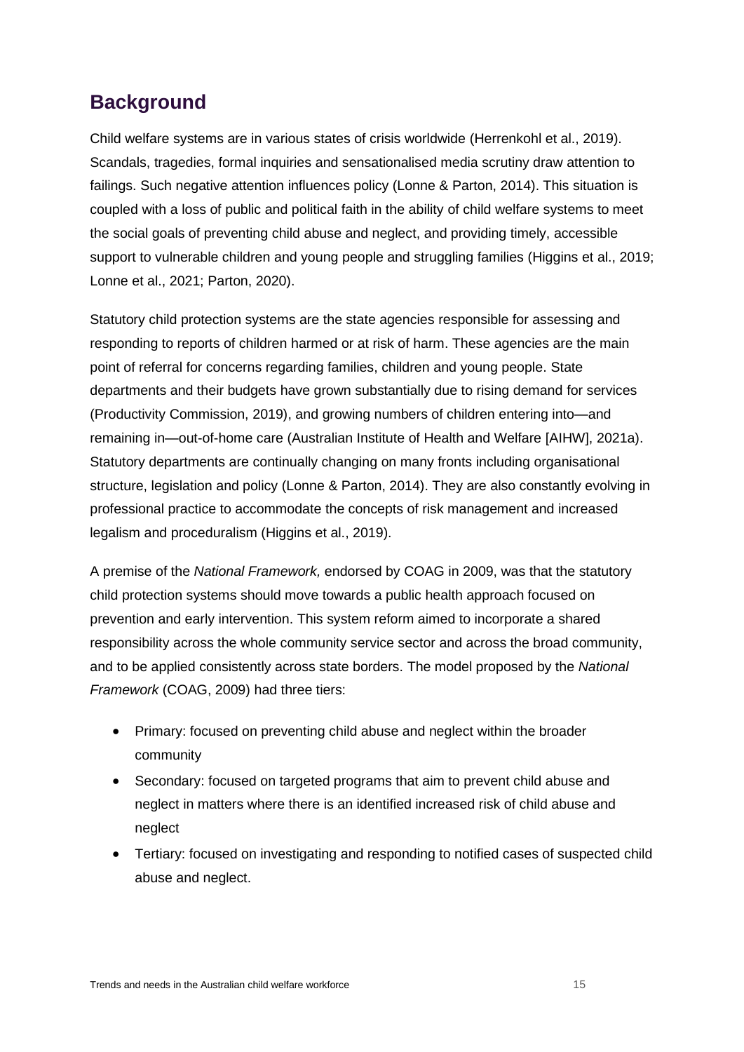## Background

Child welfare systems are in various states of crisis worldwide (Herrenkohl et al., 2019). Scandals, tragedies, formal inquiries and sensationalised media scrutiny draw attention to failings. Such negative attention influences policy (Lonne & Parton, 2014). This situation is coupled with a loss of public and political faith in the ability of child welfare systems to meet the social goals of preventing child abuse and neglect, and providing timely, accessible support to vulnerable children and young people and struggling families (Higgins et al., 2019; Lonne et al., 2021; Parton, 2020).

Statutory child protection systems are the state agencies responsible for assessing and responding to reports of children harmed or at risk of harm. These agencies are the main point of referral for concerns regarding families, children and young people. State departments and their budgets have grown substantially due to rising demand for services (Productivity Commission, 2019), and growing numbers of children entering into—and remaining in—out-of-home care (Australian Institute of Health and Welfare [AIHW], 2021a). Statutory departments are continually changing on many fronts including organisational structure, legislation and policy (Lonne & Parton, 2014). They are also constantly evolving in professional practice to accommodate the concepts of risk management and increased legalism and proceduralism (Higgins et al., 2019).

A premise of the *National Framework,* endorsed by COAG in 2009, was that the statutory child protection systems should move towards a public health approach focused on prevention and early intervention. This system reform aimed to incorporate a shared responsibility across the whole community service sector and across the broad community, and to be applied consistently across state borders. The model proposed by the *National Framework* (COAG, 2009) had three tiers:

- Primary: focused on preventing child abuse and neglect within the broader community
- Secondary: focused on targeted programs that aim to prevent child abuse and neglect in matters where there is an identified increased risk of child abuse and neglect
- Tertiary: focused on investigating and responding to notified cases of suspected child abuse and neglect.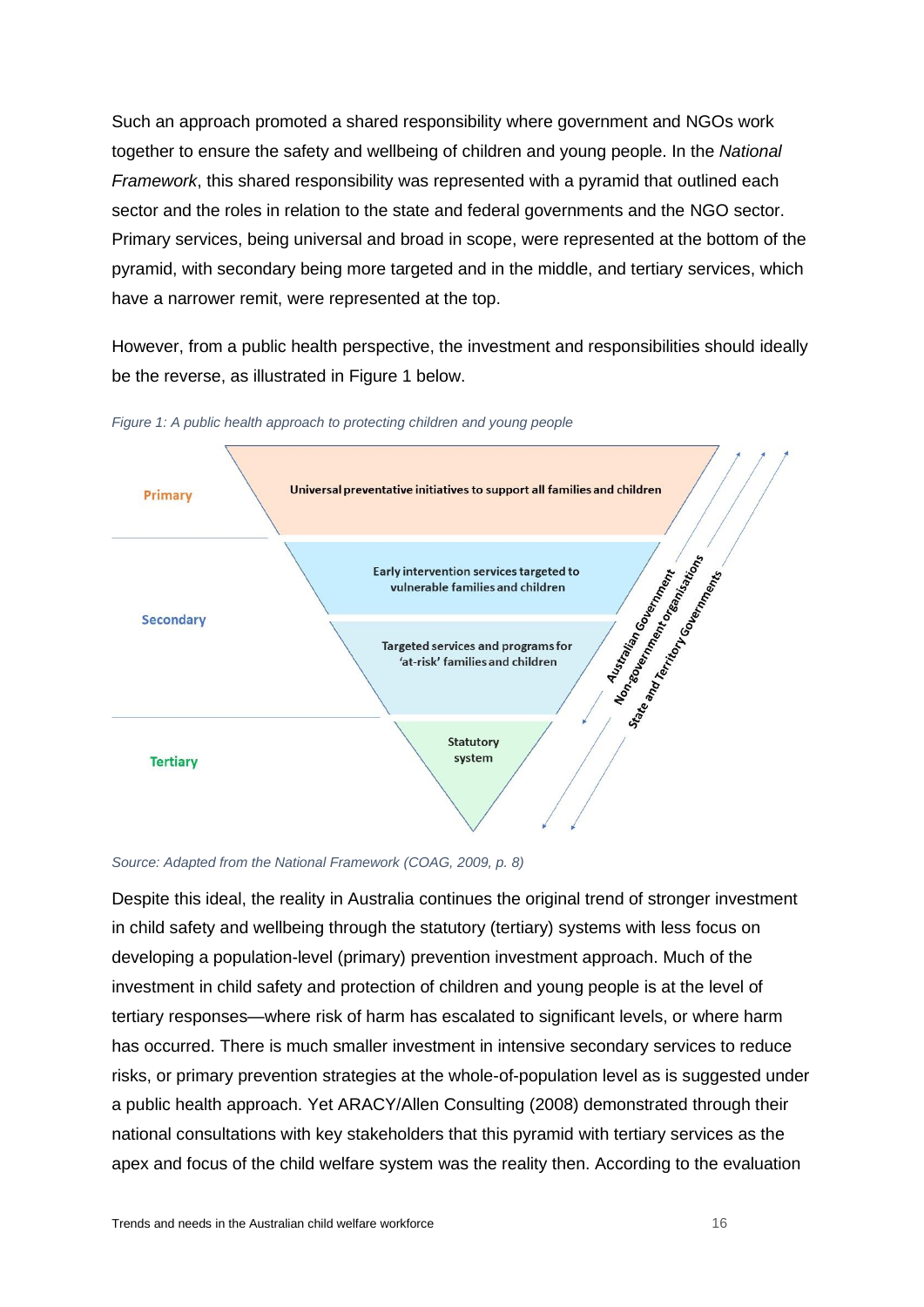Such an approach promoted a shared responsibility where government and NGOs work together to ensure the safety and wellbeing of children and young people. In the *National Framework*, this shared responsibility was represented with a pyramid that outlined each sector and the roles in relation to the state and federal governments and the NGO sector. Primary services, being universal and broad in scope, were represented at the bottom of the pyramid, with secondary being more targeted and in the middle, and tertiary services, which have a narrower remit, were represented at the top.

However, from a public health perspective, the investment and responsibilities should ideally be the reverse, as illustrated in Figure 1 below.

*Figure 1: A public health approach to protecting children and young people*

| Level | Services |
|---|---|
| Primary | Universal preventative initiatives to support all families and children |
| Secondary | Early intervention services targeted to vulnerable families and children |
| | Targeted services and programs for 'at-risk' families and children |
| Tertiary | Statutory system |

Australian Government; Non-government organisations; State and Territory Governments

*Source: Adapted from the National Framework (COAG, 2009, p. 8)*

Despite this ideal, the reality in Australia continues the original trend of stronger investment in child safety and wellbeing through the statutory (tertiary) systems with less focus on developing a population-level (primary) prevention investment approach. Much of the investment in child safety and protection of children and young people is at the level of tertiary responses—where risk of harm has escalated to significant levels, or where harm has occurred. There is much smaller investment in intensive secondary services to reduce risks, or primary prevention strategies at the whole-of-population level as is suggested under a public health approach. Yet ARACY/Allen Consulting (2008) demonstrated through their national consultations with key stakeholders that this pyramid with tertiary services as the apex and focus of the child welfare system was the reality then. According to the evaluation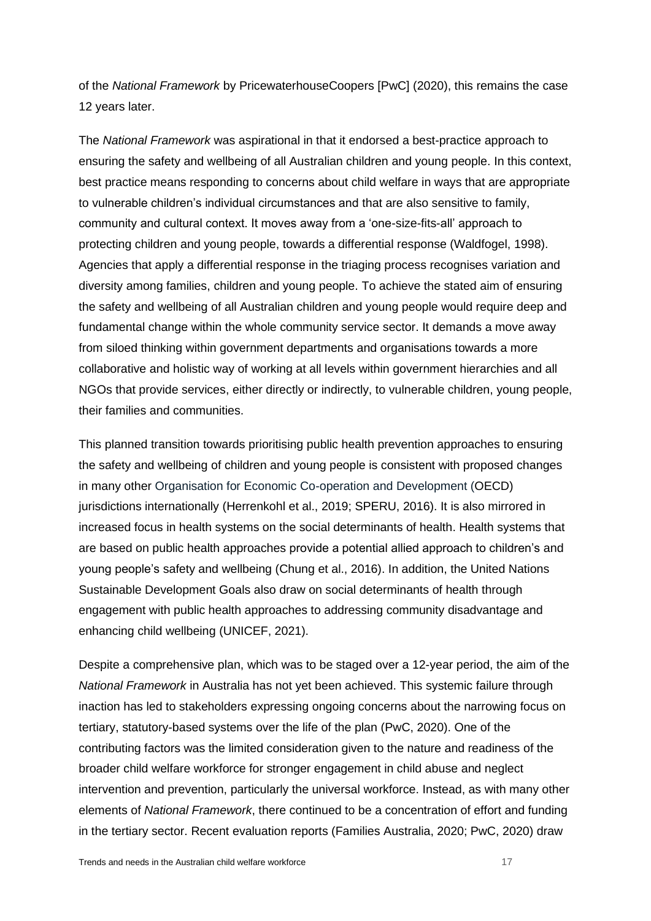of the *National Framework* by PricewaterhouseCoopers [PwC] (2020), this remains the case 12 years later.

The *National Framework* was aspirational in that it endorsed a best-practice approach to ensuring the safety and wellbeing of all Australian children and young people. In this context, best practice means responding to concerns about child welfare in ways that are appropriate to vulnerable children's individual circumstances and that are also sensitive to family, community and cultural context. It moves away from a 'one-size-fits-all' approach to protecting children and young people, towards a differential response (Waldfogel, 1998). Agencies that apply a differential response in the triaging process recognises variation and diversity among families, children and young people. To achieve the stated aim of ensuring the safety and wellbeing of all Australian children and young people would require deep and fundamental change within the whole community service sector. It demands a move away from siloed thinking within government departments and organisations towards a more collaborative and holistic way of working at all levels within government hierarchies and all NGOs that provide services, either directly or indirectly, to vulnerable children, young people, their families and communities.

This planned transition towards prioritising public health prevention approaches to ensuring the safety and wellbeing of children and young people is consistent with proposed changes in many other Organisation for Economic Co-operation and Development (OECD) jurisdictions internationally (Herrenkohl et al., 2019; SPERU, 2016). It is also mirrored in increased focus in health systems on the social determinants of health. Health systems that are based on public health approaches provide a potential allied approach to children's and young people's safety and wellbeing (Chung et al., 2016). In addition, the United Nations Sustainable Development Goals also draw on social determinants of health through engagement with public health approaches to addressing community disadvantage and enhancing child wellbeing (UNICEF, 2021).

Despite a comprehensive plan, which was to be staged over a 12-year period, the aim of the *National Framework* in Australia has not yet been achieved. This systemic failure through inaction has led to stakeholders expressing ongoing concerns about the narrowing focus on tertiary, statutory-based systems over the life of the plan (PwC, 2020). One of the contributing factors was the limited consideration given to the nature and readiness of the broader child welfare workforce for stronger engagement in child abuse and neglect intervention and prevention, particularly the universal workforce. Instead, as with many other elements of *National Framework*, there continued to be a concentration of effort and funding in the tertiary sector. Recent evaluation reports (Families Australia, 2020; PwC, 2020) draw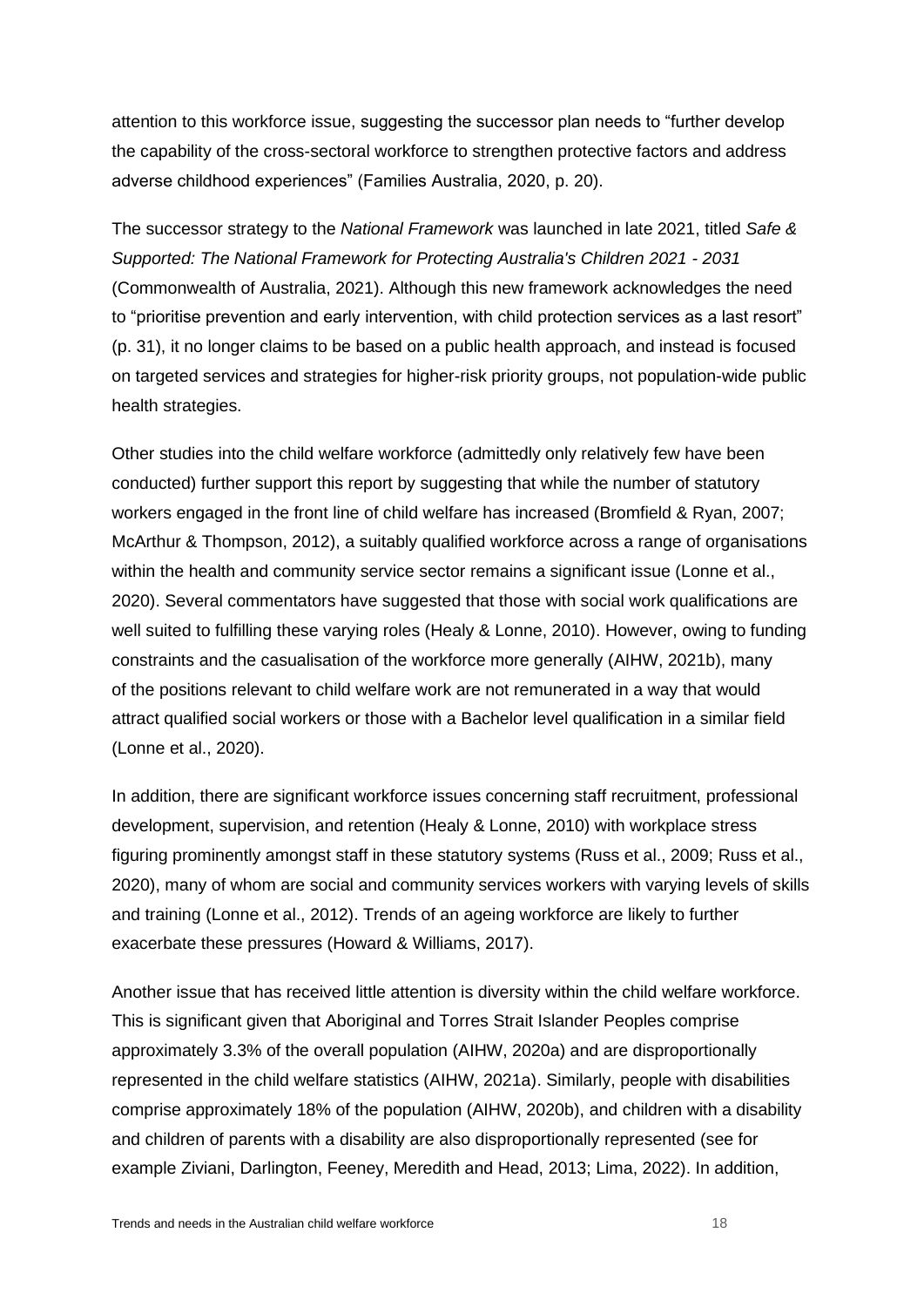attention to this workforce issue, suggesting the successor plan needs to "further develop the capability of the cross-sectoral workforce to strengthen protective factors and address adverse childhood experiences" (Families Australia, 2020, p. 20).

The successor strategy to the *National Framework* was launched in late 2021, titled *Safe & Supported: The National Framework for Protecting Australia's Children 2021 - 2031* (Commonwealth of Australia, 2021). Although this new framework acknowledges the need to "prioritise prevention and early intervention, with child protection services as a last resort" (p. 31), it no longer claims to be based on a public health approach, and instead is focused on targeted services and strategies for higher-risk priority groups, not population-wide public health strategies.

Other studies into the child welfare workforce (admittedly only relatively few have been conducted) further support this report by suggesting that while the number of statutory workers engaged in the front line of child welfare has increased (Bromfield & Ryan, 2007; McArthur & Thompson, 2012), a suitably qualified workforce across a range of organisations within the health and community service sector remains a significant issue (Lonne et al., 2020). Several commentators have suggested that those with social work qualifications are well suited to fulfilling these varying roles (Healy & Lonne, 2010). However, owing to funding constraints and the casualisation of the workforce more generally (AIHW, 2021b), many of the positions relevant to child welfare work are not remunerated in a way that would attract qualified social workers or those with a Bachelor level qualification in a similar field (Lonne et al., 2020).

In addition, there are significant workforce issues concerning staff recruitment, professional development, supervision, and retention (Healy & Lonne, 2010) with workplace stress figuring prominently amongst staff in these statutory systems (Russ et al., 2009; Russ et al., 2020), many of whom are social and community services workers with varying levels of skills and training (Lonne et al., 2012). Trends of an ageing workforce are likely to further exacerbate these pressures (Howard & Williams, 2017).

Another issue that has received little attention is diversity within the child welfare workforce. This is significant given that Aboriginal and Torres Strait Islander Peoples comprise approximately 3.3% of the overall population (AIHW, 2020a) and are disproportionally represented in the child welfare statistics (AIHW, 2021a). Similarly, people with disabilities comprise approximately 18% of the population (AIHW, 2020b), and children with a disability and children of parents with a disability are also disproportionally represented (see for example Ziviani, Darlington, Feeney, Meredith and Head, 2013; Lima, 2022). In addition,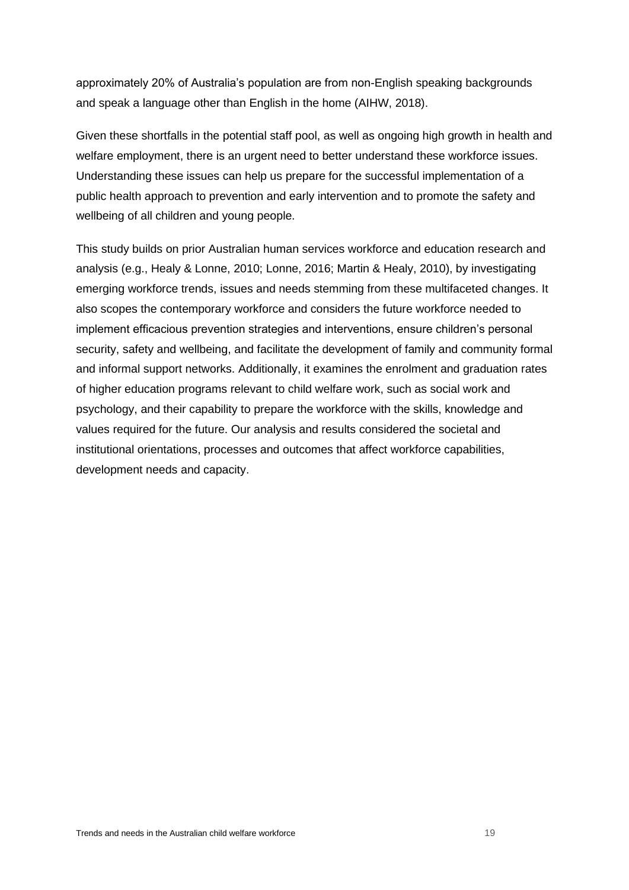approximately 20% of Australia's population are from non-English speaking backgrounds and speak a language other than English in the home (AIHW, 2018).

Given these shortfalls in the potential staff pool, as well as ongoing high growth in health and welfare employment, there is an urgent need to better understand these workforce issues. Understanding these issues can help us prepare for the successful implementation of a public health approach to prevention and early intervention and to promote the safety and wellbeing of all children and young people.

This study builds on prior Australian human services workforce and education research and analysis (e.g., Healy & Lonne, 2010; Lonne, 2016; Martin & Healy, 2010), by investigating emerging workforce trends, issues and needs stemming from these multifaceted changes. It also scopes the contemporary workforce and considers the future workforce needed to implement efficacious prevention strategies and interventions, ensure children's personal security, safety and wellbeing, and facilitate the development of family and community formal and informal support networks. Additionally, it examines the enrolment and graduation rates of higher education programs relevant to child welfare work, such as social work and psychology, and their capability to prepare the workforce with the skills, knowledge and values required for the future. Our analysis and results considered the societal and institutional orientations, processes and outcomes that affect workforce capabilities, development needs and capacity.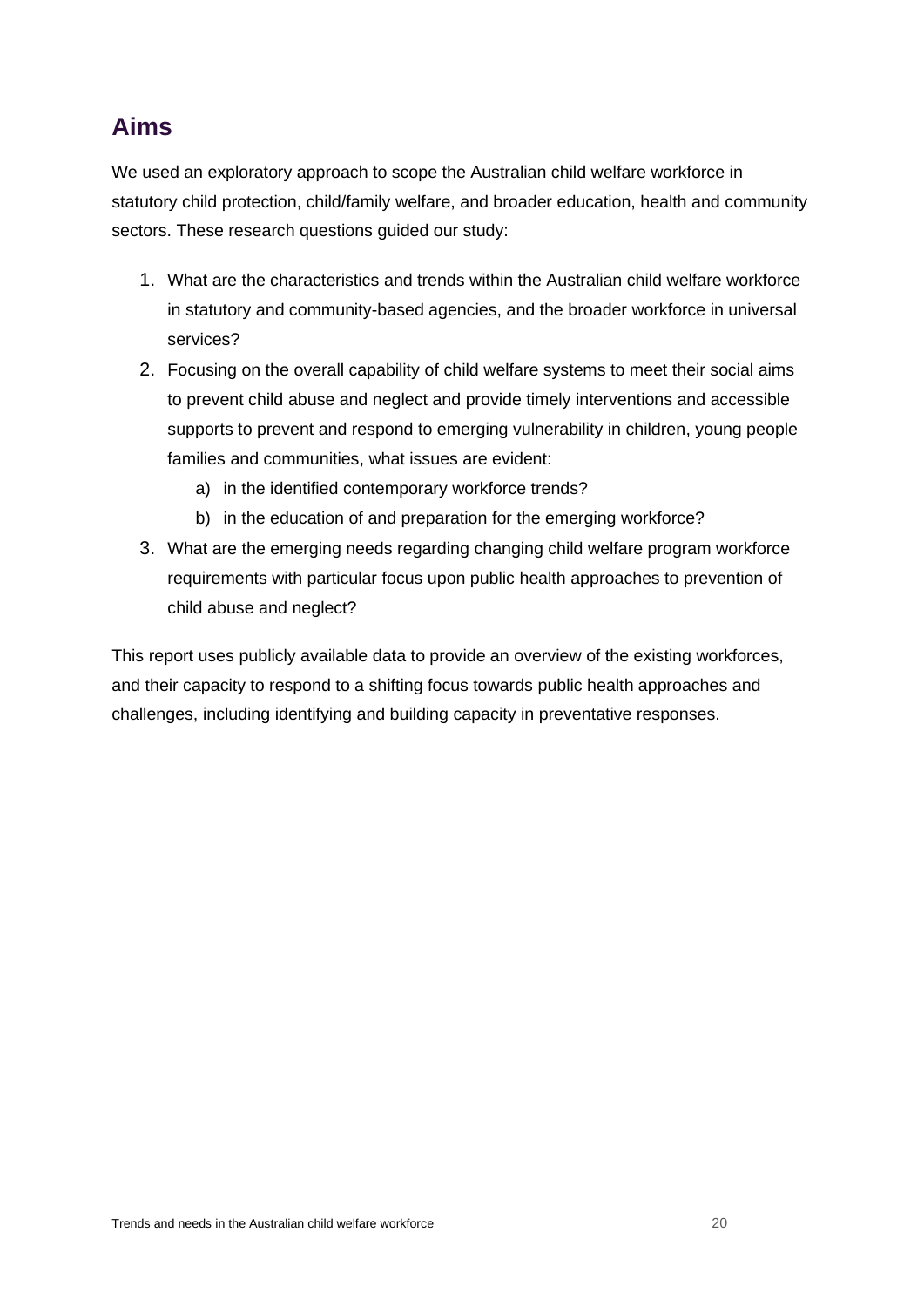## Aims

We used an exploratory approach to scope the Australian child welfare workforce in statutory child protection, child/family welfare, and broader education, health and community sectors. These research questions guided our study:

1. What are the characteristics and trends within the Australian child welfare workforce in statutory and community-based agencies, and the broader workforce in universal services?
2. Focusing on the overall capability of child welfare systems to meet their social aims to prevent child abuse and neglect and provide timely interventions and accessible supports to prevent and respond to emerging vulnerability in children, young people families and communities, what issues are evident:
   a) in the identified contemporary workforce trends?
   b) in the education of and preparation for the emerging workforce?
3. What are the emerging needs regarding changing child welfare program workforce requirements with particular focus upon public health approaches to prevention of child abuse and neglect?

This report uses publicly available data to provide an overview of the existing workforces, and their capacity to respond to a shifting focus towards public health approaches and challenges, including identifying and building capacity in preventative responses.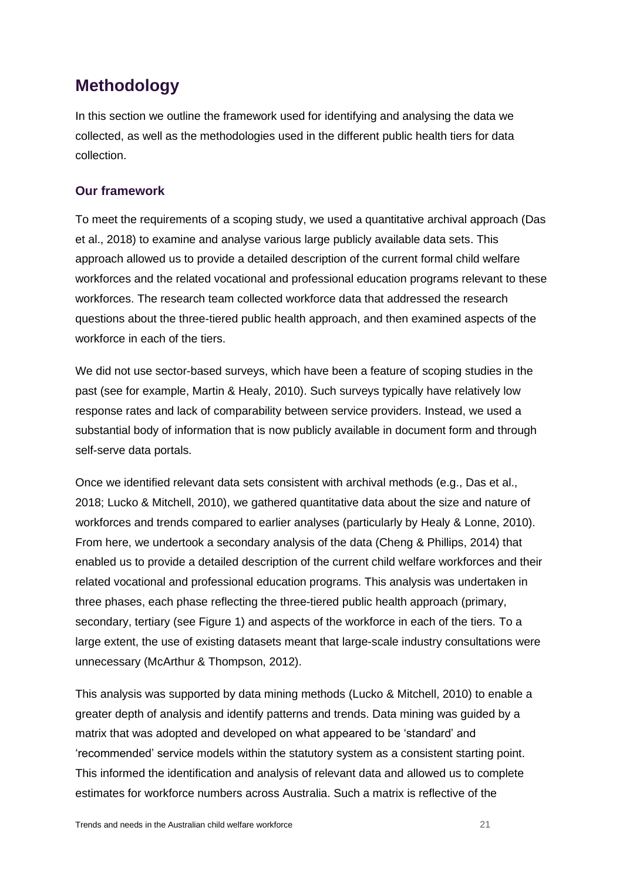## Methodology

In this section we outline the framework used for identifying and analysing the data we collected, as well as the methodologies used in the different public health tiers for data collection.

### Our framework

To meet the requirements of a scoping study, we used a quantitative archival approach (Das et al., 2018) to examine and analyse various large publicly available data sets. This approach allowed us to provide a detailed description of the current formal child welfare workforces and the related vocational and professional education programs relevant to these workforces. The research team collected workforce data that addressed the research questions about the three-tiered public health approach, and then examined aspects of the workforce in each of the tiers.

We did not use sector-based surveys, which have been a feature of scoping studies in the past (see for example, Martin & Healy, 2010). Such surveys typically have relatively low response rates and lack of comparability between service providers. Instead, we used a substantial body of information that is now publicly available in document form and through self-serve data portals.

Once we identified relevant data sets consistent with archival methods (e.g., Das et al., 2018; Lucko & Mitchell, 2010), we gathered quantitative data about the size and nature of workforces and trends compared to earlier analyses (particularly by Healy & Lonne, 2010). From here, we undertook a secondary analysis of the data (Cheng & Phillips, 2014) that enabled us to provide a detailed description of the current child welfare workforces and their related vocational and professional education programs. This analysis was undertaken in three phases, each phase reflecting the three-tiered public health approach (primary, secondary, tertiary (see Figure 1) and aspects of the workforce in each of the tiers. To a large extent, the use of existing datasets meant that large-scale industry consultations were unnecessary (McArthur & Thompson, 2012).

This analysis was supported by data mining methods (Lucko & Mitchell, 2010) to enable a greater depth of analysis and identify patterns and trends. Data mining was guided by a matrix that was adopted and developed on what appeared to be 'standard' and 'recommended' service models within the statutory system as a consistent starting point. This informed the identification and analysis of relevant data and allowed us to complete estimates for workforce numbers across Australia. Such a matrix is reflective of the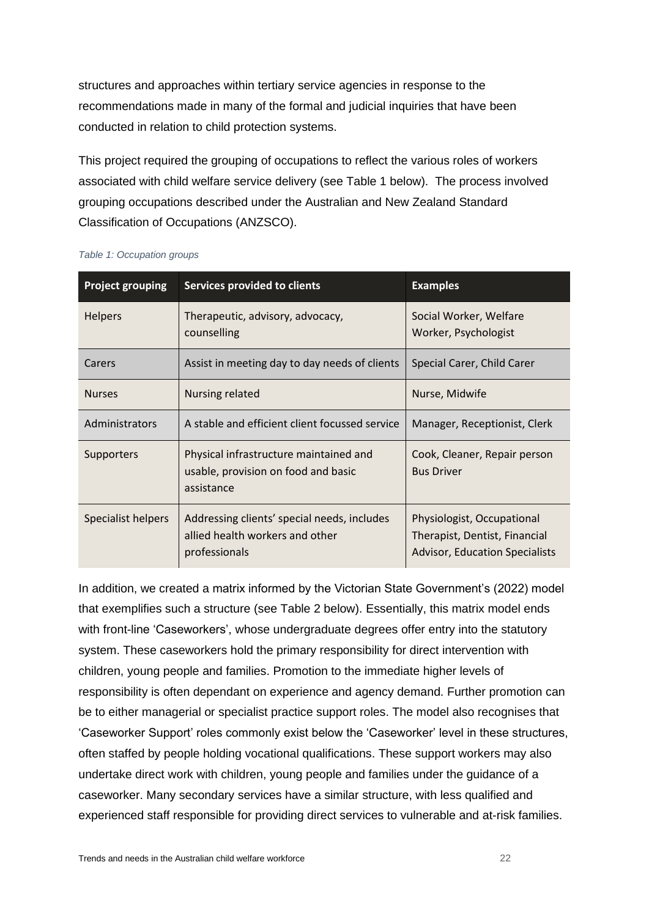structures and approaches within tertiary service agencies in response to the recommendations made in many of the formal and judicial inquiries that have been conducted in relation to child protection systems.

This project required the grouping of occupations to reflect the various roles of workers associated with child welfare service delivery (see Table 1 below). The process involved grouping occupations described under the Australian and New Zealand Standard Classification of Occupations (ANZSCO).

*Table 1: Occupation groups*

| Project grouping | Services provided to clients | Examples |
| --- | --- | --- |
| Helpers | Therapeutic, advisory, advocacy, counselling | Social Worker, Welfare Worker, Psychologist |
| Carers | Assist in meeting day to day needs of clients | Special Carer, Child Carer |
| Nurses | Nursing related | Nurse, Midwife |
| Administrators | A stable and efficient client focussed service | Manager, Receptionist, Clerk |
| Supporters | Physical infrastructure maintained and usable, provision on food and basic assistance | Cook, Cleaner, Repair person Bus Driver |
| Specialist helpers | Addressing clients' special needs, includes allied health workers and other professionals | Physiologist, Occupational Therapist, Dentist, Financial Advisor, Education Specialists |

In addition, we created a matrix informed by the Victorian State Government's (2022) model that exemplifies such a structure (see Table 2 below). Essentially, this matrix model ends with front-line 'Caseworkers', whose undergraduate degrees offer entry into the statutory system. These caseworkers hold the primary responsibility for direct intervention with children, young people and families. Promotion to the immediate higher levels of responsibility is often dependant on experience and agency demand. Further promotion can be to either managerial or specialist practice support roles. The model also recognises that 'Caseworker Support' roles commonly exist below the 'Caseworker' level in these structures, often staffed by people holding vocational qualifications. These support workers may also undertake direct work with children, young people and families under the guidance of a caseworker. Many secondary services have a similar structure, with less qualified and experienced staff responsible for providing direct services to vulnerable and at-risk families.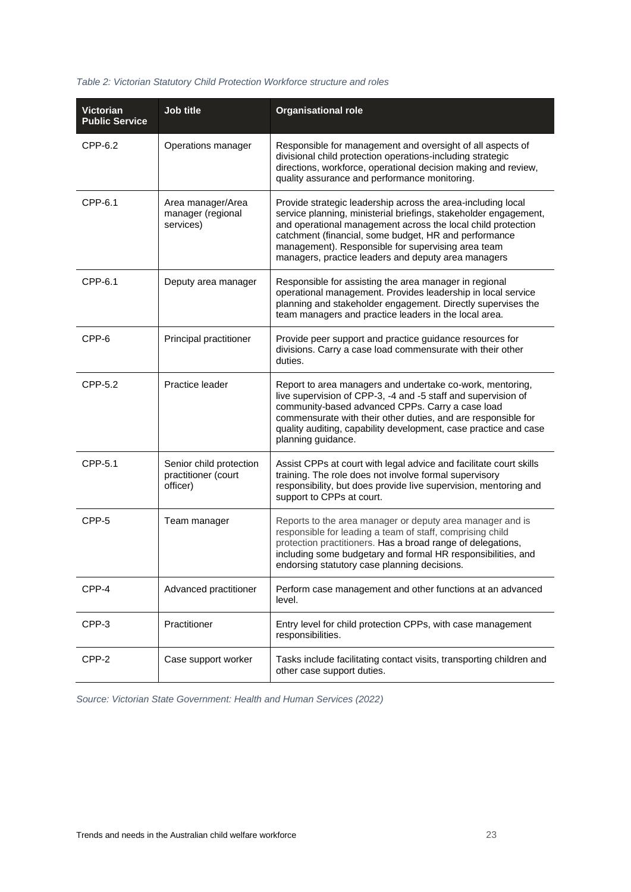*Table 2: Victorian Statutory Child Protection Workforce structure and roles*

| Victorian Public Service | Job title | Organisational role |
|---|---|---|
| CPP-6.2 | Operations manager | Responsible for management and oversight of all aspects of divisional child protection operations-including strategic directions, workforce, operational decision making and review, quality assurance and performance monitoring. |
| CPP-6.1 | Area manager/Area manager (regional services) | Provide strategic leadership across the area-including local service planning, ministerial briefings, stakeholder engagement, and operational management across the local child protection catchment (financial, some budget, HR and performance management). Responsible for supervising area team managers, practice leaders and deputy area managers |
| CPP-6.1 | Deputy area manager | Responsible for assisting the area manager in regional operational management. Provides leadership in local service planning and stakeholder engagement. Directly supervises the team managers and practice leaders in the local area. |
| CPP-6 | Principal practitioner | Provide peer support and practice guidance resources for divisions. Carry a case load commensurate with their other duties. |
| CPP-5.2 | Practice leader | Report to area managers and undertake co-work, mentoring, live supervision of CPP-3, -4 and -5 staff and supervision of community-based advanced CPPs. Carry a case load commensurate with their other duties, and are responsible for quality auditing, capability development, case practice and case planning guidance. |
| CPP-5.1 | Senior child protection practitioner (court officer) | Assist CPPs at court with legal advice and facilitate court skills training. The role does not involve formal supervisory responsibility, but does provide live supervision, mentoring and support to CPPs at court. |
| CPP-5 | Team manager | Reports to the area manager or deputy area manager and is responsible for leading a team of staff, comprising child protection practitioners. Has a broad range of delegations, including some budgetary and formal HR responsibilities, and endorsing statutory case planning decisions. |
| CPP-4 | Advanced practitioner | Perform case management and other functions at an advanced level. |
| CPP-3 | Practitioner | Entry level for child protection CPPs, with case management responsibilities. |
| CPP-2 | Case support worker | Tasks include facilitating contact visits, transporting children and other case support duties. |

*Source: Victorian State Government: Health and Human Services (2022)*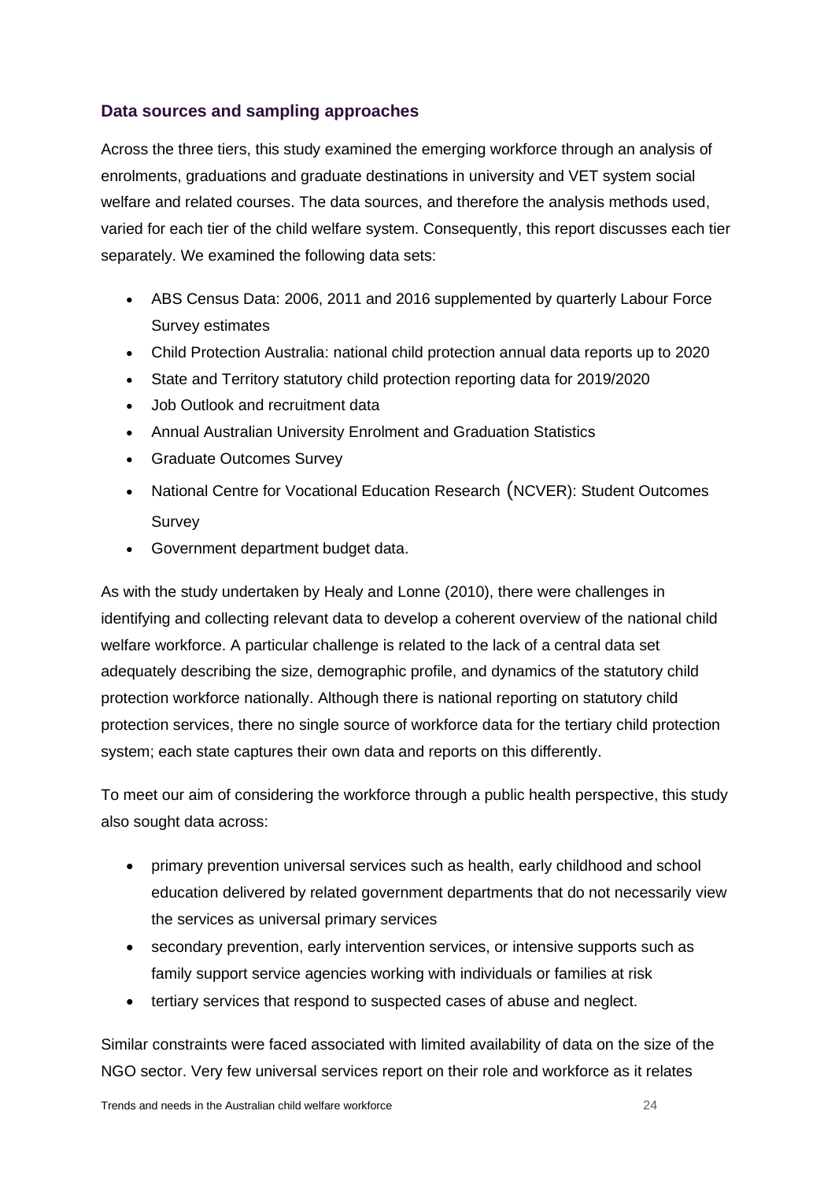### Data sources and sampling approaches

Across the three tiers, this study examined the emerging workforce through an analysis of enrolments, graduations and graduate destinations in university and VET system social welfare and related courses. The data sources, and therefore the analysis methods used, varied for each tier of the child welfare system. Consequently, this report discusses each tier separately. We examined the following data sets:

- ABS Census Data: 2006, 2011 and 2016 supplemented by quarterly Labour Force Survey estimates
- Child Protection Australia: national child protection annual data reports up to 2020
- State and Territory statutory child protection reporting data for 2019/2020
- Job Outlook and recruitment data
- Annual Australian University Enrolment and Graduation Statistics
- Graduate Outcomes Survey
- National Centre for Vocational Education Research (NCVER): Student Outcomes Survey
- Government department budget data.

As with the study undertaken by Healy and Lonne (2010), there were challenges in identifying and collecting relevant data to develop a coherent overview of the national child welfare workforce. A particular challenge is related to the lack of a central data set adequately describing the size, demographic profile, and dynamics of the statutory child protection workforce nationally. Although there is national reporting on statutory child protection services, there no single source of workforce data for the tertiary child protection system; each state captures their own data and reports on this differently.

To meet our aim of considering the workforce through a public health perspective, this study also sought data across:

- primary prevention universal services such as health, early childhood and school education delivered by related government departments that do not necessarily view the services as universal primary services
- secondary prevention, early intervention services, or intensive supports such as family support service agencies working with individuals or families at risk
- tertiary services that respond to suspected cases of abuse and neglect.

Similar constraints were faced associated with limited availability of data on the size of the NGO sector. Very few universal services report on their role and workforce as it relates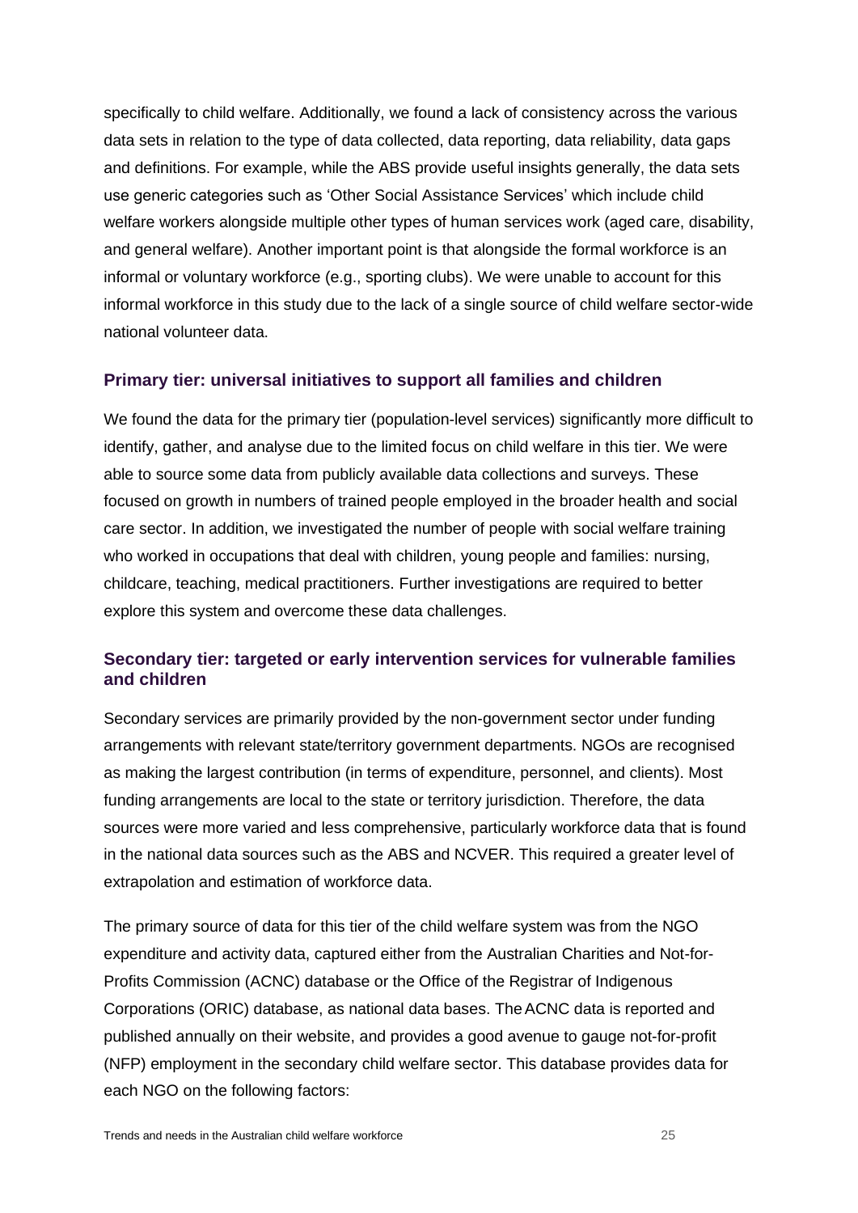specifically to child welfare. Additionally, we found a lack of consistency across the various data sets in relation to the type of data collected, data reporting, data reliability, data gaps and definitions. For example, while the ABS provide useful insights generally, the data sets use generic categories such as 'Other Social Assistance Services' which include child welfare workers alongside multiple other types of human services work (aged care, disability, and general welfare). Another important point is that alongside the formal workforce is an informal or voluntary workforce (e.g., sporting clubs). We were unable to account for this informal workforce in this study due to the lack of a single source of child welfare sector-wide national volunteer data.

### Primary tier: universal initiatives to support all families and children

We found the data for the primary tier (population-level services) significantly more difficult to identify, gather, and analyse due to the limited focus on child welfare in this tier. We were able to source some data from publicly available data collections and surveys. These focused on growth in numbers of trained people employed in the broader health and social care sector. In addition, we investigated the number of people with social welfare training who worked in occupations that deal with children, young people and families: nursing, childcare, teaching, medical practitioners. Further investigations are required to better explore this system and overcome these data challenges.

### Secondary tier: targeted or early intervention services for vulnerable families and children

Secondary services are primarily provided by the non-government sector under funding arrangements with relevant state/territory government departments. NGOs are recognised as making the largest contribution (in terms of expenditure, personnel, and clients). Most funding arrangements are local to the state or territory jurisdiction. Therefore, the data sources were more varied and less comprehensive, particularly workforce data that is found in the national data sources such as the ABS and NCVER. This required a greater level of extrapolation and estimation of workforce data.

The primary source of data for this tier of the child welfare system was from the NGO expenditure and activity data, captured either from the Australian Charities and Not-for-Profits Commission (ACNC) database or the Office of the Registrar of Indigenous Corporations (ORIC) database, as national data bases. The ACNC data is reported and published annually on their website, and provides a good avenue to gauge not-for-profit (NFP) employment in the secondary child welfare sector. This database provides data for each NGO on the following factors: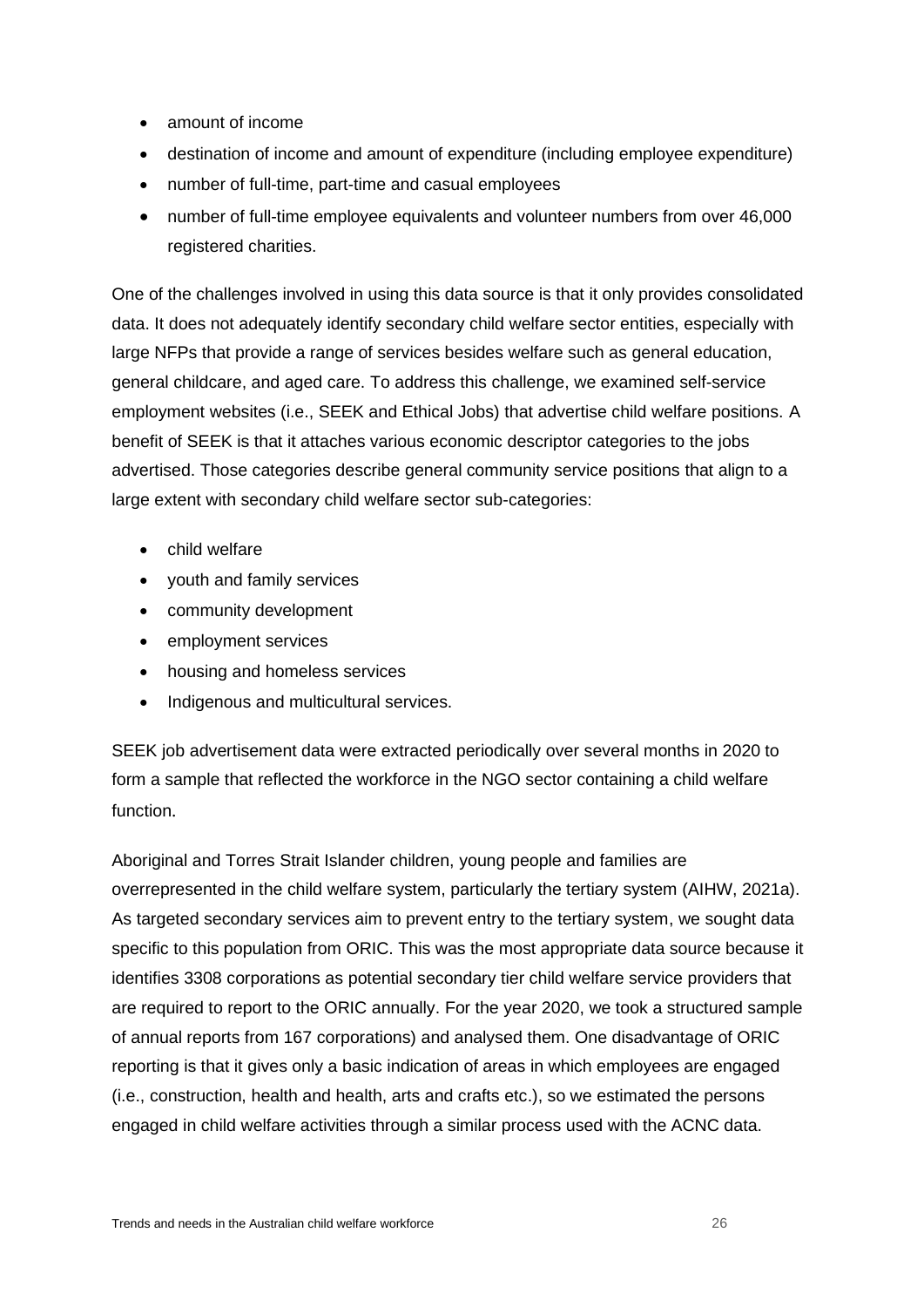- amount of income
- destination of income and amount of expenditure (including employee expenditure)
- number of full-time, part-time and casual employees
- number of full-time employee equivalents and volunteer numbers from over 46,000 registered charities.

One of the challenges involved in using this data source is that it only provides consolidated data. It does not adequately identify secondary child welfare sector entities, especially with large NFPs that provide a range of services besides welfare such as general education, general childcare, and aged care. To address this challenge, we examined self-service employment websites (i.e., SEEK and Ethical Jobs) that advertise child welfare positions. A benefit of SEEK is that it attaches various economic descriptor categories to the jobs advertised. Those categories describe general community service positions that align to a large extent with secondary child welfare sector sub-categories:

- child welfare
- youth and family services
- community development
- employment services
- housing and homeless services
- Indigenous and multicultural services.

SEEK job advertisement data were extracted periodically over several months in 2020 to form a sample that reflected the workforce in the NGO sector containing a child welfare function.

Aboriginal and Torres Strait Islander children, young people and families are overrepresented in the child welfare system, particularly the tertiary system (AIHW, 2021a). As targeted secondary services aim to prevent entry to the tertiary system, we sought data specific to this population from ORIC. This was the most appropriate data source because it identifies 3308 corporations as potential secondary tier child welfare service providers that are required to report to the ORIC annually. For the year 2020, we took a structured sample of annual reports from 167 corporations) and analysed them. One disadvantage of ORIC reporting is that it gives only a basic indication of areas in which employees are engaged (i.e., construction, health and health, arts and crafts etc.), so we estimated the persons engaged in child welfare activities through a similar process used with the ACNC data.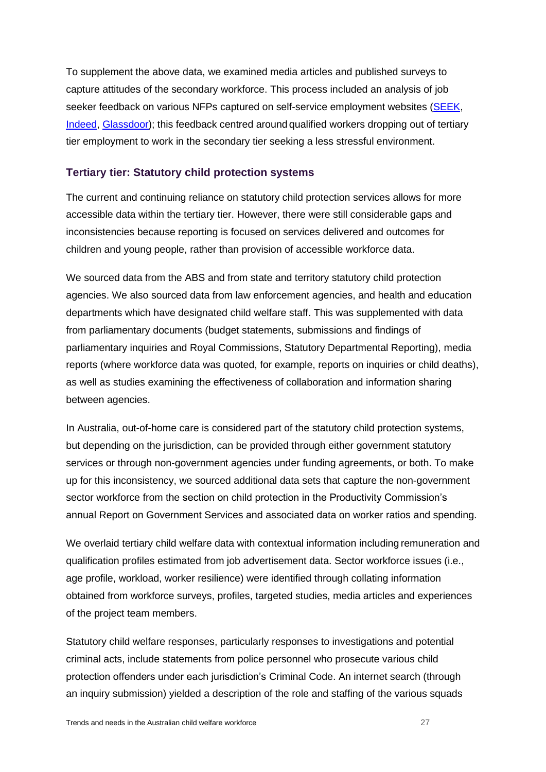To supplement the above data, we examined media articles and published surveys to capture attitudes of the secondary workforce. This process included an analysis of job seeker feedback on various NFPs captured on self-service employment websites (SEEK, Indeed, Glassdoor); this feedback centred around qualified workers dropping out of tertiary tier employment to work in the secondary tier seeking a less stressful environment.

### Tertiary tier: Statutory child protection systems

The current and continuing reliance on statutory child protection services allows for more accessible data within the tertiary tier. However, there were still considerable gaps and inconsistencies because reporting is focused on services delivered and outcomes for children and young people, rather than provision of accessible workforce data.

We sourced data from the ABS and from state and territory statutory child protection agencies. We also sourced data from law enforcement agencies, and health and education departments which have designated child welfare staff. This was supplemented with data from parliamentary documents (budget statements, submissions and findings of parliamentary inquiries and Royal Commissions, Statutory Departmental Reporting), media reports (where workforce data was quoted, for example, reports on inquiries or child deaths), as well as studies examining the effectiveness of collaboration and information sharing between agencies.

In Australia, out-of-home care is considered part of the statutory child protection systems, but depending on the jurisdiction, can be provided through either government statutory services or through non-government agencies under funding agreements, or both. To make up for this inconsistency, we sourced additional data sets that capture the non-government sector workforce from the section on child protection in the Productivity Commission's annual Report on Government Services and associated data on worker ratios and spending.

We overlaid tertiary child welfare data with contextual information including remuneration and qualification profiles estimated from job advertisement data. Sector workforce issues (i.e., age profile, workload, worker resilience) were identified through collating information obtained from workforce surveys, profiles, targeted studies, media articles and experiences of the project team members.

Statutory child welfare responses, particularly responses to investigations and potential criminal acts, include statements from police personnel who prosecute various child protection offenders under each jurisdiction's Criminal Code. An internet search (through an inquiry submission) yielded a description of the role and staffing of the various squads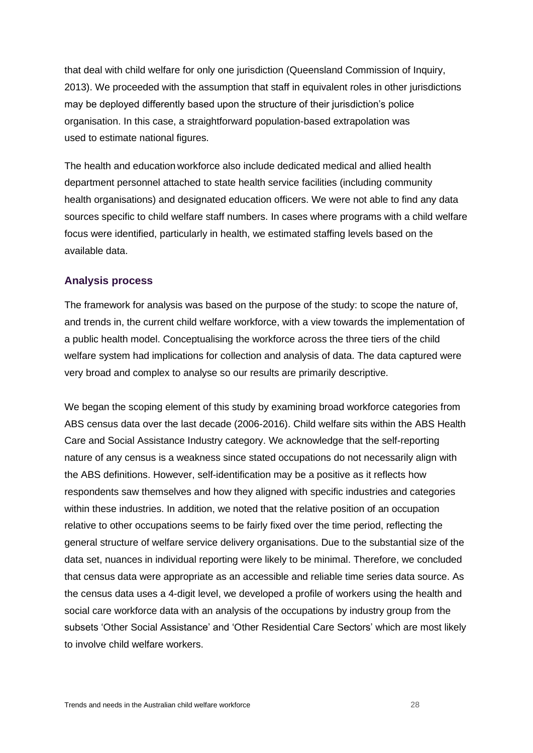that deal with child welfare for only one jurisdiction (Queensland Commission of Inquiry, 2013). We proceeded with the assumption that staff in equivalent roles in other jurisdictions may be deployed differently based upon the structure of their jurisdiction's police organisation. In this case, a straightforward population-based extrapolation was used to estimate national figures.

The health and education workforce also include dedicated medical and allied health department personnel attached to state health service facilities (including community health organisations) and designated education officers. We were not able to find any data sources specific to child welfare staff numbers. In cases where programs with a child welfare focus were identified, particularly in health, we estimated staffing levels based on the available data.

### Analysis process

The framework for analysis was based on the purpose of the study: to scope the nature of, and trends in, the current child welfare workforce, with a view towards the implementation of a public health model. Conceptualising the workforce across the three tiers of the child welfare system had implications for collection and analysis of data. The data captured were very broad and complex to analyse so our results are primarily descriptive.

We began the scoping element of this study by examining broad workforce categories from ABS census data over the last decade (2006-2016). Child welfare sits within the ABS Health Care and Social Assistance Industry category. We acknowledge that the self-reporting nature of any census is a weakness since stated occupations do not necessarily align with the ABS definitions. However, self-identification may be a positive as it reflects how respondents saw themselves and how they aligned with specific industries and categories within these industries. In addition, we noted that the relative position of an occupation relative to other occupations seems to be fairly fixed over the time period, reflecting the general structure of welfare service delivery organisations. Due to the substantial size of the data set, nuances in individual reporting were likely to be minimal. Therefore, we concluded that census data were appropriate as an accessible and reliable time series data source. As the census data uses a 4-digit level, we developed a profile of workers using the health and social care workforce data with an analysis of the occupations by industry group from the subsets 'Other Social Assistance' and 'Other Residential Care Sectors' which are most likely to involve child welfare workers.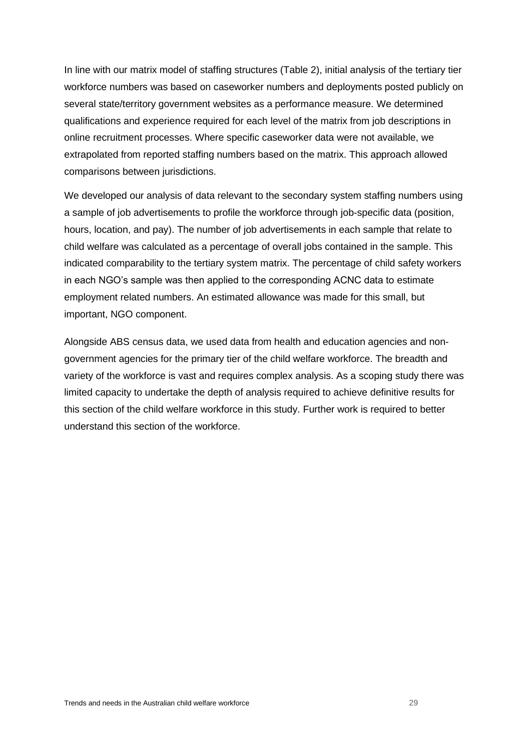In line with our matrix model of staffing structures (Table 2), initial analysis of the tertiary tier workforce numbers was based on caseworker numbers and deployments posted publicly on several state/territory government websites as a performance measure. We determined qualifications and experience required for each level of the matrix from job descriptions in online recruitment processes. Where specific caseworker data were not available, we extrapolated from reported staffing numbers based on the matrix. This approach allowed comparisons between jurisdictions.

We developed our analysis of data relevant to the secondary system staffing numbers using a sample of job advertisements to profile the workforce through job-specific data (position, hours, location, and pay). The number of job advertisements in each sample that relate to child welfare was calculated as a percentage of overall jobs contained in the sample. This indicated comparability to the tertiary system matrix. The percentage of child safety workers in each NGO's sample was then applied to the corresponding ACNC data to estimate employment related numbers. An estimated allowance was made for this small, but important, NGO component.

Alongside ABS census data, we used data from health and education agencies and non-government agencies for the primary tier of the child welfare workforce. The breadth and variety of the workforce is vast and requires complex analysis. As a scoping study there was limited capacity to undertake the depth of analysis required to achieve definitive results for this section of the child welfare workforce in this study. Further work is required to better understand this section of the workforce.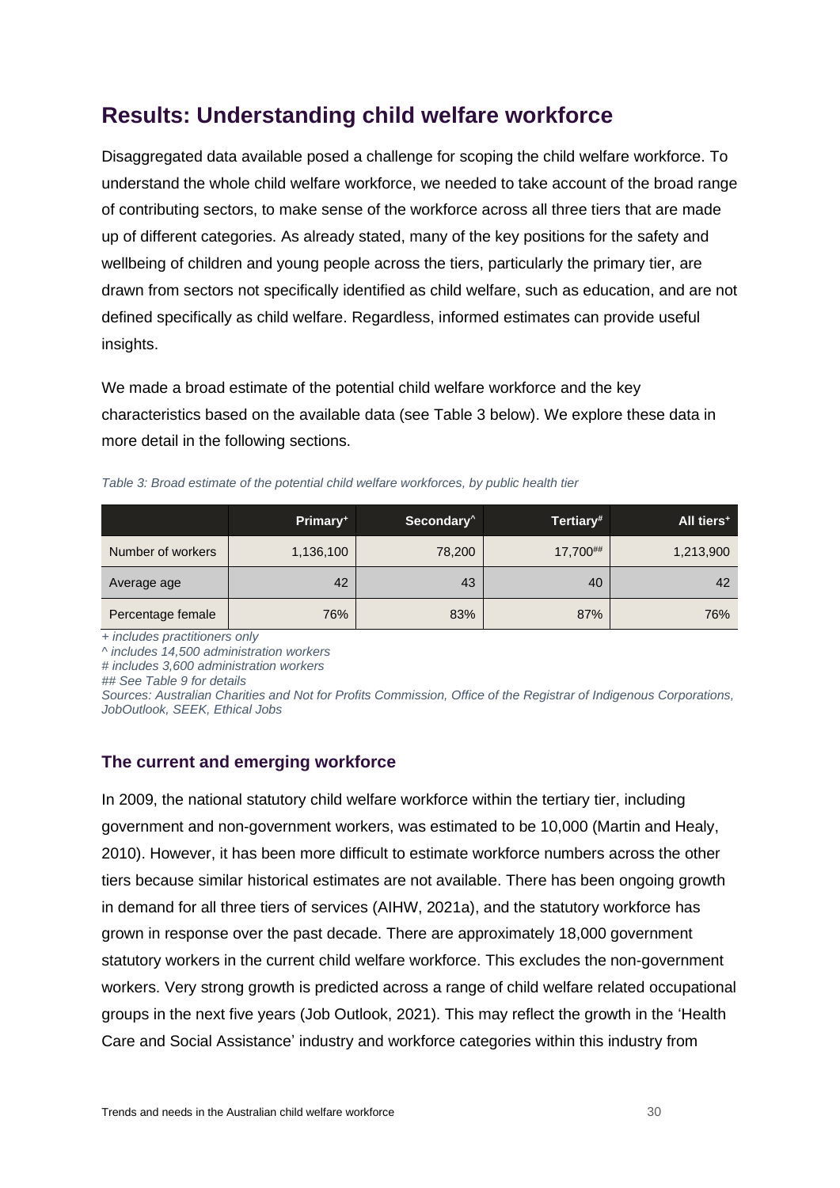## Results: Understanding child welfare workforce

Disaggregated data available posed a challenge for scoping the child welfare workforce. To understand the whole child welfare workforce, we needed to take account of the broad range of contributing sectors, to make sense of the workforce across all three tiers that are made up of different categories. As already stated, many of the key positions for the safety and wellbeing of children and young people across the tiers, particularly the primary tier, are drawn from sectors not specifically identified as child welfare, such as education, and are not defined specifically as child welfare. Regardless, informed estimates can provide useful insights.

We made a broad estimate of the potential child welfare workforce and the key characteristics based on the available data (see Table 3 below). We explore these data in more detail in the following sections.

*Table 3: Broad estimate of the potential child welfare workforces, by public health tier*

| | Primary+ | Secondary^ | Tertiary# | All tiers+ |
|---|---|---|---|---|
| Number of workers | 1,136,100 | 78,200 | 17,700## | 1,213,900 |
| Average age | 42 | 43 | 40 | 42 |
| Percentage female | 76% | 83% | 87% | 76% |

*+ includes practitioners only*
*^ includes 14,500 administration workers*
*# includes 3,600 administration workers*
*## See Table 9 for details*
*Sources: Australian Charities and Not for Profits Commission, Office of the Registrar of Indigenous Corporations, JobOutlook, SEEK, Ethical Jobs*

### The current and emerging workforce

In 2009, the national statutory child welfare workforce within the tertiary tier, including government and non-government workers, was estimated to be 10,000 (Martin and Healy, 2010). However, it has been more difficult to estimate workforce numbers across the other tiers because similar historical estimates are not available. There has been ongoing growth in demand for all three tiers of services (AIHW, 2021a), and the statutory workforce has grown in response over the past decade. There are approximately 18,000 government statutory workers in the current child welfare workforce. This excludes the non-government workers. Very strong growth is predicted across a range of child welfare related occupational groups in the next five years (Job Outlook, 2021). This may reflect the growth in the 'Health Care and Social Assistance' industry and workforce categories within this industry from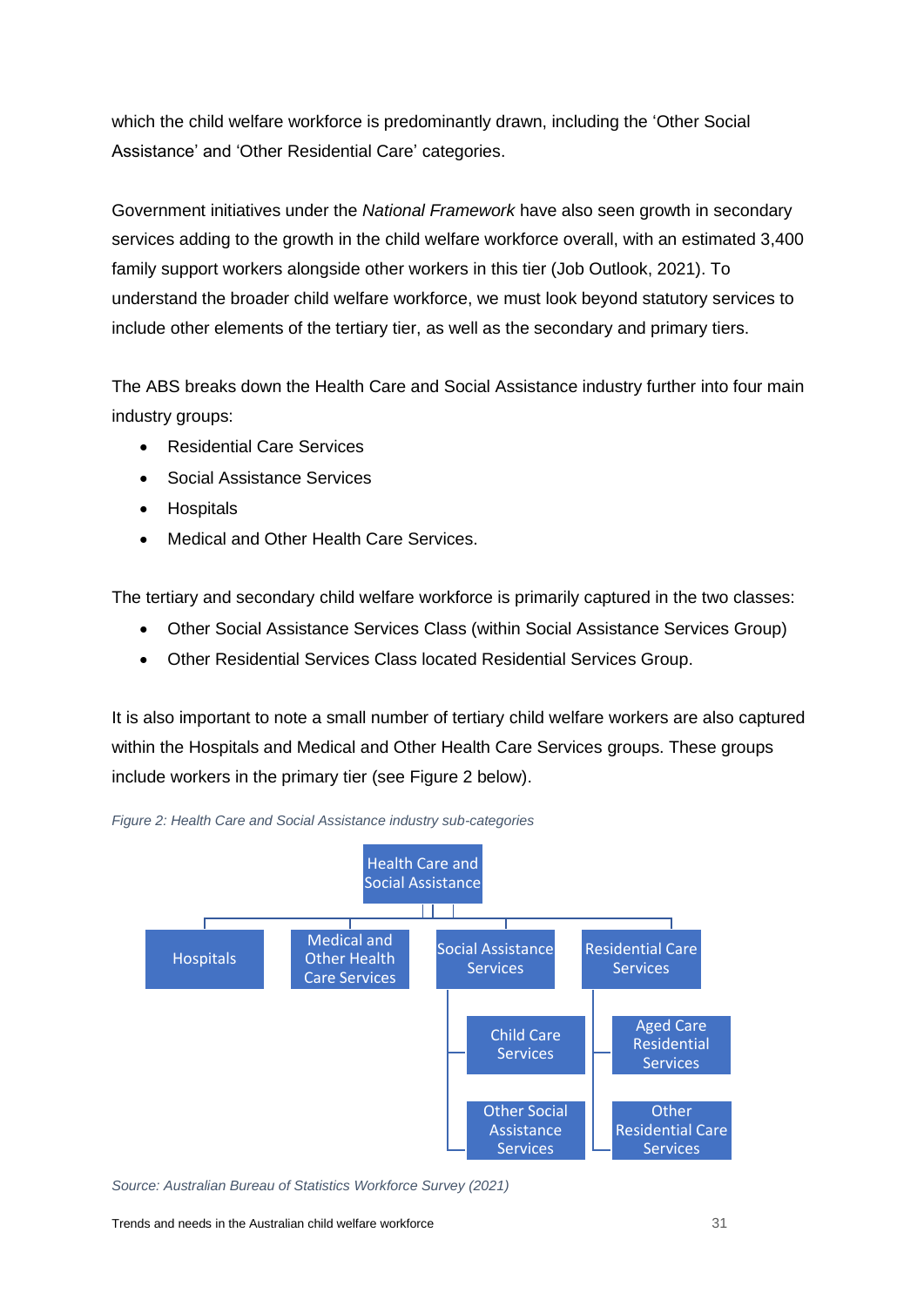which the child welfare workforce is predominantly drawn, including the 'Other Social Assistance' and 'Other Residential Care' categories.

Government initiatives under the *National Framework* have also seen growth in secondary services adding to the growth in the child welfare workforce overall, with an estimated 3,400 family support workers alongside other workers in this tier (Job Outlook, 2021). To understand the broader child welfare workforce, we must look beyond statutory services to include other elements of the tertiary tier, as well as the secondary and primary tiers.

The ABS breaks down the Health Care and Social Assistance industry further into four main industry groups:

- Residential Care Services
- Social Assistance Services
- Hospitals
- Medical and Other Health Care Services.

The tertiary and secondary child welfare workforce is primarily captured in the two classes:

- Other Social Assistance Services Class (within Social Assistance Services Group)
- Other Residential Services Class located Residential Services Group.

It is also important to note a small number of tertiary child welfare workers are also captured within the Hospitals and Medical and Other Health Care Services groups. These groups include workers in the primary tier (see Figure 2 below).

*Figure 2: Health Care and Social Assistance industry sub-categories*

- Health Care and Social Assistance
  - Hospitals
  - Medical and Other Health Care Services
  - Social Assistance Services
    - Child Care Services
    - Other Social Assistance Services
  - Residential Care Services
    - Aged Care Residential Services
    - Other Residential Care Services

*Source: Australian Bureau of Statistics Workforce Survey (2021)*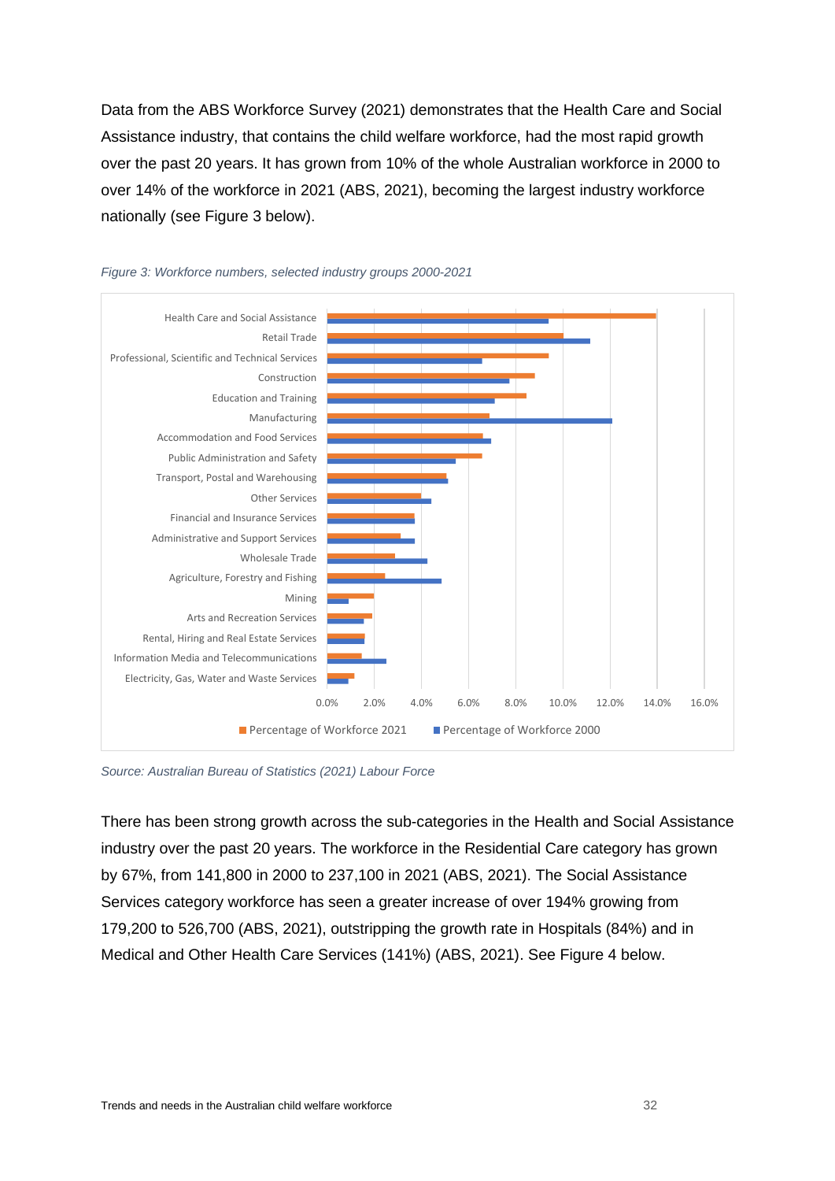Data from the ABS Workforce Survey (2021) demonstrates that the Health Care and Social Assistance industry, that contains the child welfare workforce, had the most rapid growth over the past 20 years. It has grown from 10% of the whole Australian workforce in 2000 to over 14% of the workforce in 2021 (ABS, 2021), becoming the largest industry workforce nationally (see Figure 3 below).

*Figure 3: Workforce numbers, selected industry groups 2000-2021*

*Source: Australian Bureau of Statistics (2021) Labour Force*

There has been strong growth across the sub-categories in the Health and Social Assistance industry over the past 20 years. The workforce in the Residential Care category has grown by 67%, from 141,800 in 2000 to 237,100 in 2021 (ABS, 2021). The Social Assistance Services category workforce has seen a greater increase of over 194% growing from 179,200 to 526,700 (ABS, 2021), outstripping the growth rate in Hospitals (84%) and in Medical and Other Health Care Services (141%) (ABS, 2021). See Figure 4 below.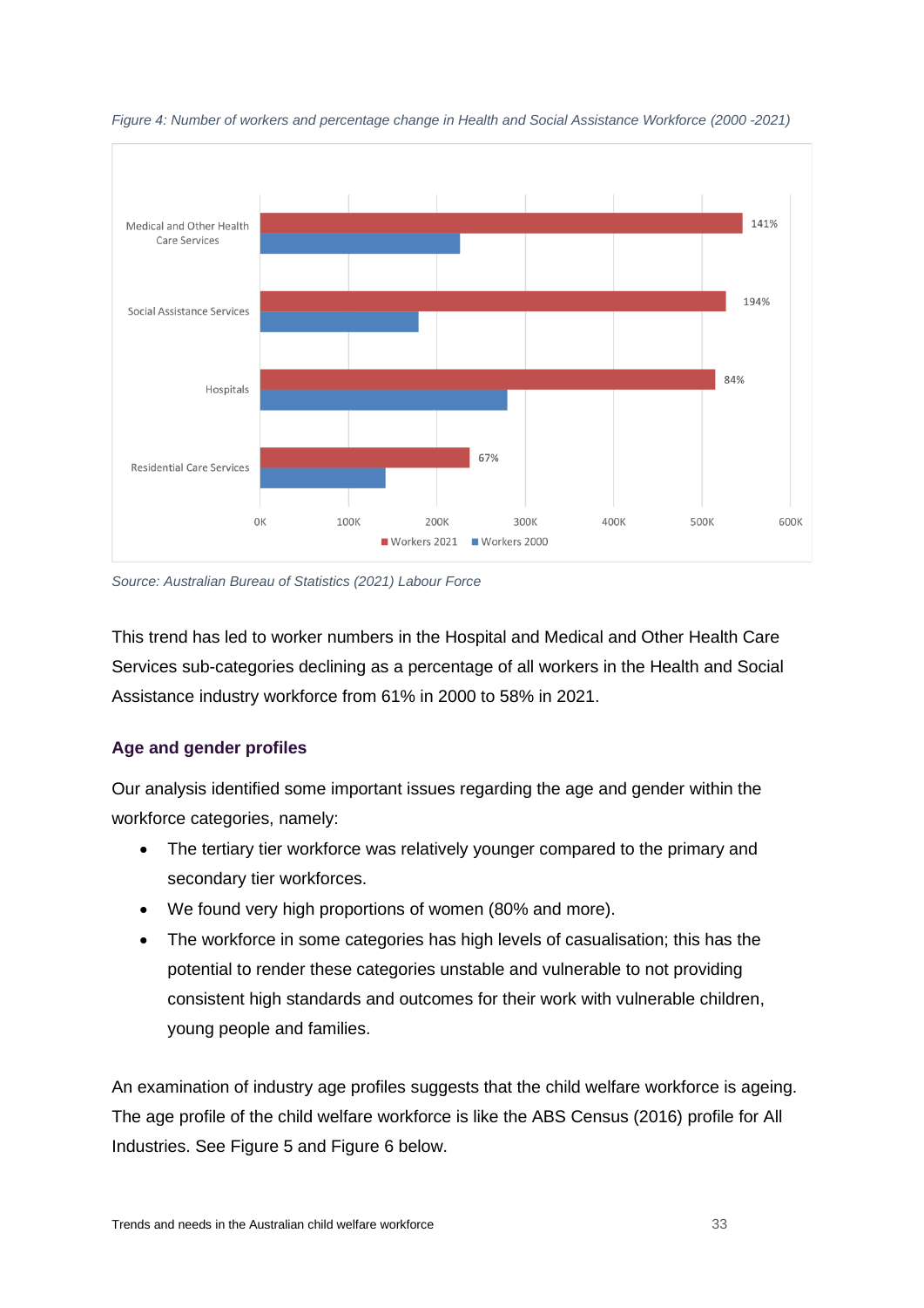*Figure 4: Number of workers and percentage change in Health and Social Assistance Workforce (2000 -2021)*

*Source: Australian Bureau of Statistics (2021) Labour Force*

This trend has led to worker numbers in the Hospital and Medical and Other Health Care Services sub-categories declining as a percentage of all workers in the Health and Social Assistance industry workforce from 61% in 2000 to 58% in 2021.

### Age and gender profiles

Our analysis identified some important issues regarding the age and gender within the workforce categories, namely:

- The tertiary tier workforce was relatively younger compared to the primary and secondary tier workforces.
- We found very high proportions of women (80% and more).
- The workforce in some categories has high levels of casualisation; this has the potential to render these categories unstable and vulnerable to not providing consistent high standards and outcomes for their work with vulnerable children, young people and families.

An examination of industry age profiles suggests that the child welfare workforce is ageing. The age profile of the child welfare workforce is like the ABS Census (2016) profile for All Industries. See Figure 5 and Figure 6 below.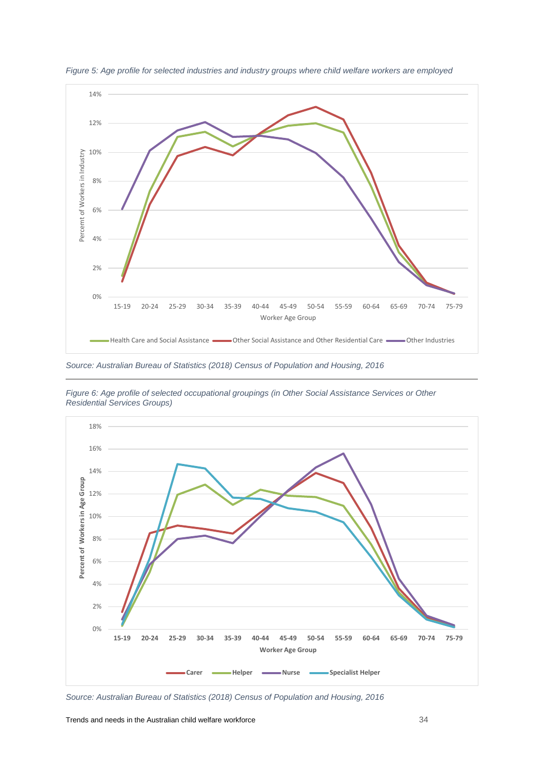*Figure 5: Age profile for selected industries and industry groups where child welfare workers are employed*

*Source: Australian Bureau of Statistics (2018) Census of Population and Housing, 2016*

*Figure 6: Age profile of selected occupational groupings (in Other Social Assistance Services or Other Residential Services Groups)*

*Source: Australian Bureau of Statistics (2018) Census of Population and Housing, 2016*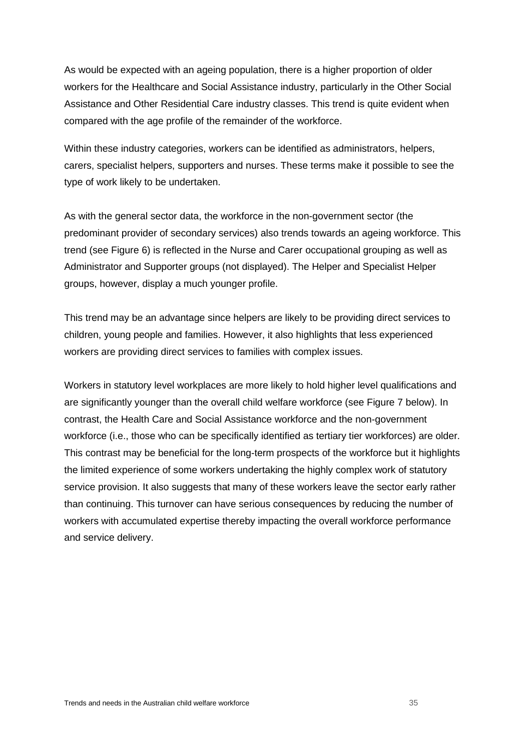As would be expected with an ageing population, there is a higher proportion of older workers for the Healthcare and Social Assistance industry, particularly in the Other Social Assistance and Other Residential Care industry classes. This trend is quite evident when compared with the age profile of the remainder of the workforce.

Within these industry categories, workers can be identified as administrators, helpers, carers, specialist helpers, supporters and nurses. These terms make it possible to see the type of work likely to be undertaken.

As with the general sector data, the workforce in the non-government sector (the predominant provider of secondary services) also trends towards an ageing workforce. This trend (see Figure 6) is reflected in the Nurse and Carer occupational grouping as well as Administrator and Supporter groups (not displayed). The Helper and Specialist Helper groups, however, display a much younger profile.

This trend may be an advantage since helpers are likely to be providing direct services to children, young people and families. However, it also highlights that less experienced workers are providing direct services to families with complex issues.

Workers in statutory level workplaces are more likely to hold higher level qualifications and are significantly younger than the overall child welfare workforce (see Figure 7 below). In contrast, the Health Care and Social Assistance workforce and the non-government workforce (i.e., those who can be specifically identified as tertiary tier workforces) are older. This contrast may be beneficial for the long-term prospects of the workforce but it highlights the limited experience of some workers undertaking the highly complex work of statutory service provision. It also suggests that many of these workers leave the sector early rather than continuing. This turnover can have serious consequences by reducing the number of workers with accumulated expertise thereby impacting the overall workforce performance and service delivery.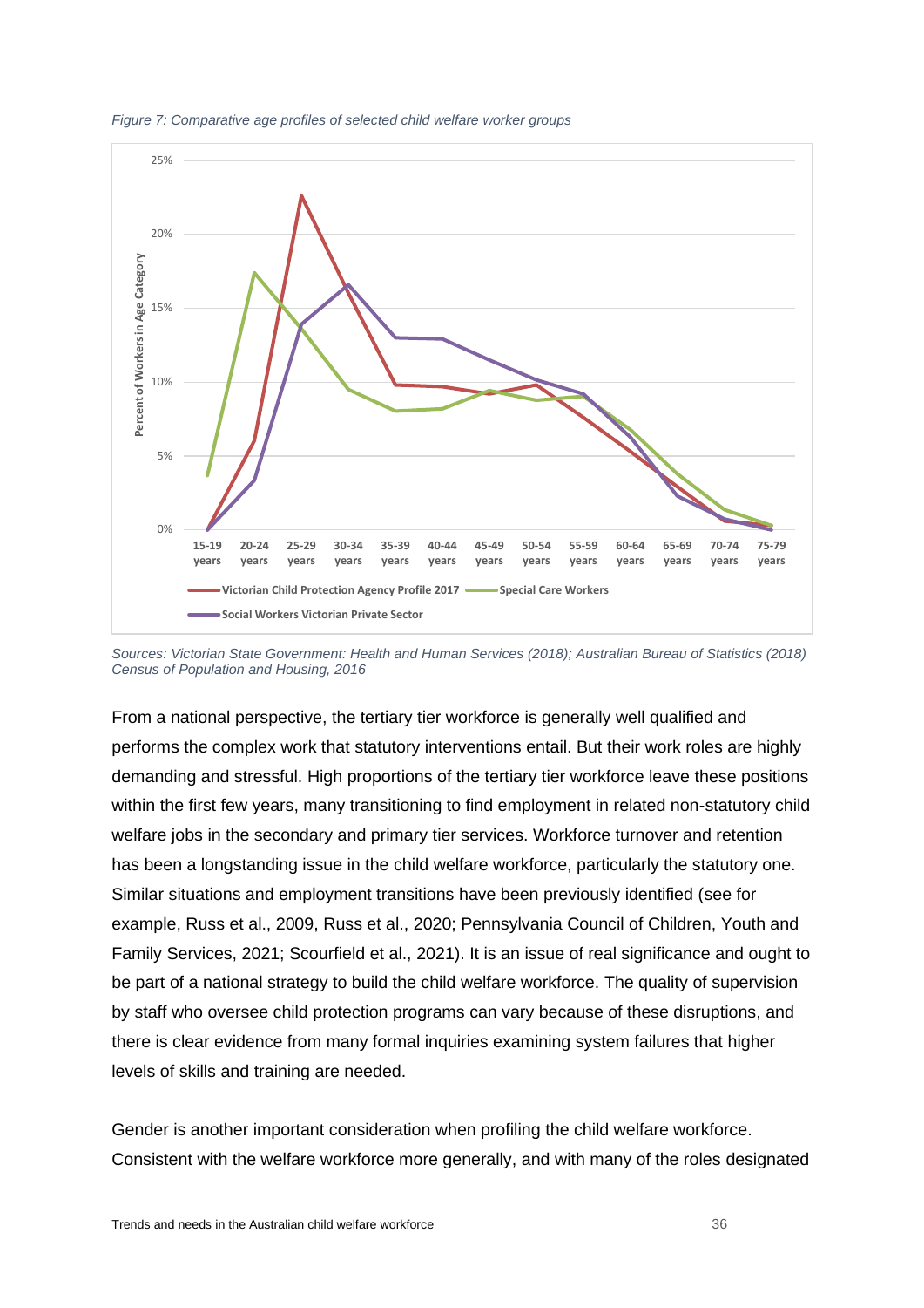*Figure 7: Comparative age profiles of selected child welfare worker groups*

*Sources: Victorian State Government: Health and Human Services (2018); Australian Bureau of Statistics (2018) Census of Population and Housing, 2016*

From a national perspective, the tertiary tier workforce is generally well qualified and performs the complex work that statutory interventions entail. But their work roles are highly demanding and stressful. High proportions of the tertiary tier workforce leave these positions within the first few years, many transitioning to find employment in related non-statutory child welfare jobs in the secondary and primary tier services. Workforce turnover and retention has been a longstanding issue in the child welfare workforce, particularly the statutory one. Similar situations and employment transitions have been previously identified (see for example, Russ et al., 2009, Russ et al., 2020; Pennsylvania Council of Children, Youth and Family Services, 2021; Scourfield et al., 2021). It is an issue of real significance and ought to be part of a national strategy to build the child welfare workforce. The quality of supervision by staff who oversee child protection programs can vary because of these disruptions, and there is clear evidence from many formal inquiries examining system failures that higher levels of skills and training are needed.

Gender is another important consideration when profiling the child welfare workforce. Consistent with the welfare workforce more generally, and with many of the roles designated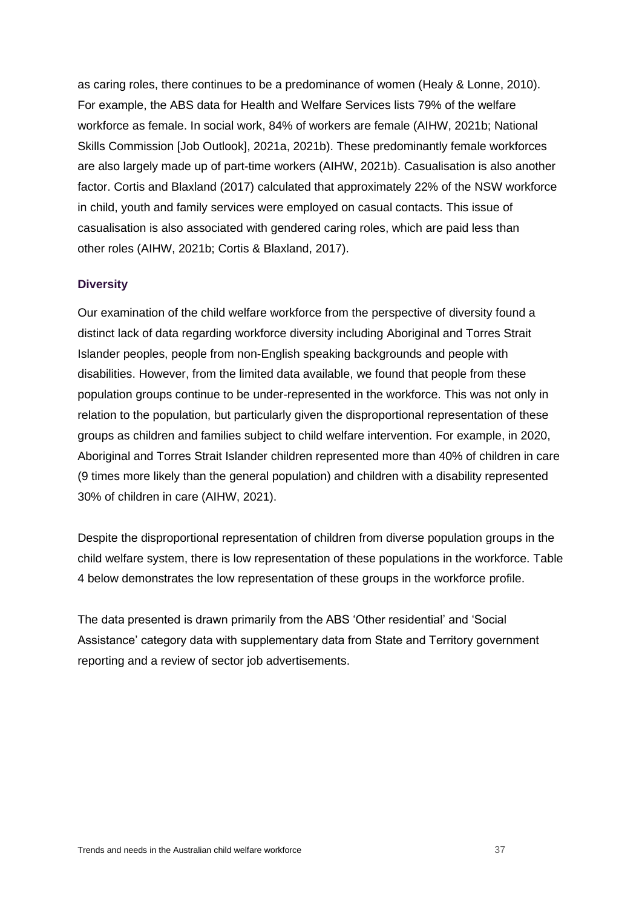as caring roles, there continues to be a predominance of women (Healy & Lonne, 2010). For example, the ABS data for Health and Welfare Services lists 79% of the welfare workforce as female. In social work, 84% of workers are female (AIHW, 2021b; National Skills Commission [Job Outlook], 2021a, 2021b). These predominantly female workforces are also largely made up of part-time workers (AIHW, 2021b). Casualisation is also another factor. Cortis and Blaxland (2017) calculated that approximately 22% of the NSW workforce in child, youth and family services were employed on casual contacts. This issue of casualisation is also associated with gendered caring roles, which are paid less than other roles (AIHW, 2021b; Cortis & Blaxland, 2017).

### Diversity

Our examination of the child welfare workforce from the perspective of diversity found a distinct lack of data regarding workforce diversity including Aboriginal and Torres Strait Islander peoples, people from non-English speaking backgrounds and people with disabilities. However, from the limited data available, we found that people from these population groups continue to be under-represented in the workforce. This was not only in relation to the population, but particularly given the disproportional representation of these groups as children and families subject to child welfare intervention. For example, in 2020, Aboriginal and Torres Strait Islander children represented more than 40% of children in care (9 times more likely than the general population) and children with a disability represented 30% of children in care (AIHW, 2021).

Despite the disproportional representation of children from diverse population groups in the child welfare system, there is low representation of these populations in the workforce. Table 4 below demonstrates the low representation of these groups in the workforce profile.

The data presented is drawn primarily from the ABS 'Other residential' and 'Social Assistance' category data with supplementary data from State and Territory government reporting and a review of sector job advertisements.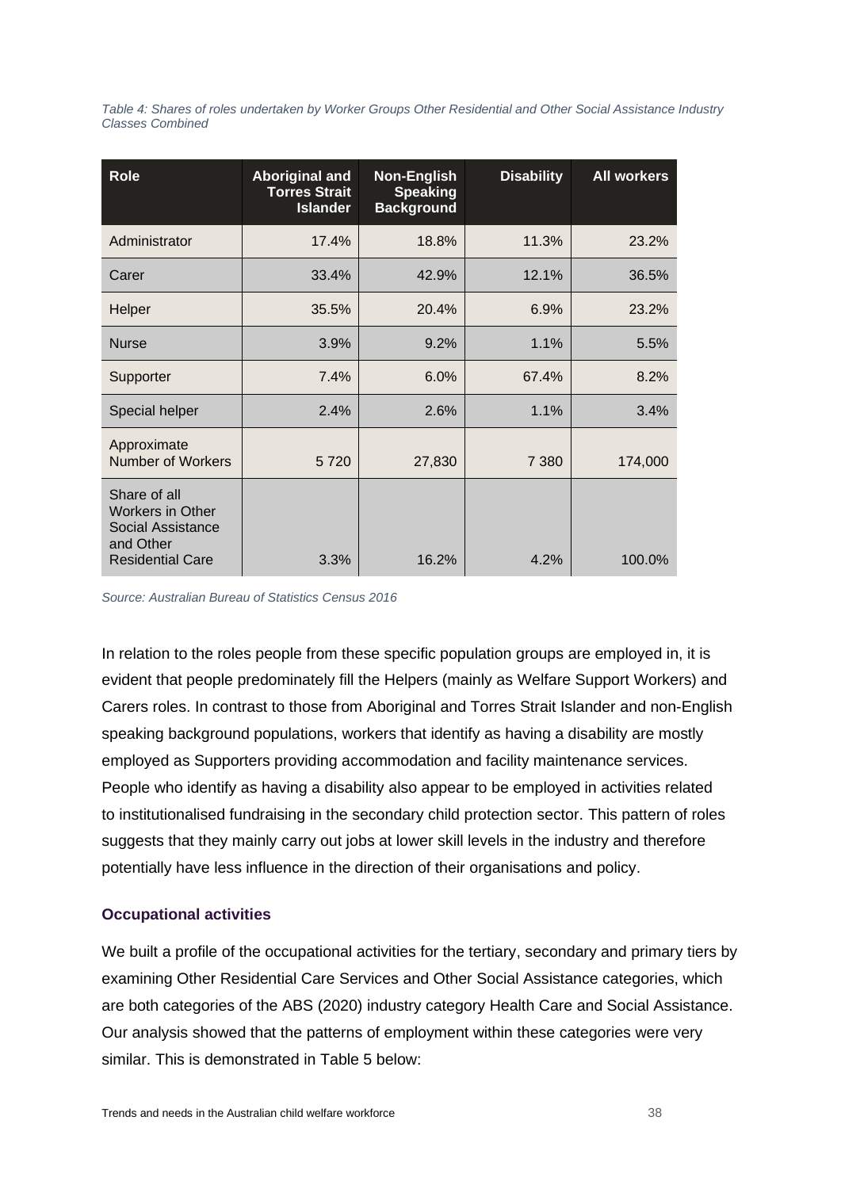*Table 4: Shares of roles undertaken by Worker Groups Other Residential and Other Social Assistance Industry Classes Combined*

| Role | Aboriginal and Torres Strait Islander | Non-English Speaking Background | Disability | All workers |
|---|---|---|---|---|
| Administrator | 17.4% | 18.8% | 11.3% | 23.2% |
| Carer | 33.4% | 42.9% | 12.1% | 36.5% |
| Helper | 35.5% | 20.4% | 6.9% | 23.2% |
| Nurse | 3.9% | 9.2% | 1.1% | 5.5% |
| Supporter | 7.4% | 6.0% | 67.4% | 8.2% |
| Special helper | 2.4% | 2.6% | 1.1% | 3.4% |
| Approximate Number of Workers | 5 720 | 27,830 | 7 380 | 174,000 |
| Share of all Workers in Other Social Assistance and Other Residential Care | 3.3% | 16.2% | 4.2% | 100.0% |

*Source: Australian Bureau of Statistics Census 2016*

In relation to the roles people from these specific population groups are employed in, it is evident that people predominately fill the Helpers (mainly as Welfare Support Workers) and Carers roles. In contrast to those from Aboriginal and Torres Strait Islander and non-English speaking background populations, workers that identify as having a disability are mostly employed as Supporters providing accommodation and facility maintenance services. People who identify as having a disability also appear to be employed in activities related to institutionalised fundraising in the secondary child protection sector. This pattern of roles suggests that they mainly carry out jobs at lower skill levels in the industry and therefore potentially have less influence in the direction of their organisations and policy.

### Occupational activities

We built a profile of the occupational activities for the tertiary, secondary and primary tiers by examining Other Residential Care Services and Other Social Assistance categories, which are both categories of the ABS (2020) industry category Health Care and Social Assistance. Our analysis showed that the patterns of employment within these categories were very similar. This is demonstrated in Table 5 below: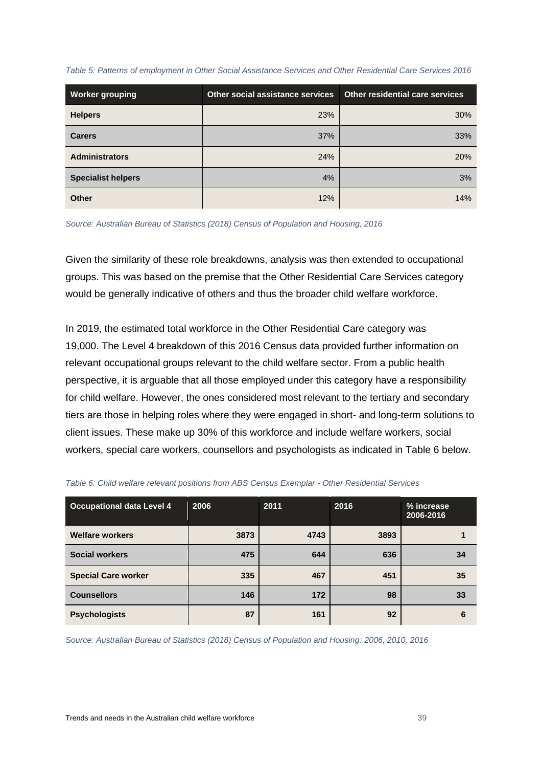*Table 5: Patterns of employment in Other Social Assistance Services and Other Residential Care Services 2016*

| Worker grouping | Other social assistance services | Other residential care services |
|---|---|---|
| **Helpers** | 23% | 30% |
| **Carers** | 37% | 33% |
| **Administrators** | 24% | 20% |
| **Specialist helpers** | 4% | 3% |
| **Other** | 12% | 14% |

*Source: Australian Bureau of Statistics (2018) Census of Population and Housing, 2016*

Given the similarity of these role breakdowns, analysis was then extended to occupational groups. This was based on the premise that the Other Residential Care Services category would be generally indicative of others and thus the broader child welfare workforce.

In 2019, the estimated total workforce in the Other Residential Care category was 19,000. The Level 4 breakdown of this 2016 Census data provided further information on relevant occupational groups relevant to the child welfare sector. From a public health perspective, it is arguable that all those employed under this category have a responsibility for child welfare. However, the ones considered most relevant to the tertiary and secondary tiers are those in helping roles where they were engaged in short- and long-term solutions to client issues. These make up 30% of this workforce and include welfare workers, social workers, special care workers, counsellors and psychologists as indicated in Table 6 below.

*Table 6: Child welfare relevant positions from ABS Census Exemplar - Other Residential Services*

| Occupational data Level 4 | 2006 | 2011 | 2016 | % increase 2006-2016 |
|---|---|---|---|---|
| **Welfare workers** | **3873** | **4743** | **3893** | **1** |
| **Social workers** | **475** | **644** | **636** | **34** |
| **Special Care worker** | **335** | **467** | **451** | **35** |
| **Counsellors** | **146** | **172** | **98** | **33** |
| **Psychologists** | **87** | **161** | **92** | **6** |

*Source: Australian Bureau of Statistics (2018) Census of Population and Housing: 2006, 2010, 2016*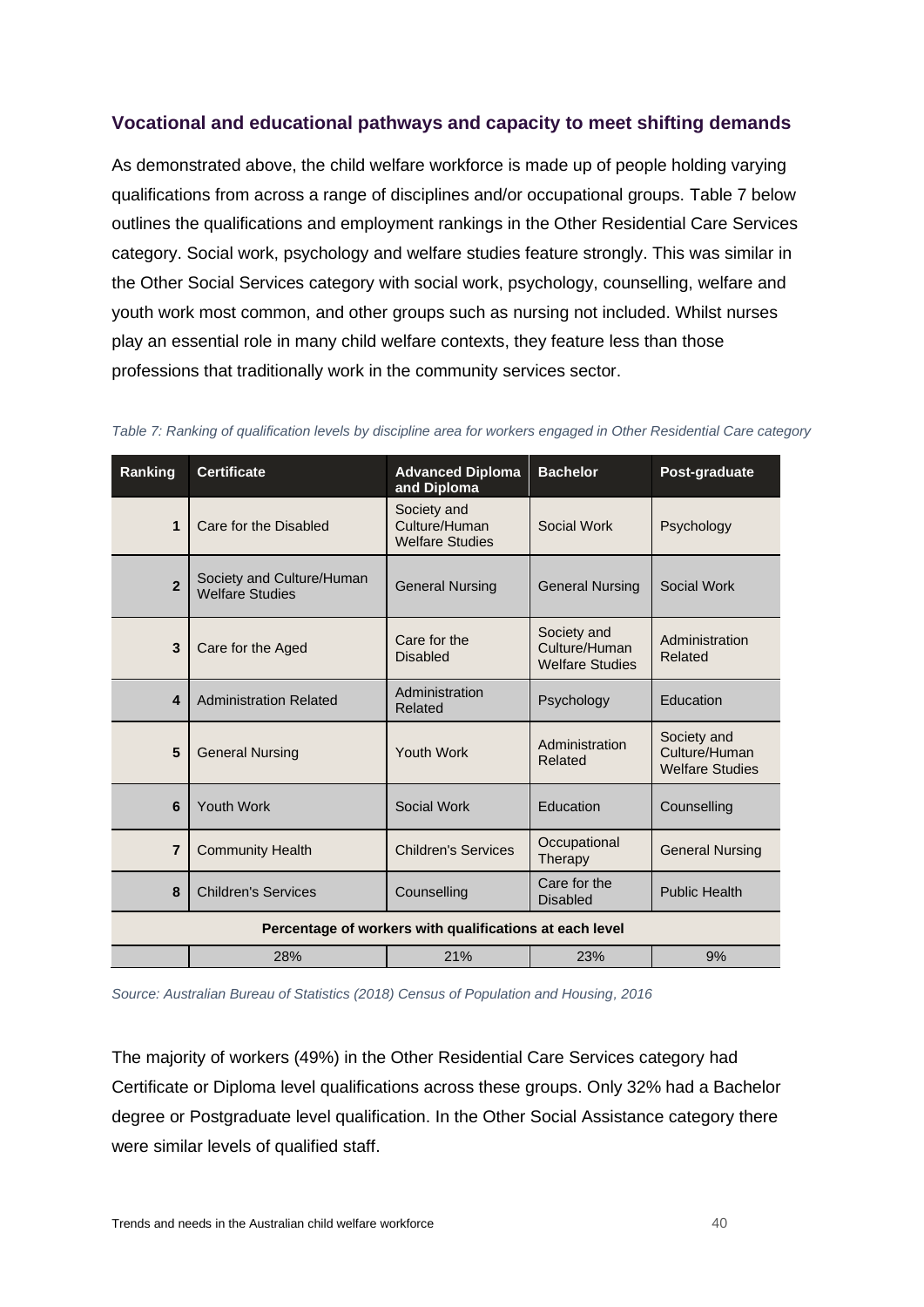### Vocational and educational pathways and capacity to meet shifting demands

As demonstrated above, the child welfare workforce is made up of people holding varying qualifications from across a range of disciplines and/or occupational groups. Table 7 below outlines the qualifications and employment rankings in the Other Residential Care Services category. Social work, psychology and welfare studies feature strongly. This was similar in the Other Social Services category with social work, psychology, counselling, welfare and youth work most common, and other groups such as nursing not included. Whilst nurses play an essential role in many child welfare contexts, they feature less than those professions that traditionally work in the community services sector.

*Table 7: Ranking of qualification levels by discipline area for workers engaged in Other Residential Care category*

| Ranking | Certificate | Advanced Diploma and Diploma | Bachelor | Post-graduate |
|---|---|---|---|---|
| 1 | Care for the Disabled | Society and Culture/Human Welfare Studies | Social Work | Psychology |
| 2 | Society and Culture/Human Welfare Studies | General Nursing | General Nursing | Social Work |
| 3 | Care for the Aged | Care for the Disabled | Society and Culture/Human Welfare Studies | Administration Related |
| 4 | Administration Related | Administration Related | Psychology | Education |
| 5 | General Nursing | Youth Work | Administration Related | Society and Culture/Human Welfare Studies |
| 6 | Youth Work | Social Work | Education | Counselling |
| 7 | Community Health | Children's Services | Occupational Therapy | General Nursing |
| 8 | Children's Services | Counselling | Care for the Disabled | Public Health |
| **Percentage of workers with qualifications at each level** | | | | |
| | 28% | 21% | 23% | 9% |

*Source: Australian Bureau of Statistics (2018) Census of Population and Housing, 2016*

The majority of workers (49%) in the Other Residential Care Services category had Certificate or Diploma level qualifications across these groups. Only 32% had a Bachelor degree or Postgraduate level qualification. In the Other Social Assistance category there were similar levels of qualified staff.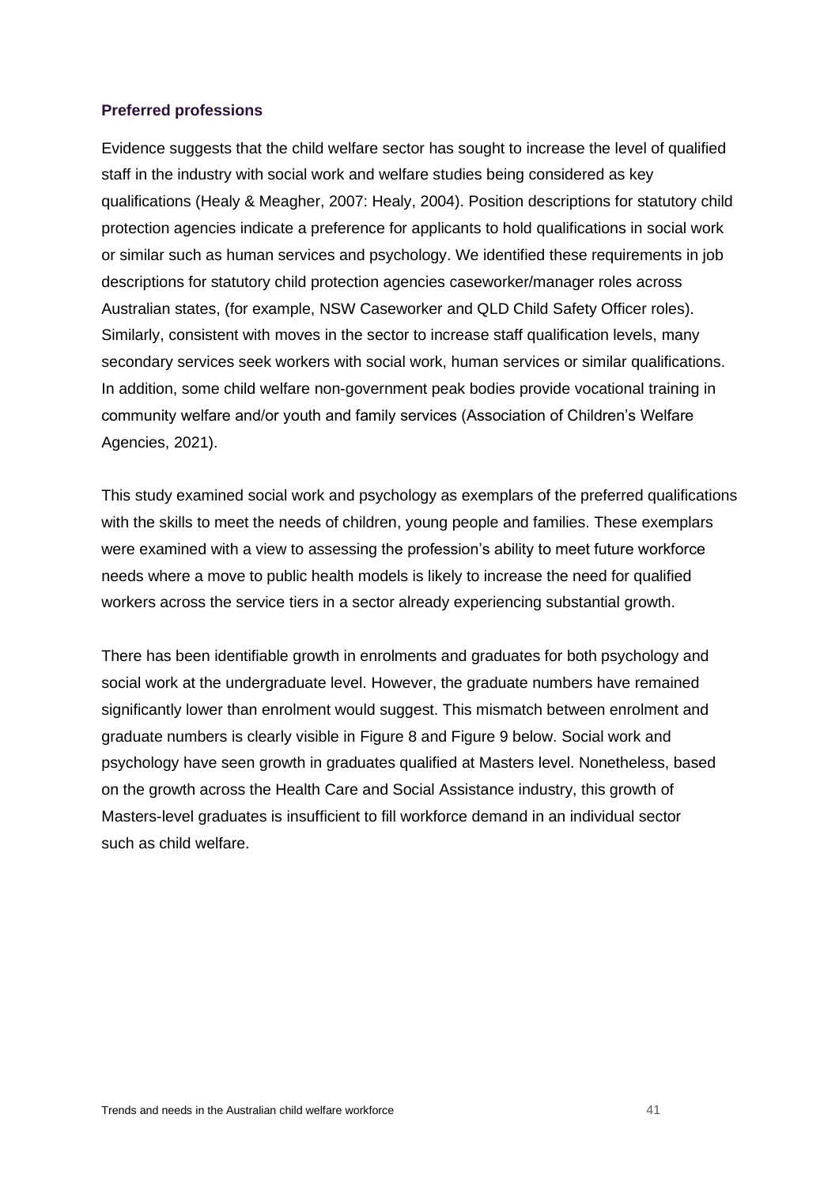### Preferred professions

Evidence suggests that the child welfare sector has sought to increase the level of qualified staff in the industry with social work and welfare studies being considered as key qualifications (Healy & Meagher, 2007: Healy, 2004). Position descriptions for statutory child protection agencies indicate a preference for applicants to hold qualifications in social work or similar such as human services and psychology. We identified these requirements in job descriptions for statutory child protection agencies caseworker/manager roles across Australian states, (for example, NSW Caseworker and QLD Child Safety Officer roles). Similarly, consistent with moves in the sector to increase staff qualification levels, many secondary services seek workers with social work, human services or similar qualifications. In addition, some child welfare non-government peak bodies provide vocational training in community welfare and/or youth and family services (Association of Children's Welfare Agencies, 2021).

This study examined social work and psychology as exemplars of the preferred qualifications with the skills to meet the needs of children, young people and families. These exemplars were examined with a view to assessing the profession's ability to meet future workforce needs where a move to public health models is likely to increase the need for qualified workers across the service tiers in a sector already experiencing substantial growth.

There has been identifiable growth in enrolments and graduates for both psychology and social work at the undergraduate level. However, the graduate numbers have remained significantly lower than enrolment would suggest. This mismatch between enrolment and graduate numbers is clearly visible in Figure 8 and Figure 9 below. Social work and psychology have seen growth in graduates qualified at Masters level. Nonetheless, based on the growth across the Health Care and Social Assistance industry, this growth of Masters-level graduates is insufficient to fill workforce demand in an individual sector such as child welfare.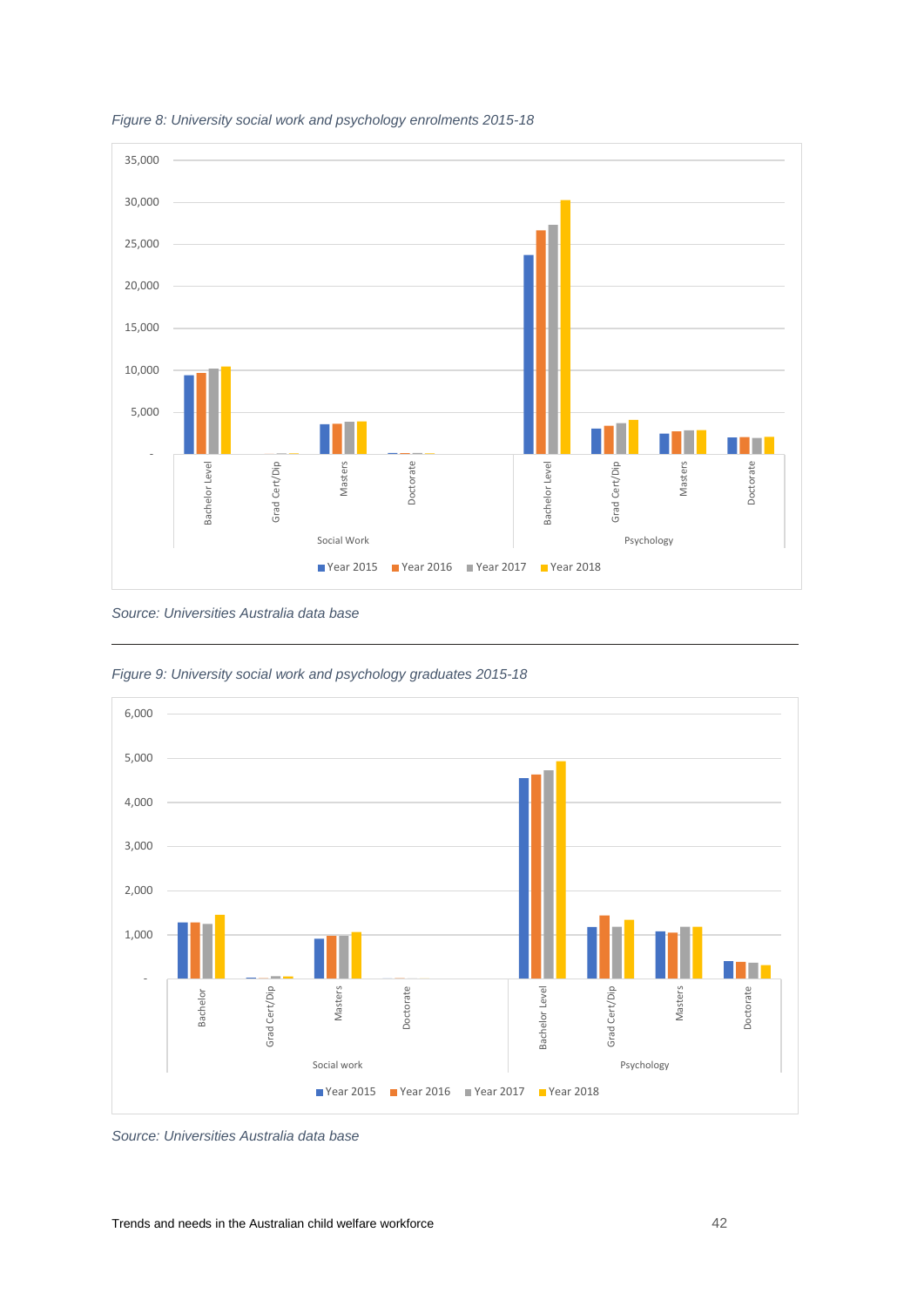*Figure 8: University social work and psychology enrolments 2015-18*

*Source: Universities Australia data base*

---

*Figure 9: University social work and psychology graduates 2015-18*

*Source: Universities Australia data base*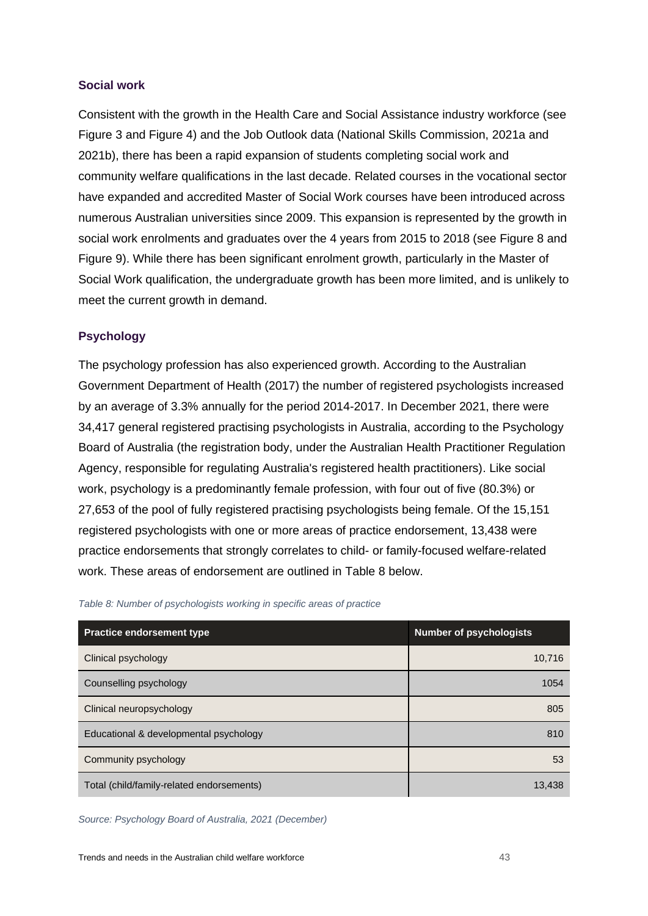### Social work

Consistent with the growth in the Health Care and Social Assistance industry workforce (see Figure 3 and Figure 4) and the Job Outlook data (National Skills Commission, 2021a and 2021b), there has been a rapid expansion of students completing social work and community welfare qualifications in the last decade. Related courses in the vocational sector have expanded and accredited Master of Social Work courses have been introduced across numerous Australian universities since 2009. This expansion is represented by the growth in social work enrolments and graduates over the 4 years from 2015 to 2018 (see Figure 8 and Figure 9). While there has been significant enrolment growth, particularly in the Master of Social Work qualification, the undergraduate growth has been more limited, and is unlikely to meet the current growth in demand.

### Psychology

The psychology profession has also experienced growth. According to the Australian Government Department of Health (2017) the number of registered psychologists increased by an average of 3.3% annually for the period 2014-2017. In December 2021, there were 34,417 general registered practising psychologists in Australia, according to the Psychology Board of Australia (the registration body, under the Australian Health Practitioner Regulation Agency, responsible for regulating Australia's registered health practitioners). Like social work, psychology is a predominantly female profession, with four out of five (80.3%) or 27,653 of the pool of fully registered practising psychologists being female. Of the 15,151 registered psychologists with one or more areas of practice endorsement, 13,438 were practice endorsements that strongly correlates to child- or family-focused welfare-related work. These areas of endorsement are outlined in Table 8 below.

*Table 8: Number of psychologists working in specific areas of practice*

| Practice endorsement type | Number of psychologists |
|---|---:|
| Clinical psychology | 10,716 |
| Counselling psychology | 1054 |
| Clinical neuropsychology | 805 |
| Educational & developmental psychology | 810 |
| Community psychology | 53 |
| Total (child/family-related endorsements) | 13,438 |

*Source: Psychology Board of Australia, 2021 (December)*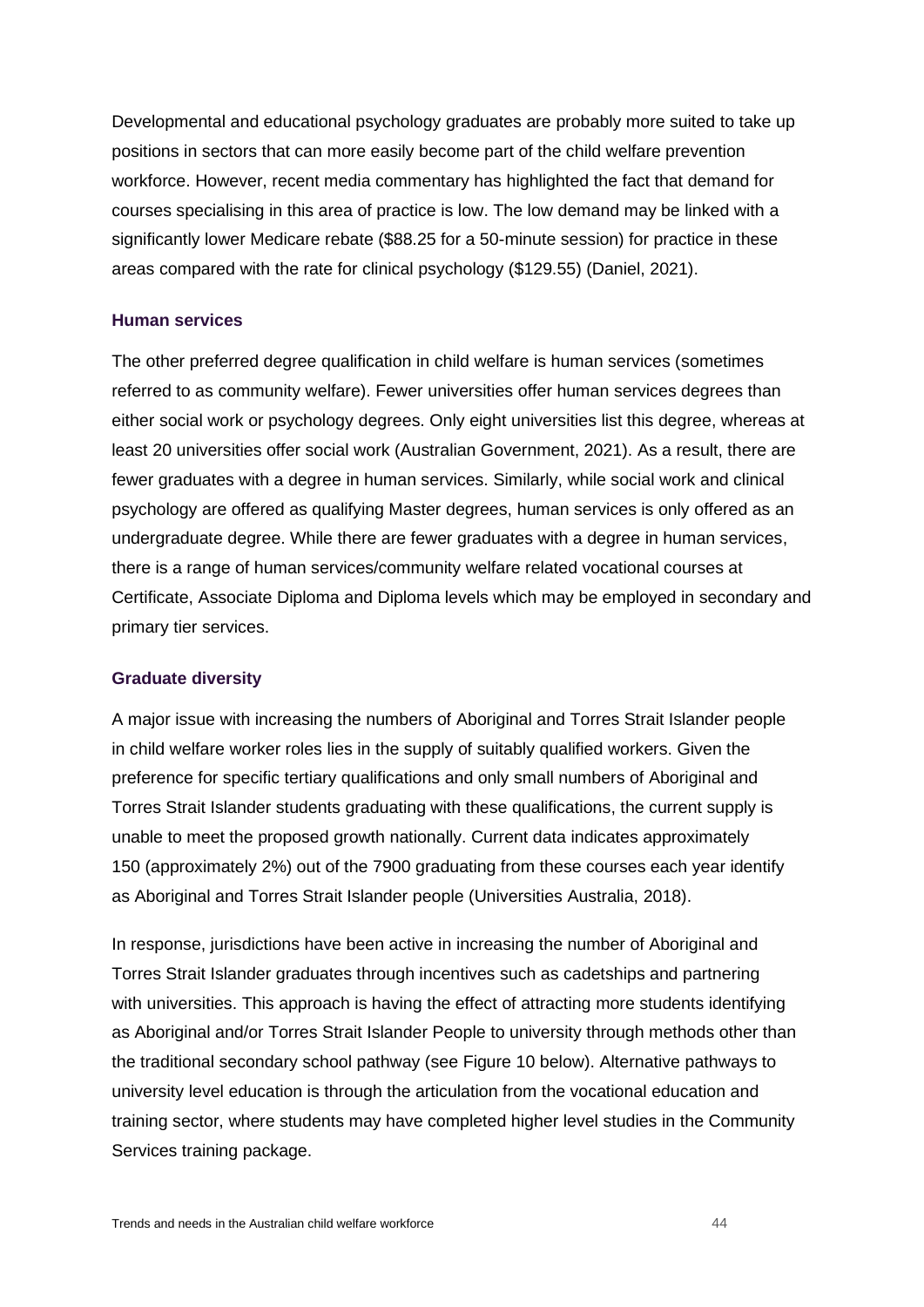Developmental and educational psychology graduates are probably more suited to take up positions in sectors that can more easily become part of the child welfare prevention workforce. However, recent media commentary has highlighted the fact that demand for courses specialising in this area of practice is low. The low demand may be linked with a significantly lower Medicare rebate ($88.25 for a 50-minute session) for practice in these areas compared with the rate for clinical psychology ($129.55) (Daniel, 2021).

### Human services

The other preferred degree qualification in child welfare is human services (sometimes referred to as community welfare). Fewer universities offer human services degrees than either social work or psychology degrees. Only eight universities list this degree, whereas at least 20 universities offer social work (Australian Government, 2021). As a result, there are fewer graduates with a degree in human services. Similarly, while social work and clinical psychology are offered as qualifying Master degrees, human services is only offered as an undergraduate degree. While there are fewer graduates with a degree in human services, there is a range of human services/community welfare related vocational courses at Certificate, Associate Diploma and Diploma levels which may be employed in secondary and primary tier services.

### Graduate diversity

A major issue with increasing the numbers of Aboriginal and Torres Strait Islander people in child welfare worker roles lies in the supply of suitably qualified workers. Given the preference for specific tertiary qualifications and only small numbers of Aboriginal and Torres Strait Islander students graduating with these qualifications, the current supply is unable to meet the proposed growth nationally. Current data indicates approximately 150 (approximately 2%) out of the 7900 graduating from these courses each year identify as Aboriginal and Torres Strait Islander people (Universities Australia, 2018).

In response, jurisdictions have been active in increasing the number of Aboriginal and Torres Strait Islander graduates through incentives such as cadetships and partnering with universities. This approach is having the effect of attracting more students identifying as Aboriginal and/or Torres Strait Islander People to university through methods other than the traditional secondary school pathway (see Figure 10 below). Alternative pathways to university level education is through the articulation from the vocational education and training sector, where students may have completed higher level studies in the Community Services training package.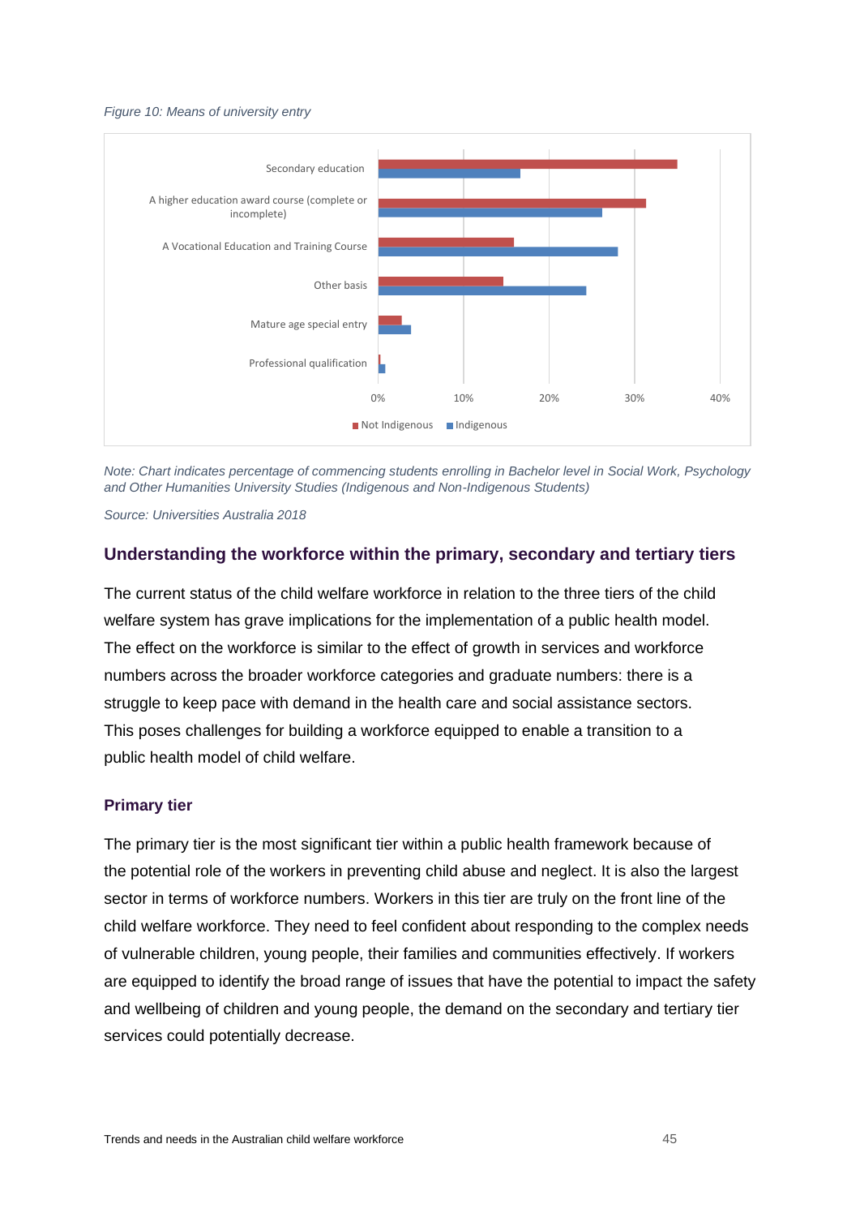*Figure 10: Means of university entry*

*Note: Chart indicates percentage of commencing students enrolling in Bachelor level in Social Work, Psychology and Other Humanities University Studies (Indigenous and Non-Indigenous Students)*

*Source: Universities Australia 2018*

## Understanding the workforce within the primary, secondary and tertiary tiers

The current status of the child welfare workforce in relation to the three tiers of the child welfare system has grave implications for the implementation of a public health model. The effect on the workforce is similar to the effect of growth in services and workforce numbers across the broader workforce categories and graduate numbers: there is a struggle to keep pace with demand in the health care and social assistance sectors. This poses challenges for building a workforce equipped to enable a transition to a public health model of child welfare.

### Primary tier

The primary tier is the most significant tier within a public health framework because of the potential role of the workers in preventing child abuse and neglect. It is also the largest sector in terms of workforce numbers. Workers in this tier are truly on the front line of the child welfare workforce. They need to feel confident about responding to the complex needs of vulnerable children, young people, their families and communities effectively. If workers are equipped to identify the broad range of issues that have the potential to impact the safety and wellbeing of children and young people, the demand on the secondary and tertiary tier services could potentially decrease.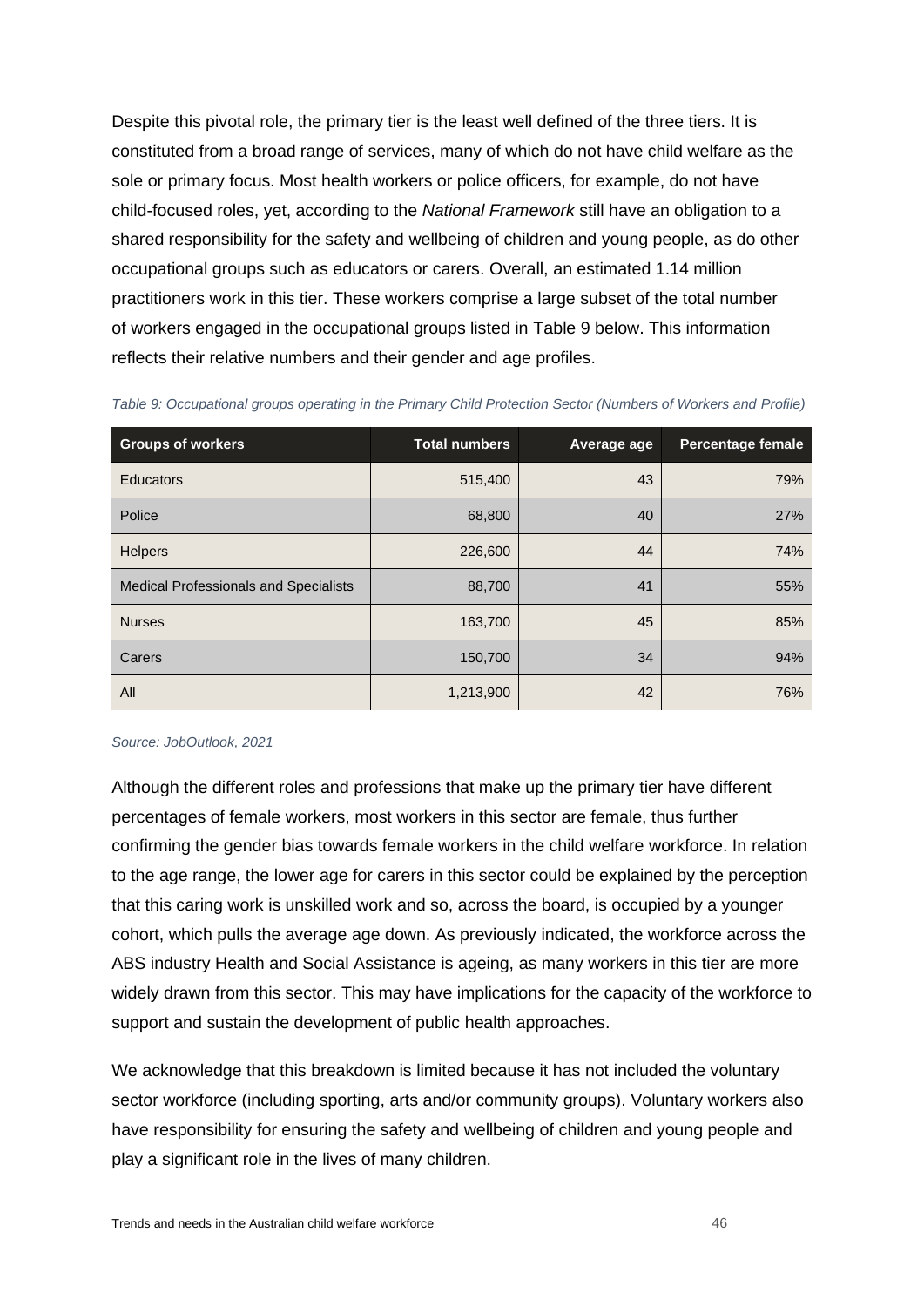Despite this pivotal role, the primary tier is the least well defined of the three tiers. It is constituted from a broad range of services, many of which do not have child welfare as the sole or primary focus. Most health workers or police officers, for example, do not have child-focused roles, yet, according to the *National Framework* still have an obligation to a shared responsibility for the safety and wellbeing of children and young people, as do other occupational groups such as educators or carers. Overall, an estimated 1.14 million practitioners work in this tier. These workers comprise a large subset of the total number of workers engaged in the occupational groups listed in Table 9 below. This information reflects their relative numbers and their gender and age profiles.

*Table 9: Occupational groups operating in the Primary Child Protection Sector (Numbers of Workers and Profile)*

| Groups of workers | Total numbers | Average age | Percentage female |
|---|---|---|---|
| Educators | 515,400 | 43 | 79% |
| Police | 68,800 | 40 | 27% |
| Helpers | 226,600 | 44 | 74% |
| Medical Professionals and Specialists | 88,700 | 41 | 55% |
| Nurses | 163,700 | 45 | 85% |
| Carers | 150,700 | 34 | 94% |
| All | 1,213,900 | 42 | 76% |

*Source: JobOutlook, 2021*

Although the different roles and professions that make up the primary tier have different percentages of female workers, most workers in this sector are female, thus further confirming the gender bias towards female workers in the child welfare workforce. In relation to the age range, the lower age for carers in this sector could be explained by the perception that this caring work is unskilled work and so, across the board, is occupied by a younger cohort, which pulls the average age down. As previously indicated, the workforce across the ABS industry Health and Social Assistance is ageing, as many workers in this tier are more widely drawn from this sector. This may have implications for the capacity of the workforce to support and sustain the development of public health approaches.

We acknowledge that this breakdown is limited because it has not included the voluntary sector workforce (including sporting, arts and/or community groups). Voluntary workers also have responsibility for ensuring the safety and wellbeing of children and young people and play a significant role in the lives of many children.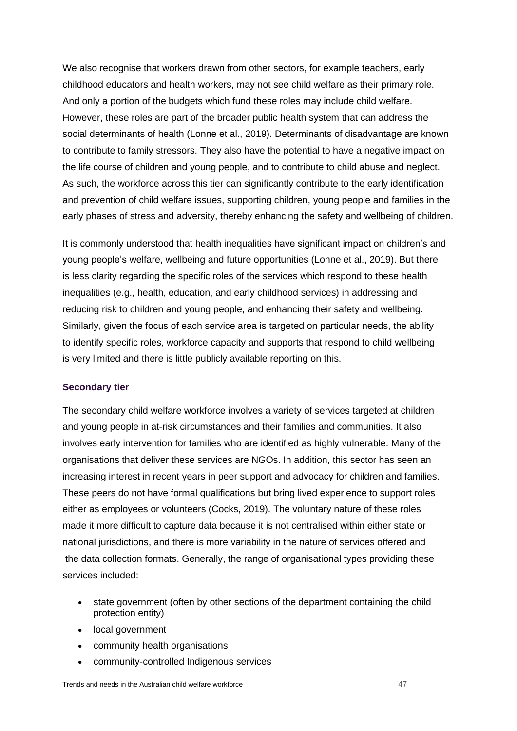We also recognise that workers drawn from other sectors, for example teachers, early childhood educators and health workers, may not see child welfare as their primary role. And only a portion of the budgets which fund these roles may include child welfare. However, these roles are part of the broader public health system that can address the social determinants of health (Lonne et al., 2019). Determinants of disadvantage are known to contribute to family stressors. They also have the potential to have a negative impact on the life course of children and young people, and to contribute to child abuse and neglect. As such, the workforce across this tier can significantly contribute to the early identification and prevention of child welfare issues, supporting children, young people and families in the early phases of stress and adversity, thereby enhancing the safety and wellbeing of children.

It is commonly understood that health inequalities have significant impact on children's and young people's welfare, wellbeing and future opportunities (Lonne et al., 2019). But there is less clarity regarding the specific roles of the services which respond to these health inequalities (e.g., health, education, and early childhood services) in addressing and reducing risk to children and young people, and enhancing their safety and wellbeing. Similarly, given the focus of each service area is targeted on particular needs, the ability to identify specific roles, workforce capacity and supports that respond to child wellbeing is very limited and there is little publicly available reporting on this.

### Secondary tier

The secondary child welfare workforce involves a variety of services targeted at children and young people in at-risk circumstances and their families and communities. It also involves early intervention for families who are identified as highly vulnerable. Many of the organisations that deliver these services are NGOs. In addition, this sector has seen an increasing interest in recent years in peer support and advocacy for children and families. These peers do not have formal qualifications but bring lived experience to support roles either as employees or volunteers (Cocks, 2019). The voluntary nature of these roles made it more difficult to capture data because it is not centralised within either state or national jurisdictions, and there is more variability in the nature of services offered and the data collection formats. Generally, the range of organisational types providing these services included:

- state government (often by other sections of the department containing the child protection entity)
- local government
- community health organisations
- community-controlled Indigenous services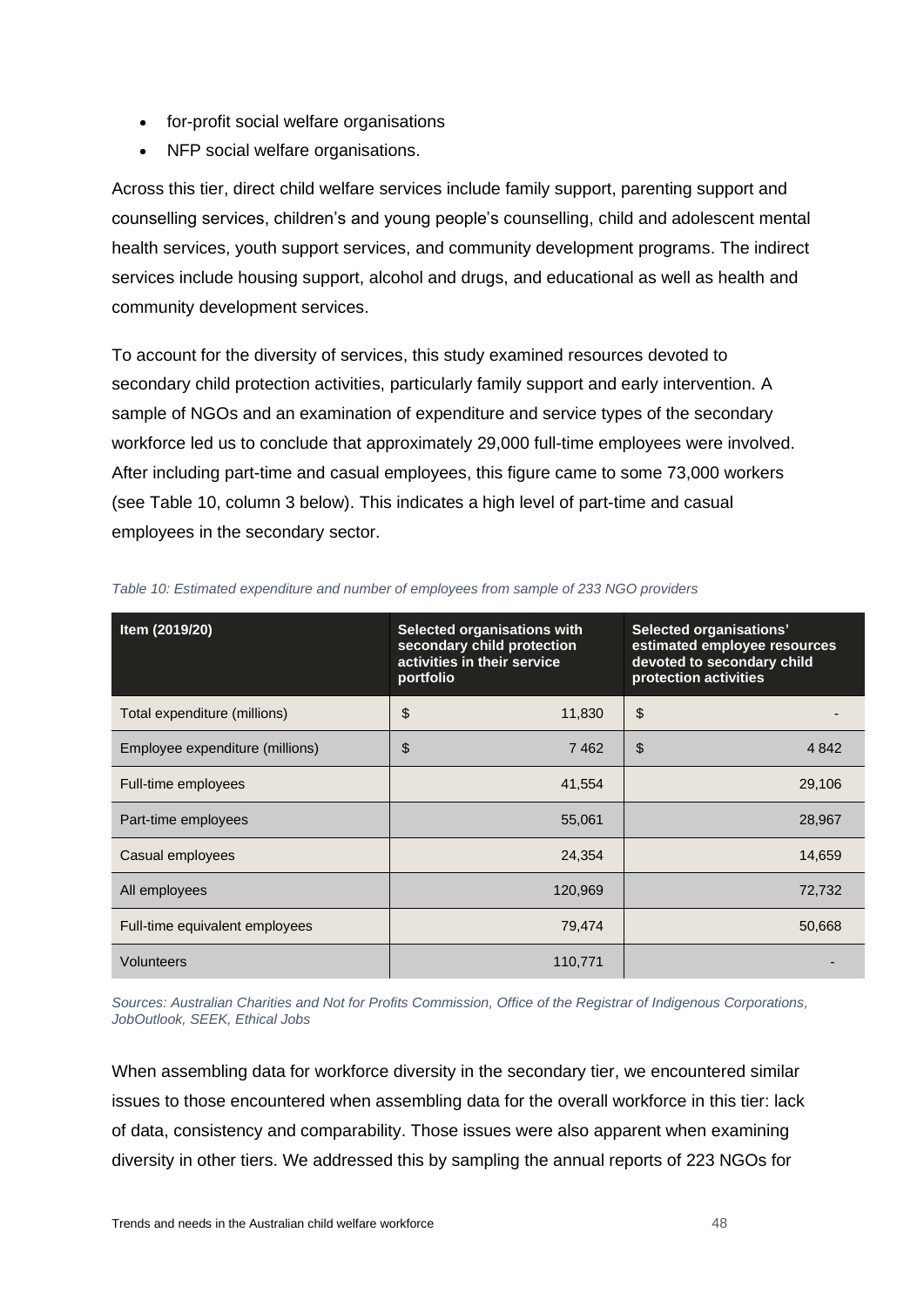- for-profit social welfare organisations
- NFP social welfare organisations.

Across this tier, direct child welfare services include family support, parenting support and counselling services, children's and young people's counselling, child and adolescent mental health services, youth support services, and community development programs. The indirect services include housing support, alcohol and drugs, and educational as well as health and community development services.

To account for the diversity of services, this study examined resources devoted to secondary child protection activities, particularly family support and early intervention. A sample of NGOs and an examination of expenditure and service types of the secondary workforce led us to conclude that approximately 29,000 full-time employees were involved. After including part-time and casual employees, this figure came to some 73,000 workers (see Table 10, column 3 below). This indicates a high level of part-time and casual employees in the secondary sector.

*Table 10: Estimated expenditure and number of employees from sample of 233 NGO providers*

| Item (2019/20) | Selected organisations with secondary child protection activities in their service portfolio | Selected organisations' estimated employee resources devoted to secondary child protection activities |
|---|---|---|
| Total expenditure (millions) | $ 11,830 | $ - |
| Employee expenditure (millions) | $ 7 462 | $ 4 842 |
| Full-time employees | 41,554 | 29,106 |
| Part-time employees | 55,061 | 28,967 |
| Casual employees | 24,354 | 14,659 |
| All employees | 120,969 | 72,732 |
| Full-time equivalent employees | 79,474 | 50,668 |
| Volunteers | 110,771 | - |

*Sources: Australian Charities and Not for Profits Commission, Office of the Registrar of Indigenous Corporations, JobOutlook, SEEK, Ethical Jobs*

When assembling data for workforce diversity in the secondary tier, we encountered similar issues to those encountered when assembling data for the overall workforce in this tier: lack of data, consistency and comparability. Those issues were also apparent when examining diversity in other tiers. We addressed this by sampling the annual reports of 223 NGOs for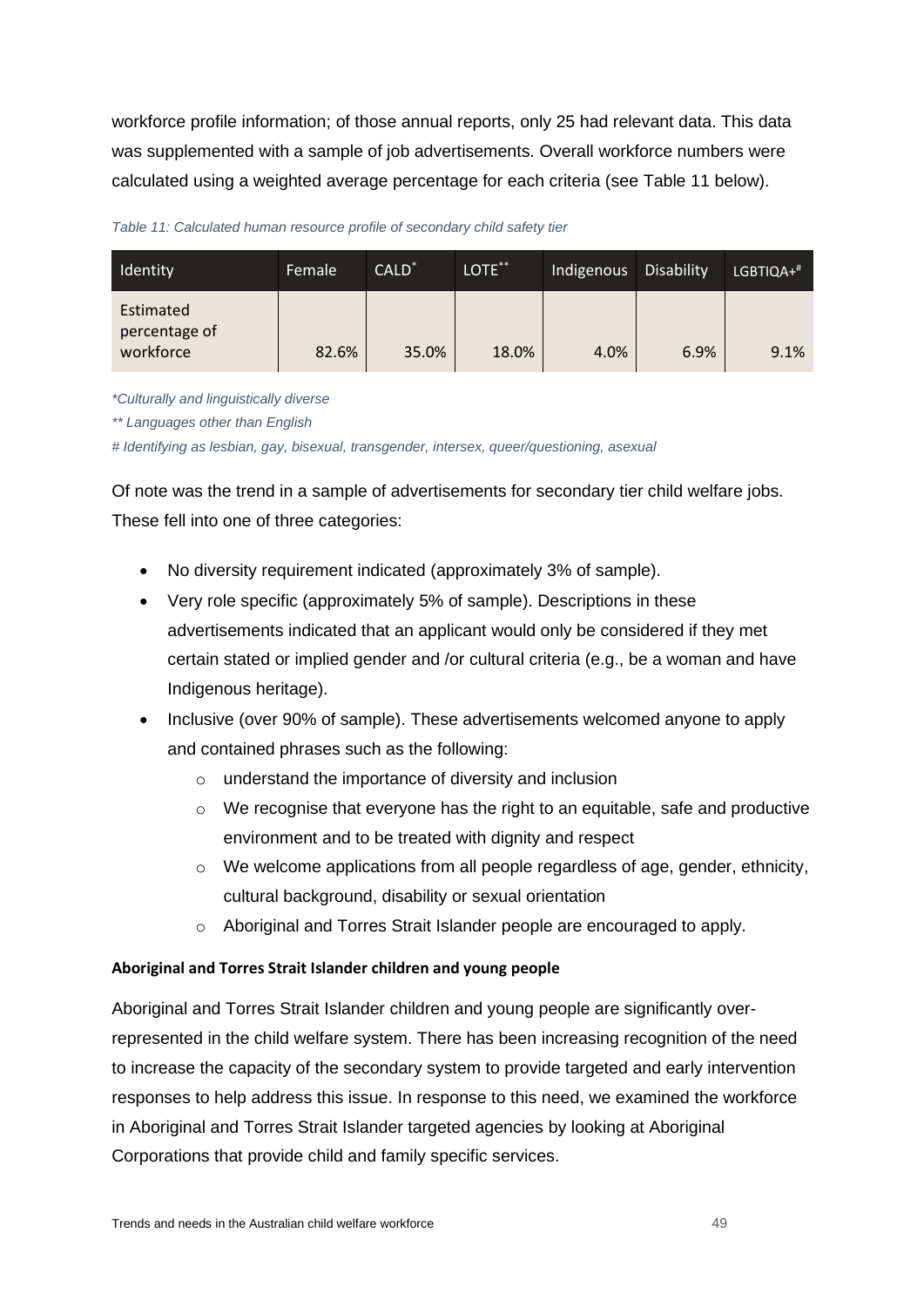workforce profile information; of those annual reports, only 25 had relevant data. This data was supplemented with a sample of job advertisements. Overall workforce numbers were calculated using a weighted average percentage for each criteria (see Table 11 below).

*Table 11: Calculated human resource profile of secondary child safety tier*

| Identity | Female | CALD* | LOTE** | Indigenous | Disability | LGBTIQA+# |
|---|---|---|---|---|---|---|
| Estimated percentage of workforce | 82.6% | 35.0% | 18.0% | 4.0% | 6.9% | 9.1% |

*\*Culturally and linguistically diverse*

*\*\* Languages other than English*

*# Identifying as lesbian, gay, bisexual, transgender, intersex, queer/questioning, asexual*

Of note was the trend in a sample of advertisements for secondary tier child welfare jobs. These fell into one of three categories:

- No diversity requirement indicated (approximately 3% of sample).
- Very role specific (approximately 5% of sample). Descriptions in these advertisements indicated that an applicant would only be considered if they met certain stated or implied gender and /or cultural criteria (e.g., be a woman and have Indigenous heritage).
- Inclusive (over 90% of sample). These advertisements welcomed anyone to apply and contained phrases such as the following:
  - understand the importance of diversity and inclusion
  - We recognise that everyone has the right to an equitable, safe and productive environment and to be treated with dignity and respect
  - We welcome applications from all people regardless of age, gender, ethnicity, cultural background, disability or sexual orientation
  - Aboriginal and Torres Strait Islander people are encouraged to apply.

#### Aboriginal and Torres Strait Islander children and young people

Aboriginal and Torres Strait Islander children and young people are significantly over-represented in the child welfare system. There has been increasing recognition of the need to increase the capacity of the secondary system to provide targeted and early intervention responses to help address this issue. In response to this need, we examined the workforce in Aboriginal and Torres Strait Islander targeted agencies by looking at Aboriginal Corporations that provide child and family specific services.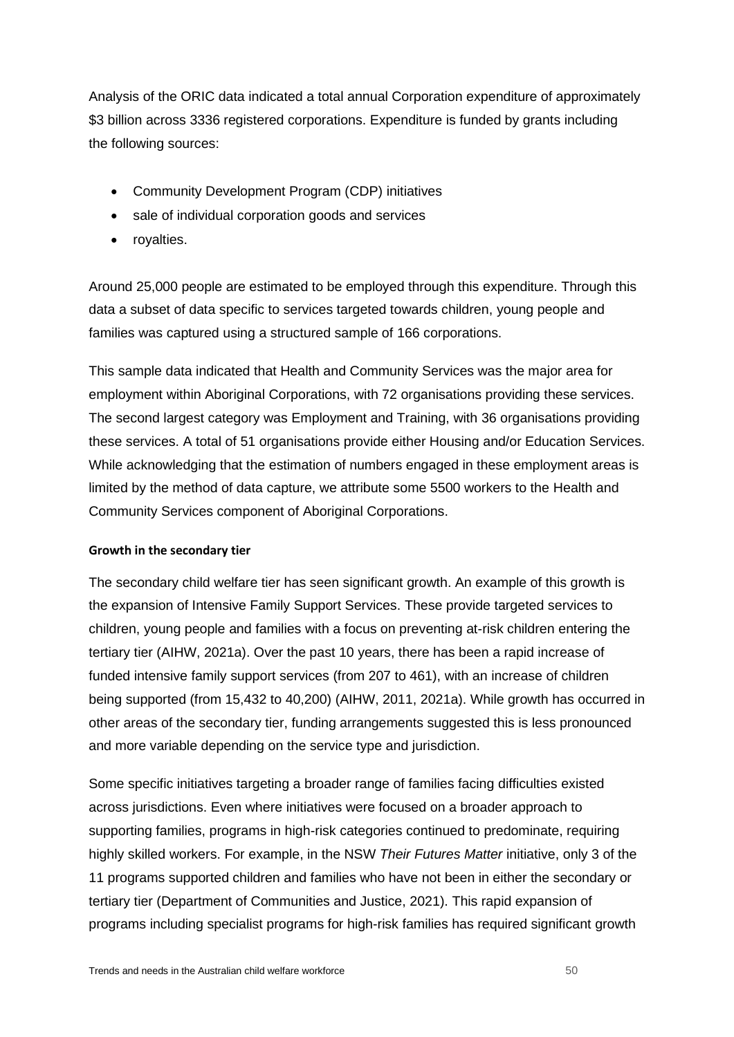Analysis of the ORIC data indicated a total annual Corporation expenditure of approximately $3 billion across 3336 registered corporations. Expenditure is funded by grants including the following sources:

- Community Development Program (CDP) initiatives
- sale of individual corporation goods and services
- royalties.

Around 25,000 people are estimated to be employed through this expenditure. Through this data a subset of data specific to services targeted towards children, young people and families was captured using a structured sample of 166 corporations.

This sample data indicated that Health and Community Services was the major area for employment within Aboriginal Corporations, with 72 organisations providing these services. The second largest category was Employment and Training, with 36 organisations providing these services. A total of 51 organisations provide either Housing and/or Education Services. While acknowledging that the estimation of numbers engaged in these employment areas is limited by the method of data capture, we attribute some 5500 workers to the Health and Community Services component of Aboriginal Corporations.

#### Growth in the secondary tier

The secondary child welfare tier has seen significant growth. An example of this growth is the expansion of Intensive Family Support Services. These provide targeted services to children, young people and families with a focus on preventing at-risk children entering the tertiary tier (AIHW, 2021a). Over the past 10 years, there has been a rapid increase of funded intensive family support services (from 207 to 461), with an increase of children being supported (from 15,432 to 40,200) (AIHW, 2011, 2021a). While growth has occurred in other areas of the secondary tier, funding arrangements suggested this is less pronounced and more variable depending on the service type and jurisdiction.

Some specific initiatives targeting a broader range of families facing difficulties existed across jurisdictions. Even where initiatives were focused on a broader approach to supporting families, programs in high-risk categories continued to predominate, requiring highly skilled workers. For example, in the NSW *Their Futures Matter* initiative, only 3 of the 11 programs supported children and families who have not been in either the secondary or tertiary tier (Department of Communities and Justice, 2021). This rapid expansion of programs including specialist programs for high-risk families has required significant growth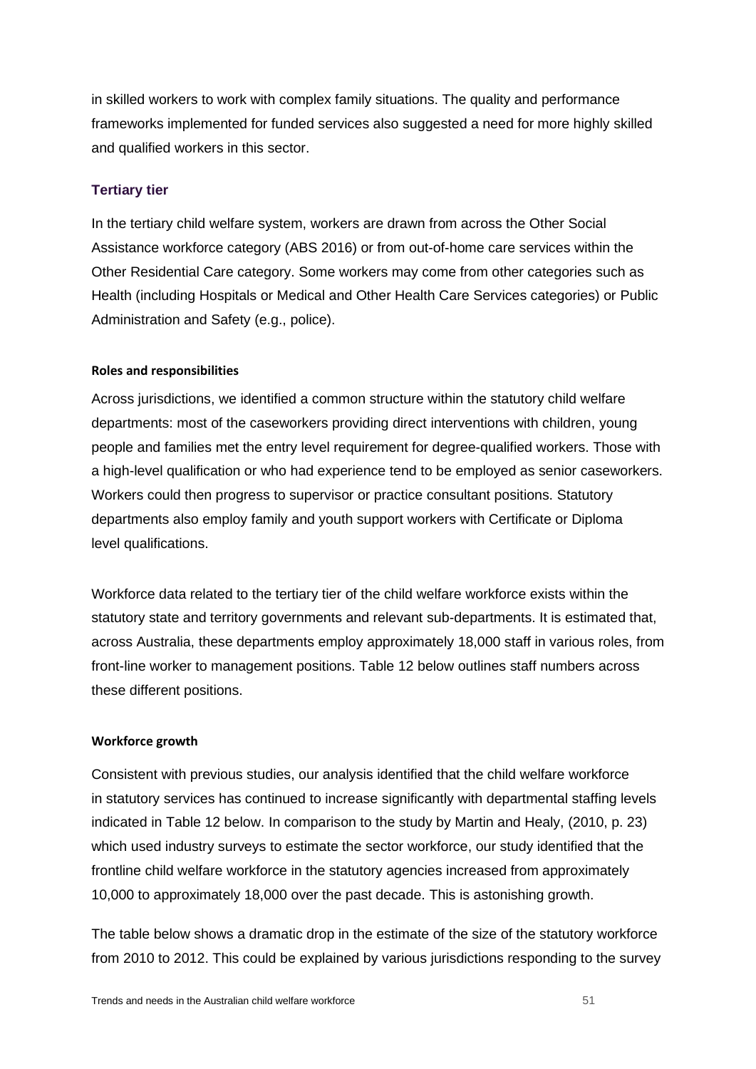in skilled workers to work with complex family situations. The quality and performance frameworks implemented for funded services also suggested a need for more highly skilled and qualified workers in this sector.

### Tertiary tier

In the tertiary child welfare system, workers are drawn from across the Other Social Assistance workforce category (ABS 2016) or from out-of-home care services within the Other Residential Care category. Some workers may come from other categories such as Health (including Hospitals or Medical and Other Health Care Services categories) or Public Administration and Safety (e.g., police).

#### Roles and responsibilities

Across jurisdictions, we identified a common structure within the statutory child welfare departments: most of the caseworkers providing direct interventions with children, young people and families met the entry level requirement for degree-qualified workers. Those with a high-level qualification or who had experience tend to be employed as senior caseworkers. Workers could then progress to supervisor or practice consultant positions. Statutory departments also employ family and youth support workers with Certificate or Diploma level qualifications.

Workforce data related to the tertiary tier of the child welfare workforce exists within the statutory state and territory governments and relevant sub-departments. It is estimated that, across Australia, these departments employ approximately 18,000 staff in various roles, from front-line worker to management positions. Table 12 below outlines staff numbers across these different positions.

#### Workforce growth

Consistent with previous studies, our analysis identified that the child welfare workforce in statutory services has continued to increase significantly with departmental staffing levels indicated in Table 12 below. In comparison to the study by Martin and Healy, (2010, p. 23) which used industry surveys to estimate the sector workforce, our study identified that the frontline child welfare workforce in the statutory agencies increased from approximately 10,000 to approximately 18,000 over the past decade. This is astonishing growth.

The table below shows a dramatic drop in the estimate of the size of the statutory workforce from 2010 to 2012. This could be explained by various jurisdictions responding to the survey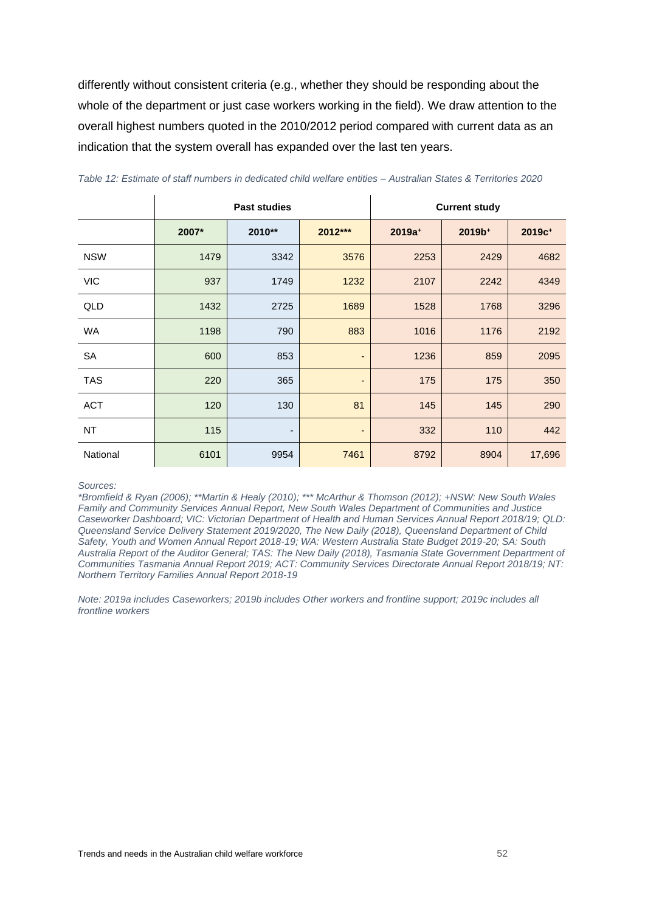differently without consistent criteria (e.g., whether they should be responding about the whole of the department or just case workers working in the field). We draw attention to the overall highest numbers quoted in the 2010/2012 period compared with current data as an indication that the system overall has expanded over the last ten years.

*Table 12: Estimate of staff numbers in dedicated child welfare entities – Australian States & Territories 2020*

| | Past studies | | | Current study | | |
|---|---|---|---|---|---|---|
| | 2007* | 2010** | 2012*** | 2019a+ | 2019b+ | 2019c+ |
| NSW | 1479 | 3342 | 3576 | 2253 | 2429 | 4682 |
| VIC | 937 | 1749 | 1232 | 2107 | 2242 | 4349 |
| QLD | 1432 | 2725 | 1689 | 1528 | 1768 | 3296 |
| WA | 1198 | 790 | 883 | 1016 | 1176 | 2192 |
| SA | 600 | 853 | - | 1236 | 859 | 2095 |
| TAS | 220 | 365 | - | 175 | 175 | 350 |
| ACT | 120 | 130 | 81 | 145 | 145 | 290 |
| NT | 115 | - | - | 332 | 110 | 442 |
| National | 6101 | 9954 | 7461 | 8792 | 8904 | 17,696 |

*Sources:*

*\*Bromfield & Ryan (2006); \*\*Martin & Healy (2010); \*\*\* McArthur & Thomson (2012); +NSW: New South Wales Family and Community Services Annual Report, New South Wales Department of Communities and Justice Caseworker Dashboard; VIC: Victorian Department of Health and Human Services Annual Report 2018/19; QLD: Queensland Service Delivery Statement 2019/2020, The New Daily (2018), Queensland Department of Child Safety, Youth and Women Annual Report 2018-19; WA: Western Australia State Budget 2019-20; SA: South Australia Report of the Auditor General; TAS: The New Daily (2018), Tasmania State Government Department of Communities Tasmania Annual Report 2019; ACT: Community Services Directorate Annual Report 2018/19; NT: Northern Territory Families Annual Report 2018-19*

*Note: 2019a includes Caseworkers; 2019b includes Other workers and frontline support; 2019c includes all frontline workers*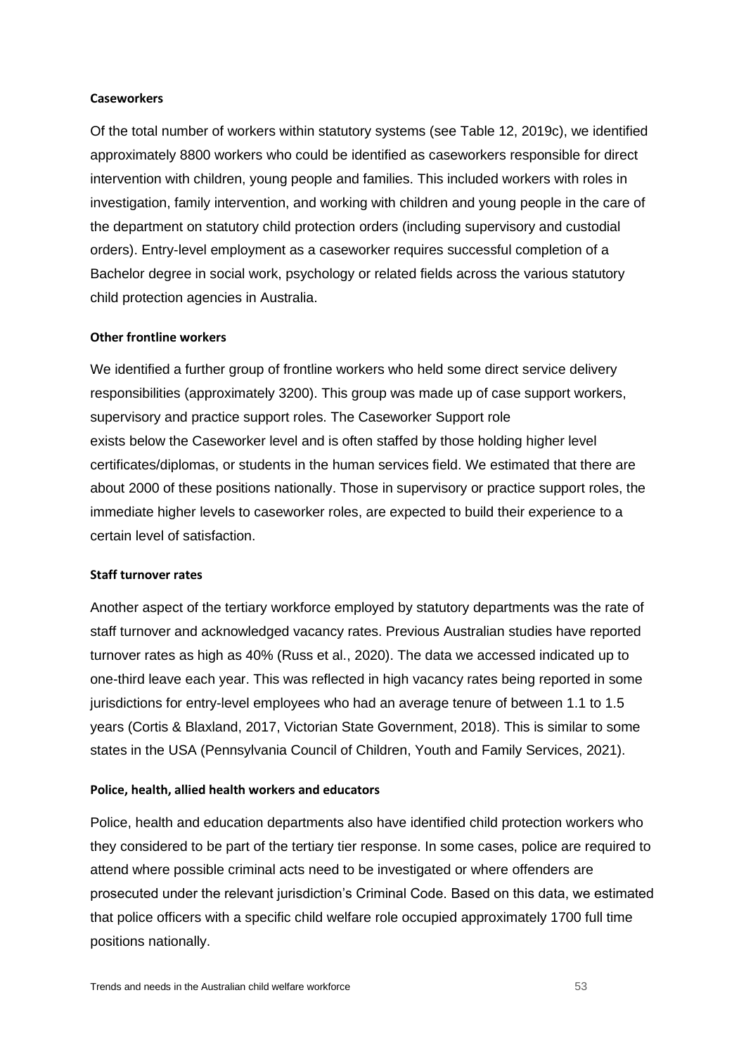**Caseworkers**

Of the total number of workers within statutory systems (see Table 12, 2019c), we identified approximately 8800 workers who could be identified as caseworkers responsible for direct intervention with children, young people and families. This included workers with roles in investigation, family intervention, and working with children and young people in the care of the department on statutory child protection orders (including supervisory and custodial orders). Entry-level employment as a caseworker requires successful completion of a Bachelor degree in social work, psychology or related fields across the various statutory child protection agencies in Australia.

**Other frontline workers**

We identified a further group of frontline workers who held some direct service delivery responsibilities (approximately 3200). This group was made up of case support workers, supervisory and practice support roles. The Caseworker Support role exists below the Caseworker level and is often staffed by those holding higher level certificates/diplomas, or students in the human services field. We estimated that there are about 2000 of these positions nationally. Those in supervisory or practice support roles, the immediate higher levels to caseworker roles, are expected to build their experience to a certain level of satisfaction.

**Staff turnover rates**

Another aspect of the tertiary workforce employed by statutory departments was the rate of staff turnover and acknowledged vacancy rates. Previous Australian studies have reported turnover rates as high as 40% (Russ et al., 2020). The data we accessed indicated up to one-third leave each year. This was reflected in high vacancy rates being reported in some jurisdictions for entry-level employees who had an average tenure of between 1.1 to 1.5 years (Cortis & Blaxland, 2017, Victorian State Government, 2018). This is similar to some states in the USA (Pennsylvania Council of Children, Youth and Family Services, 2021).

**Police, health, allied health workers and educators**

Police, health and education departments also have identified child protection workers who they considered to be part of the tertiary tier response. In some cases, police are required to attend where possible criminal acts need to be investigated or where offenders are prosecuted under the relevant jurisdiction's Criminal Code. Based on this data, we estimated that police officers with a specific child welfare role occupied approximately 1700 full time positions nationally.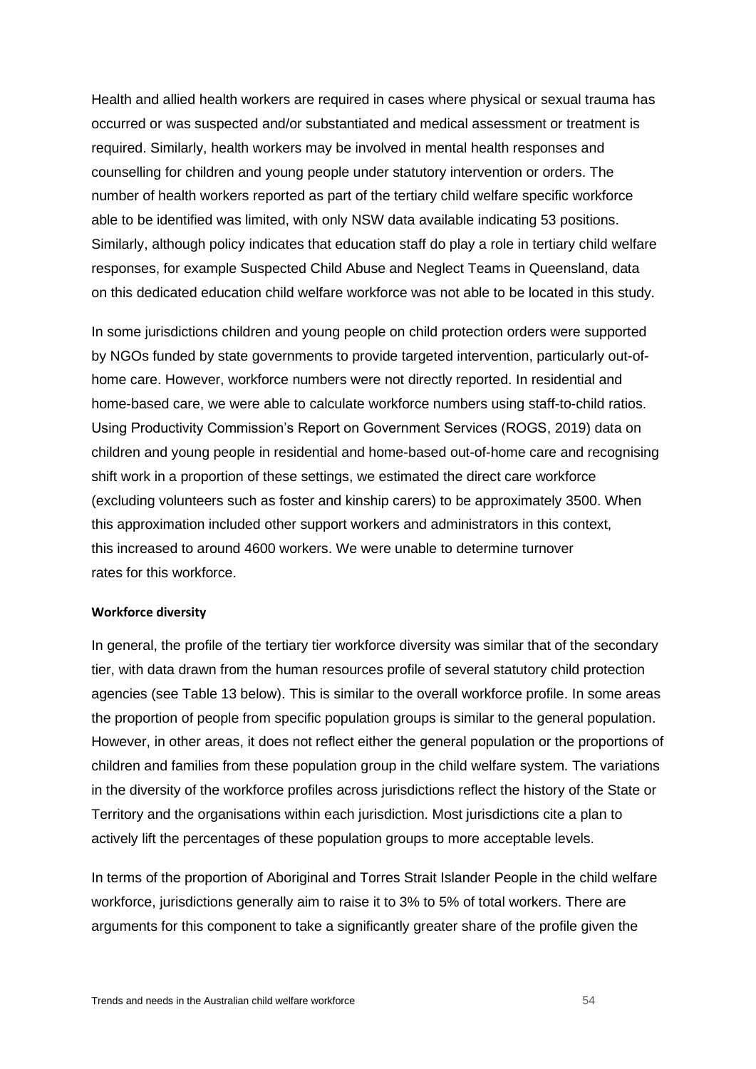Health and allied health workers are required in cases where physical or sexual trauma has occurred or was suspected and/or substantiated and medical assessment or treatment is required. Similarly, health workers may be involved in mental health responses and counselling for children and young people under statutory intervention or orders. The number of health workers reported as part of the tertiary child welfare specific workforce able to be identified was limited, with only NSW data available indicating 53 positions. Similarly, although policy indicates that education staff do play a role in tertiary child welfare responses, for example Suspected Child Abuse and Neglect Teams in Queensland, data on this dedicated education child welfare workforce was not able to be located in this study.

In some jurisdictions children and young people on child protection orders were supported by NGOs funded by state governments to provide targeted intervention, particularly out-of-home care. However, workforce numbers were not directly reported. In residential and home-based care, we were able to calculate workforce numbers using staff-to-child ratios. Using Productivity Commission's Report on Government Services (ROGS, 2019) data on children and young people in residential and home-based out-of-home care and recognising shift work in a proportion of these settings, we estimated the direct care workforce (excluding volunteers such as foster and kinship carers) to be approximately 3500. When this approximation included other support workers and administrators in this context, this increased to around 4600 workers. We were unable to determine turnover rates for this workforce.

**Workforce diversity**

In general, the profile of the tertiary tier workforce diversity was similar that of the secondary tier, with data drawn from the human resources profile of several statutory child protection agencies (see Table 13 below). This is similar to the overall workforce profile. In some areas the proportion of people from specific population groups is similar to the general population. However, in other areas, it does not reflect either the general population or the proportions of children and families from these population group in the child welfare system. The variations in the diversity of the workforce profiles across jurisdictions reflect the history of the State or Territory and the organisations within each jurisdiction. Most jurisdictions cite a plan to actively lift the percentages of these population groups to more acceptable levels.

In terms of the proportion of Aboriginal and Torres Strait Islander People in the child welfare workforce, jurisdictions generally aim to raise it to 3% to 5% of total workers. There are arguments for this component to take a significantly greater share of the profile given the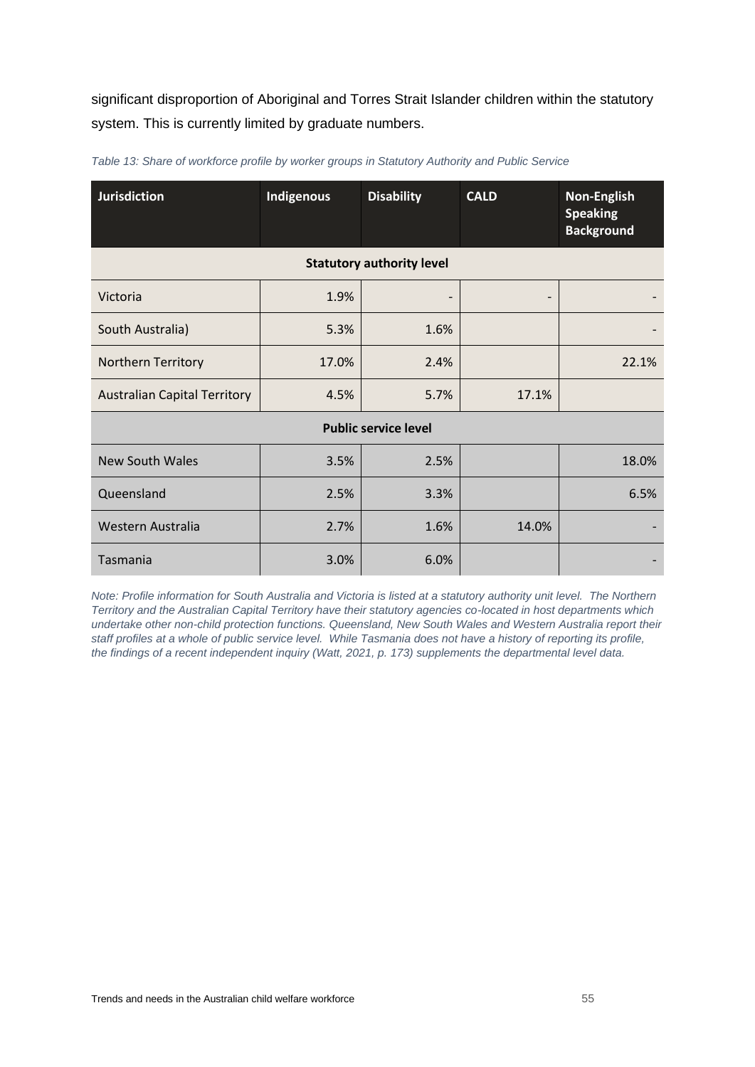significant disproportion of Aboriginal and Torres Strait Islander children within the statutory system. This is currently limited by graduate numbers.

*Table 13: Share of workforce profile by worker groups in Statutory Authority and Public Service*

| Jurisdiction | Indigenous | Disability | CALD | Non-English Speaking Background |
|---|---|---|---|---|
| **Statutory authority level** | | | | |
| Victoria | 1.9% | - | - | - |
| South Australia) | 5.3% | 1.6% | | - |
| Northern Territory | 17.0% | 2.4% | | 22.1% |
| Australian Capital Territory | 4.5% | 5.7% | 17.1% | |
| **Public service level** | | | | |
| New South Wales | 3.5% | 2.5% | | 18.0% |
| Queensland | 2.5% | 3.3% | | 6.5% |
| Western Australia | 2.7% | 1.6% | 14.0% | - |
| Tasmania | 3.0% | 6.0% | | - |

*Note: Profile information for South Australia and Victoria is listed at a statutory authority unit level. The Northern Territory and the Australian Capital Territory have their statutory agencies co-located in host departments which undertake other non-child protection functions. Queensland, New South Wales and Western Australia report their staff profiles at a whole of public service level. While Tasmania does not have a history of reporting its profile, the findings of a recent independent inquiry (Watt, 2021, p. 173) supplements the departmental level data.*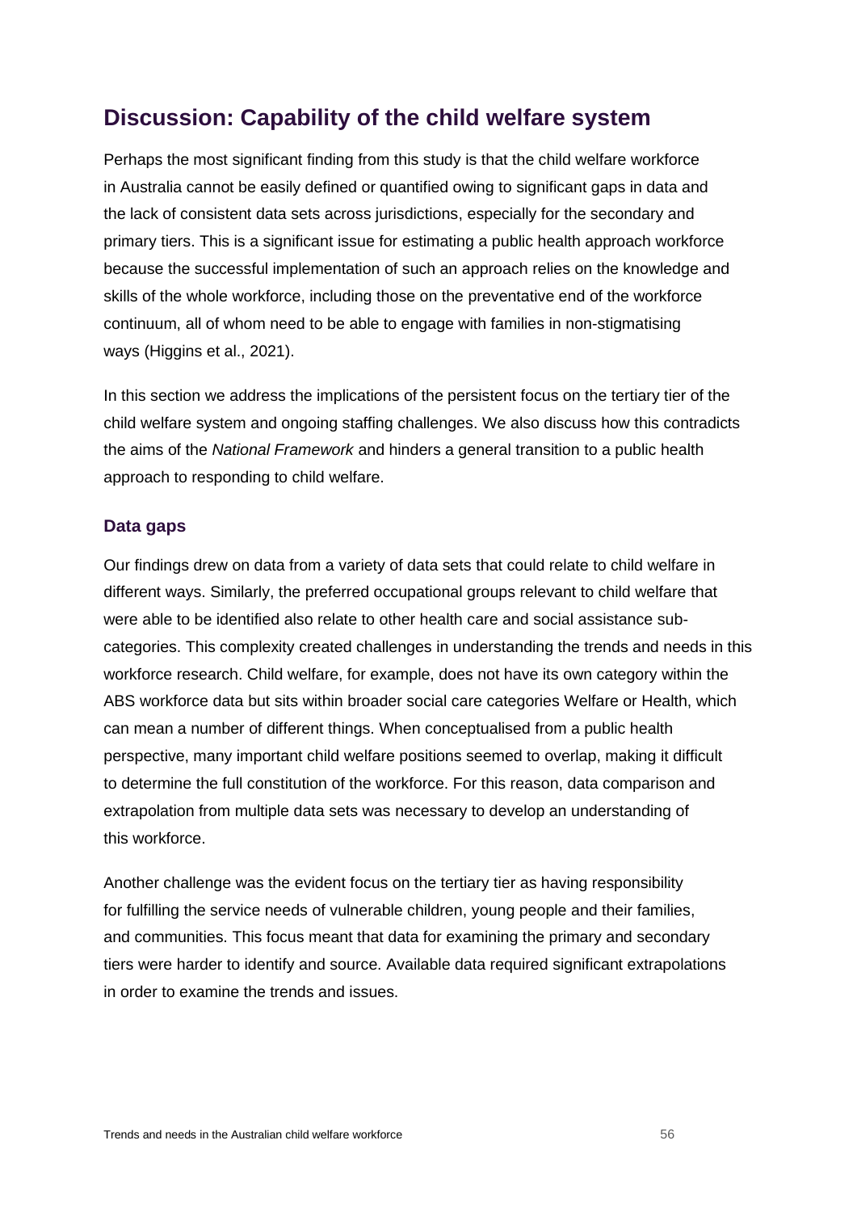## Discussion: Capability of the child welfare system

Perhaps the most significant finding from this study is that the child welfare workforce in Australia cannot be easily defined or quantified owing to significant gaps in data and the lack of consistent data sets across jurisdictions, especially for the secondary and primary tiers. This is a significant issue for estimating a public health approach workforce because the successful implementation of such an approach relies on the knowledge and skills of the whole workforce, including those on the preventative end of the workforce continuum, all of whom need to be able to engage with families in non-stigmatising ways (Higgins et al., 2021).

In this section we address the implications of the persistent focus on the tertiary tier of the child welfare system and ongoing staffing challenges. We also discuss how this contradicts the aims of the *National Framework* and hinders a general transition to a public health approach to responding to child welfare.

### Data gaps

Our findings drew on data from a variety of data sets that could relate to child welfare in different ways. Similarly, the preferred occupational groups relevant to child welfare that were able to be identified also relate to other health care and social assistance sub-categories. This complexity created challenges in understanding the trends and needs in this workforce research. Child welfare, for example, does not have its own category within the ABS workforce data but sits within broader social care categories Welfare or Health, which can mean a number of different things. When conceptualised from a public health perspective, many important child welfare positions seemed to overlap, making it difficult to determine the full constitution of the workforce. For this reason, data comparison and extrapolation from multiple data sets was necessary to develop an understanding of this workforce.

Another challenge was the evident focus on the tertiary tier as having responsibility for fulfilling the service needs of vulnerable children, young people and their families, and communities. This focus meant that data for examining the primary and secondary tiers were harder to identify and source. Available data required significant extrapolations in order to examine the trends and issues.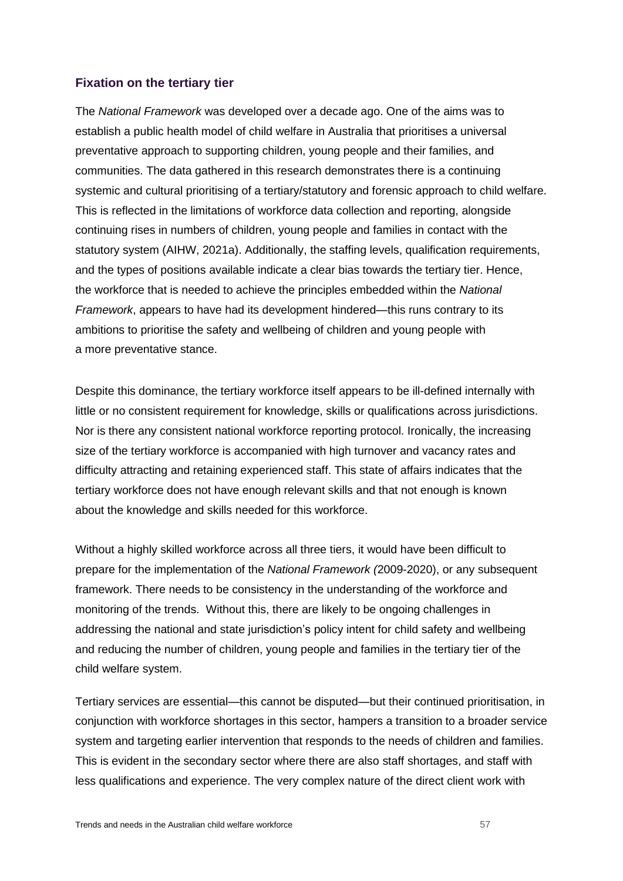### Fixation on the tertiary tier

The *National Framework* was developed over a decade ago. One of the aims was to establish a public health model of child welfare in Australia that prioritises a universal preventative approach to supporting children, young people and their families, and communities. The data gathered in this research demonstrates there is a continuing systemic and cultural prioritising of a tertiary/statutory and forensic approach to child welfare. This is reflected in the limitations of workforce data collection and reporting, alongside continuing rises in numbers of children, young people and families in contact with the statutory system (AIHW, 2021a). Additionally, the staffing levels, qualification requirements, and the types of positions available indicate a clear bias towards the tertiary tier. Hence, the workforce that is needed to achieve the principles embedded within the *National Framework*, appears to have had its development hindered—this runs contrary to its ambitions to prioritise the safety and wellbeing of children and young people with a more preventative stance.

Despite this dominance, the tertiary workforce itself appears to be ill-defined internally with little or no consistent requirement for knowledge, skills or qualifications across jurisdictions. Nor is there any consistent national workforce reporting protocol. Ironically, the increasing size of the tertiary workforce is accompanied with high turnover and vacancy rates and difficulty attracting and retaining experienced staff. This state of affairs indicates that the tertiary workforce does not have enough relevant skills and that not enough is known about the knowledge and skills needed for this workforce.

Without a highly skilled workforce across all three tiers, it would have been difficult to prepare for the implementation of the *National Framework (*2009-2020), or any subsequent framework. There needs to be consistency in the understanding of the workforce and monitoring of the trends. Without this, there are likely to be ongoing challenges in addressing the national and state jurisdiction's policy intent for child safety and wellbeing and reducing the number of children, young people and families in the tertiary tier of the child welfare system.

Tertiary services are essential—this cannot be disputed—but their continued prioritisation, in conjunction with workforce shortages in this sector, hampers a transition to a broader service system and targeting earlier intervention that responds to the needs of children and families. This is evident in the secondary sector where there are also staff shortages, and staff with less qualifications and experience. The very complex nature of the direct client work with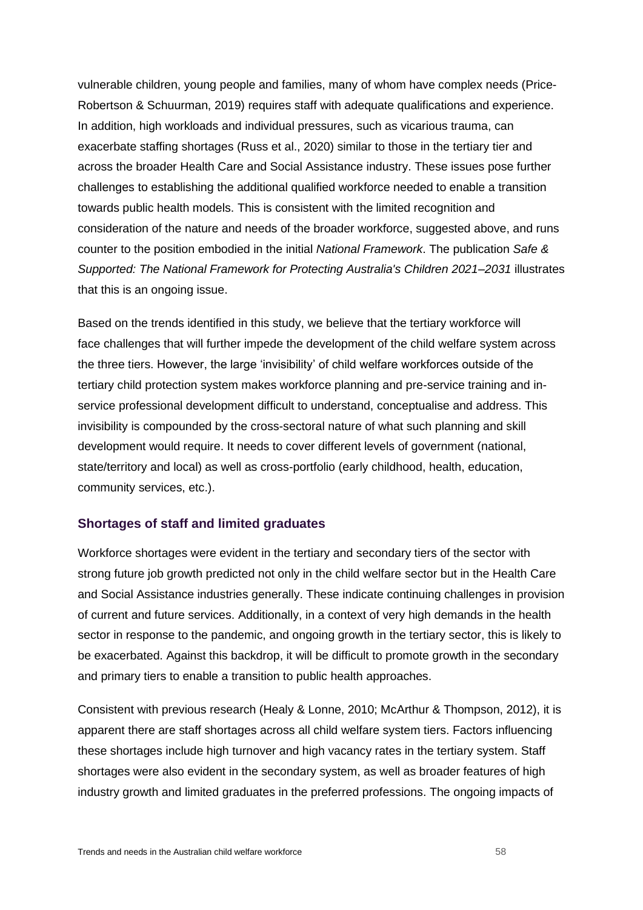vulnerable children, young people and families, many of whom have complex needs (Price-Robertson & Schuurman, 2019) requires staff with adequate qualifications and experience. In addition, high workloads and individual pressures, such as vicarious trauma, can exacerbate staffing shortages (Russ et al., 2020) similar to those in the tertiary tier and across the broader Health Care and Social Assistance industry. These issues pose further challenges to establishing the additional qualified workforce needed to enable a transition towards public health models. This is consistent with the limited recognition and consideration of the nature and needs of the broader workforce, suggested above, and runs counter to the position embodied in the initial *National Framework*. The publication *Safe & Supported: The National Framework for Protecting Australia's Children 2021–2031* illustrates that this is an ongoing issue.

Based on the trends identified in this study, we believe that the tertiary workforce will face challenges that will further impede the development of the child welfare system across the three tiers. However, the large 'invisibility' of child welfare workforces outside of the tertiary child protection system makes workforce planning and pre-service training and in-service professional development difficult to understand, conceptualise and address. This invisibility is compounded by the cross-sectoral nature of what such planning and skill development would require. It needs to cover different levels of government (national, state/territory and local) as well as cross-portfolio (early childhood, health, education, community services, etc.).

### Shortages of staff and limited graduates

Workforce shortages were evident in the tertiary and secondary tiers of the sector with strong future job growth predicted not only in the child welfare sector but in the Health Care and Social Assistance industries generally. These indicate continuing challenges in provision of current and future services. Additionally, in a context of very high demands in the health sector in response to the pandemic, and ongoing growth in the tertiary sector, this is likely to be exacerbated. Against this backdrop, it will be difficult to promote growth in the secondary and primary tiers to enable a transition to public health approaches.

Consistent with previous research (Healy & Lonne, 2010; McArthur & Thompson, 2012), it is apparent there are staff shortages across all child welfare system tiers. Factors influencing these shortages include high turnover and high vacancy rates in the tertiary system. Staff shortages were also evident in the secondary system, as well as broader features of high industry growth and limited graduates in the preferred professions. The ongoing impacts of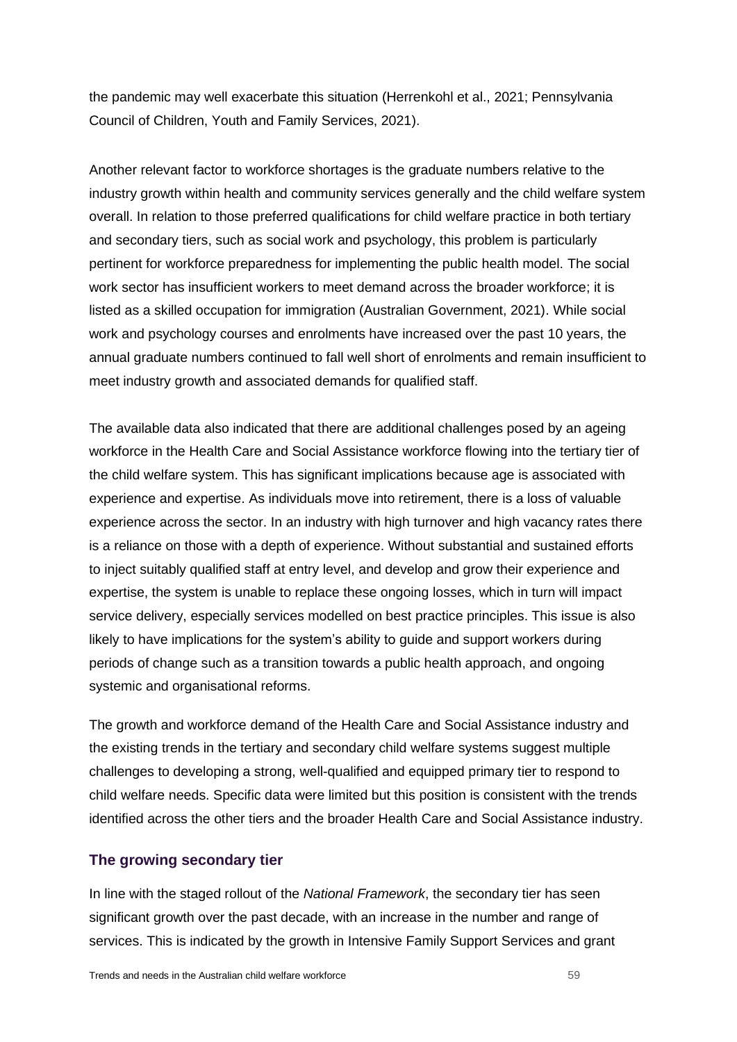the pandemic may well exacerbate this situation (Herrenkohl et al., 2021; Pennsylvania Council of Children, Youth and Family Services, 2021).

Another relevant factor to workforce shortages is the graduate numbers relative to the industry growth within health and community services generally and the child welfare system overall. In relation to those preferred qualifications for child welfare practice in both tertiary and secondary tiers, such as social work and psychology, this problem is particularly pertinent for workforce preparedness for implementing the public health model. The social work sector has insufficient workers to meet demand across the broader workforce; it is listed as a skilled occupation for immigration (Australian Government, 2021). While social work and psychology courses and enrolments have increased over the past 10 years, the annual graduate numbers continued to fall well short of enrolments and remain insufficient to meet industry growth and associated demands for qualified staff.

The available data also indicated that there are additional challenges posed by an ageing workforce in the Health Care and Social Assistance workforce flowing into the tertiary tier of the child welfare system. This has significant implications because age is associated with experience and expertise. As individuals move into retirement, there is a loss of valuable experience across the sector. In an industry with high turnover and high vacancy rates there is a reliance on those with a depth of experience. Without substantial and sustained efforts to inject suitably qualified staff at entry level, and develop and grow their experience and expertise, the system is unable to replace these ongoing losses, which in turn will impact service delivery, especially services modelled on best practice principles. This issue is also likely to have implications for the system's ability to guide and support workers during periods of change such as a transition towards a public health approach, and ongoing systemic and organisational reforms.

The growth and workforce demand of the Health Care and Social Assistance industry and the existing trends in the tertiary and secondary child welfare systems suggest multiple challenges to developing a strong, well-qualified and equipped primary tier to respond to child welfare needs. Specific data were limited but this position is consistent with the trends identified across the other tiers and the broader Health Care and Social Assistance industry.

### The growing secondary tier

In line with the staged rollout of the *National Framework*, the secondary tier has seen significant growth over the past decade, with an increase in the number and range of services. This is indicated by the growth in Intensive Family Support Services and grant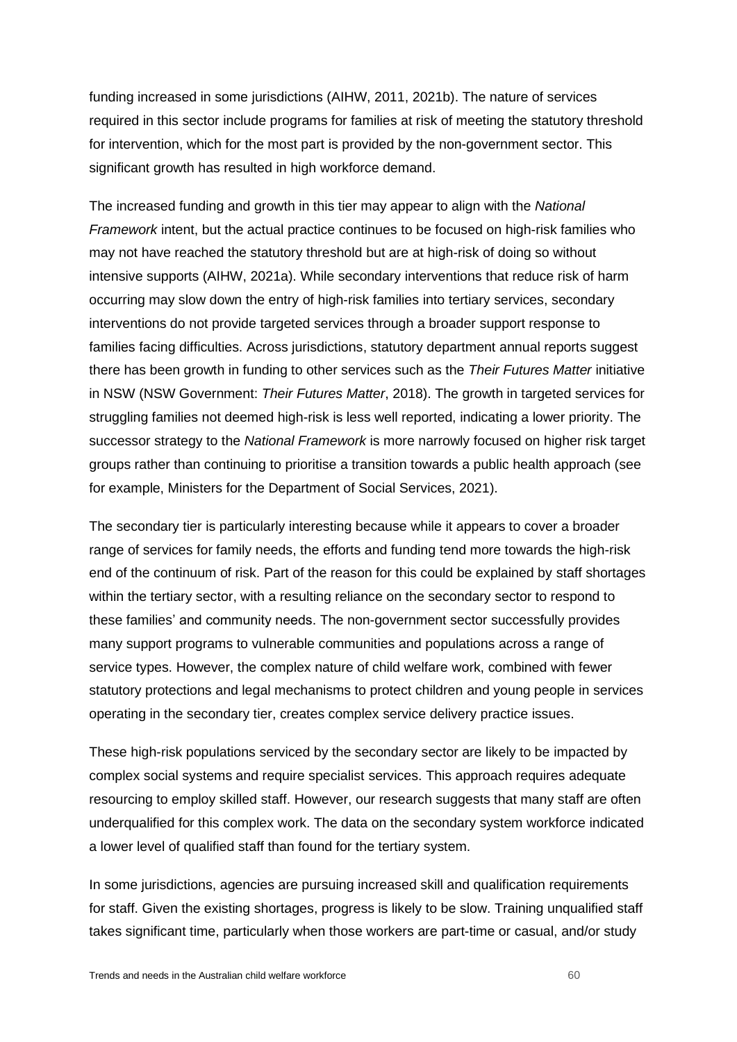funding increased in some jurisdictions (AIHW, 2011, 2021b). The nature of services required in this sector include programs for families at risk of meeting the statutory threshold for intervention, which for the most part is provided by the non-government sector. This significant growth has resulted in high workforce demand.

The increased funding and growth in this tier may appear to align with the *National Framework* intent, but the actual practice continues to be focused on high-risk families who may not have reached the statutory threshold but are at high-risk of doing so without intensive supports (AIHW, 2021a). While secondary interventions that reduce risk of harm occurring may slow down the entry of high-risk families into tertiary services, secondary interventions do not provide targeted services through a broader support response to families facing difficulties. Across jurisdictions, statutory department annual reports suggest there has been growth in funding to other services such as the *Their Futures Matter* initiative in NSW (NSW Government: *Their Futures Matter*, 2018). The growth in targeted services for struggling families not deemed high-risk is less well reported, indicating a lower priority. The successor strategy to the *National Framework* is more narrowly focused on higher risk target groups rather than continuing to prioritise a transition towards a public health approach (see for example, Ministers for the Department of Social Services, 2021).

The secondary tier is particularly interesting because while it appears to cover a broader range of services for family needs, the efforts and funding tend more towards the high-risk end of the continuum of risk. Part of the reason for this could be explained by staff shortages within the tertiary sector, with a resulting reliance on the secondary sector to respond to these families' and community needs. The non-government sector successfully provides many support programs to vulnerable communities and populations across a range of service types. However, the complex nature of child welfare work, combined with fewer statutory protections and legal mechanisms to protect children and young people in services operating in the secondary tier, creates complex service delivery practice issues.

These high-risk populations serviced by the secondary sector are likely to be impacted by complex social systems and require specialist services. This approach requires adequate resourcing to employ skilled staff. However, our research suggests that many staff are often underqualified for this complex work. The data on the secondary system workforce indicated a lower level of qualified staff than found for the tertiary system.

In some jurisdictions, agencies are pursuing increased skill and qualification requirements for staff. Given the existing shortages, progress is likely to be slow. Training unqualified staff takes significant time, particularly when those workers are part-time or casual, and/or study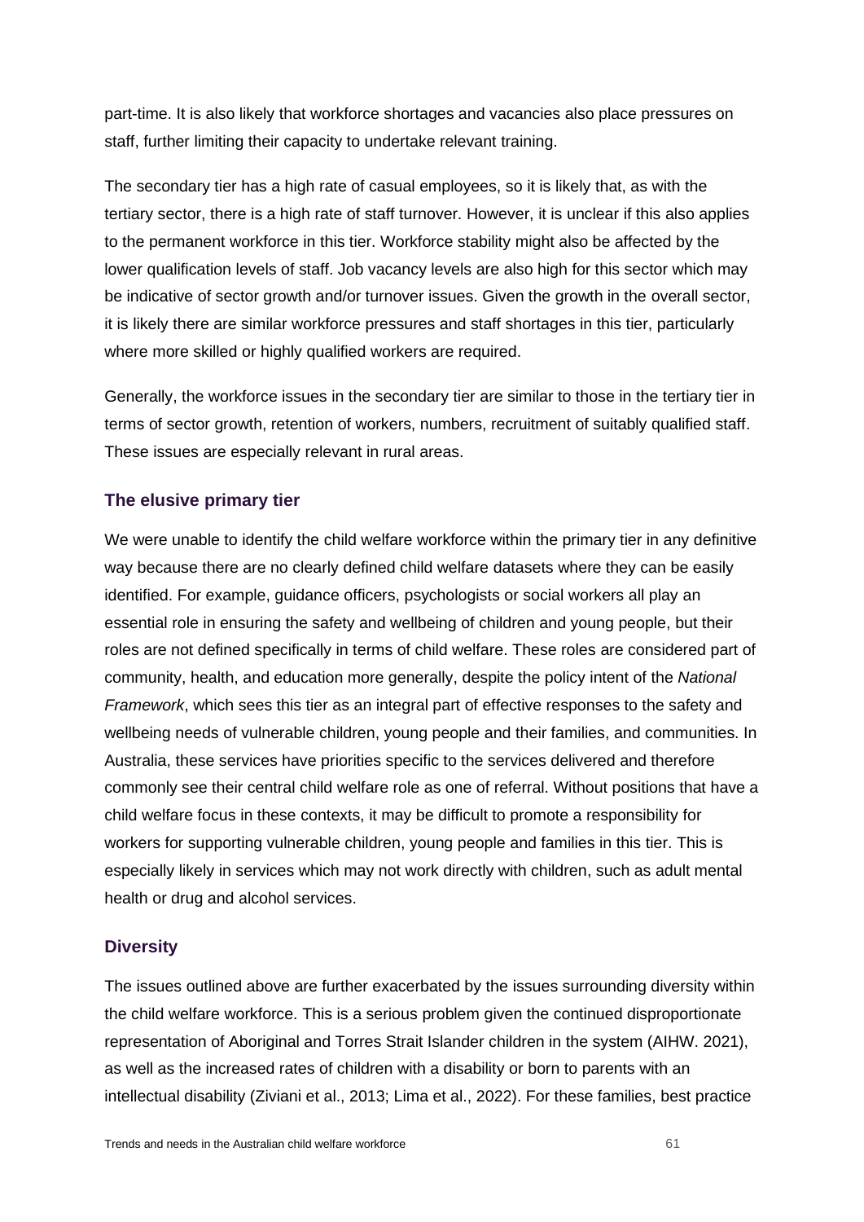part-time. It is also likely that workforce shortages and vacancies also place pressures on staff, further limiting their capacity to undertake relevant training.

The secondary tier has a high rate of casual employees, so it is likely that, as with the tertiary sector, there is a high rate of staff turnover. However, it is unclear if this also applies to the permanent workforce in this tier. Workforce stability might also be affected by the lower qualification levels of staff. Job vacancy levels are also high for this sector which may be indicative of sector growth and/or turnover issues. Given the growth in the overall sector, it is likely there are similar workforce pressures and staff shortages in this tier, particularly where more skilled or highly qualified workers are required.

Generally, the workforce issues in the secondary tier are similar to those in the tertiary tier in terms of sector growth, retention of workers, numbers, recruitment of suitably qualified staff. These issues are especially relevant in rural areas.

### The elusive primary tier

We were unable to identify the child welfare workforce within the primary tier in any definitive way because there are no clearly defined child welfare datasets where they can be easily identified. For example, guidance officers, psychologists or social workers all play an essential role in ensuring the safety and wellbeing of children and young people, but their roles are not defined specifically in terms of child welfare. These roles are considered part of community, health, and education more generally, despite the policy intent of the *National Framework*, which sees this tier as an integral part of effective responses to the safety and wellbeing needs of vulnerable children, young people and their families, and communities. In Australia, these services have priorities specific to the services delivered and therefore commonly see their central child welfare role as one of referral. Without positions that have a child welfare focus in these contexts, it may be difficult to promote a responsibility for workers for supporting vulnerable children, young people and families in this tier. This is especially likely in services which may not work directly with children, such as adult mental health or drug and alcohol services.

### Diversity

The issues outlined above are further exacerbated by the issues surrounding diversity within the child welfare workforce. This is a serious problem given the continued disproportionate representation of Aboriginal and Torres Strait Islander children in the system (AIHW. 2021), as well as the increased rates of children with a disability or born to parents with an intellectual disability (Ziviani et al., 2013; Lima et al., 2022). For these families, best practice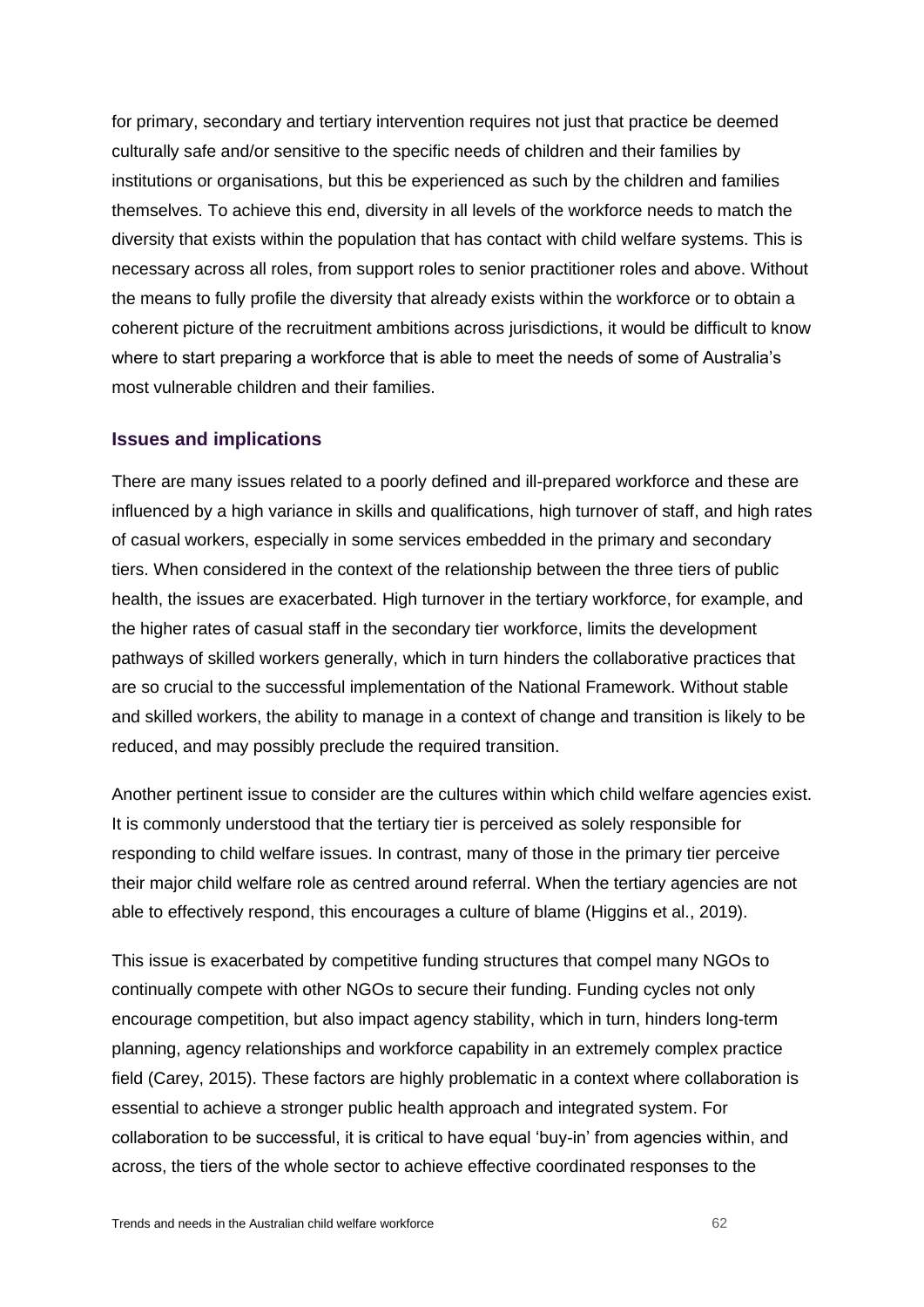for primary, secondary and tertiary intervention requires not just that practice be deemed culturally safe and/or sensitive to the specific needs of children and their families by institutions or organisations, but this be experienced as such by the children and families themselves. To achieve this end, diversity in all levels of the workforce needs to match the diversity that exists within the population that has contact with child welfare systems. This is necessary across all roles, from support roles to senior practitioner roles and above. Without the means to fully profile the diversity that already exists within the workforce or to obtain a coherent picture of the recruitment ambitions across jurisdictions, it would be difficult to know where to start preparing a workforce that is able to meet the needs of some of Australia's most vulnerable children and their families.

### Issues and implications

There are many issues related to a poorly defined and ill-prepared workforce and these are influenced by a high variance in skills and qualifications, high turnover of staff, and high rates of casual workers, especially in some services embedded in the primary and secondary tiers. When considered in the context of the relationship between the three tiers of public health, the issues are exacerbated. High turnover in the tertiary workforce, for example, and the higher rates of casual staff in the secondary tier workforce, limits the development pathways of skilled workers generally, which in turn hinders the collaborative practices that are so crucial to the successful implementation of the National Framework. Without stable and skilled workers, the ability to manage in a context of change and transition is likely to be reduced, and may possibly preclude the required transition.

Another pertinent issue to consider are the cultures within which child welfare agencies exist. It is commonly understood that the tertiary tier is perceived as solely responsible for responding to child welfare issues. In contrast, many of those in the primary tier perceive their major child welfare role as centred around referral. When the tertiary agencies are not able to effectively respond, this encourages a culture of blame (Higgins et al., 2019).

This issue is exacerbated by competitive funding structures that compel many NGOs to continually compete with other NGOs to secure their funding. Funding cycles not only encourage competition, but also impact agency stability, which in turn, hinders long-term planning, agency relationships and workforce capability in an extremely complex practice field (Carey, 2015). These factors are highly problematic in a context where collaboration is essential to achieve a stronger public health approach and integrated system. For collaboration to be successful, it is critical to have equal 'buy-in' from agencies within, and across, the tiers of the whole sector to achieve effective coordinated responses to the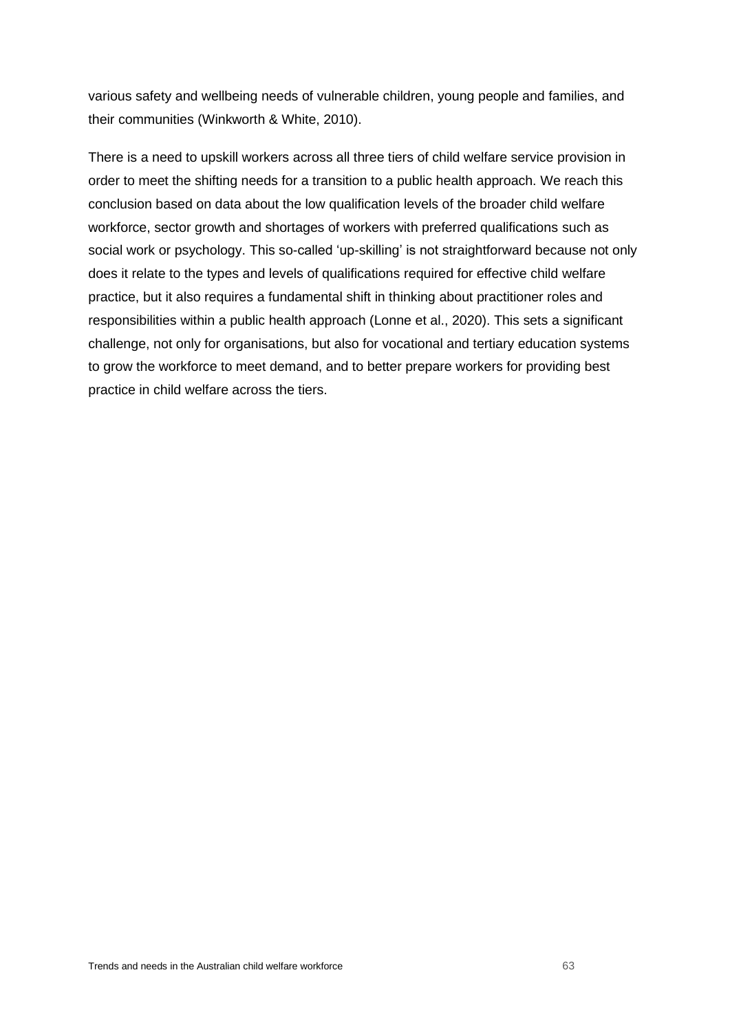various safety and wellbeing needs of vulnerable children, young people and families, and their communities (Winkworth & White, 2010).

There is a need to upskill workers across all three tiers of child welfare service provision in order to meet the shifting needs for a transition to a public health approach. We reach this conclusion based on data about the low qualification levels of the broader child welfare workforce, sector growth and shortages of workers with preferred qualifications such as social work or psychology. This so-called 'up-skilling' is not straightforward because not only does it relate to the types and levels of qualifications required for effective child welfare practice, but it also requires a fundamental shift in thinking about practitioner roles and responsibilities within a public health approach (Lonne et al., 2020). This sets a significant challenge, not only for organisations, but also for vocational and tertiary education systems to grow the workforce to meet demand, and to better prepare workers for providing best practice in child welfare across the tiers.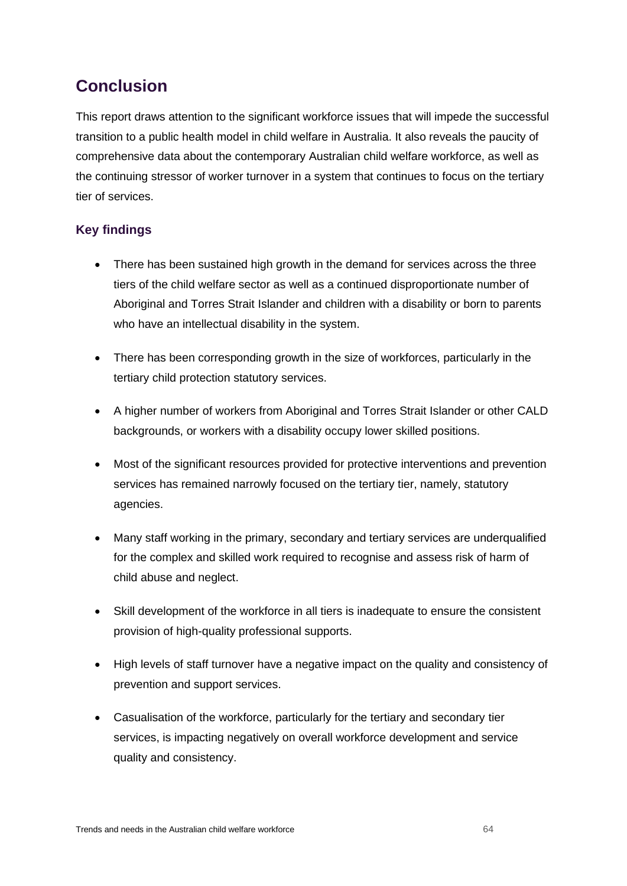# Conclusion

This report draws attention to the significant workforce issues that will impede the successful transition to a public health model in child welfare in Australia. It also reveals the paucity of comprehensive data about the contemporary Australian child welfare workforce, as well as the continuing stressor of worker turnover in a system that continues to focus on the tertiary tier of services.

## Key findings

- There has been sustained high growth in the demand for services across the three tiers of the child welfare sector as well as a continued disproportionate number of Aboriginal and Torres Strait Islander and children with a disability or born to parents who have an intellectual disability in the system.
- There has been corresponding growth in the size of workforces, particularly in the tertiary child protection statutory services.
- A higher number of workers from Aboriginal and Torres Strait Islander or other CALD backgrounds, or workers with a disability occupy lower skilled positions.
- Most of the significant resources provided for protective interventions and prevention services has remained narrowly focused on the tertiary tier, namely, statutory agencies.
- Many staff working in the primary, secondary and tertiary services are underqualified for the complex and skilled work required to recognise and assess risk of harm of child abuse and neglect.
- Skill development of the workforce in all tiers is inadequate to ensure the consistent provision of high-quality professional supports.
- High levels of staff turnover have a negative impact on the quality and consistency of prevention and support services.
- Casualisation of the workforce, particularly for the tertiary and secondary tier services, is impacting negatively on overall workforce development and service quality and consistency.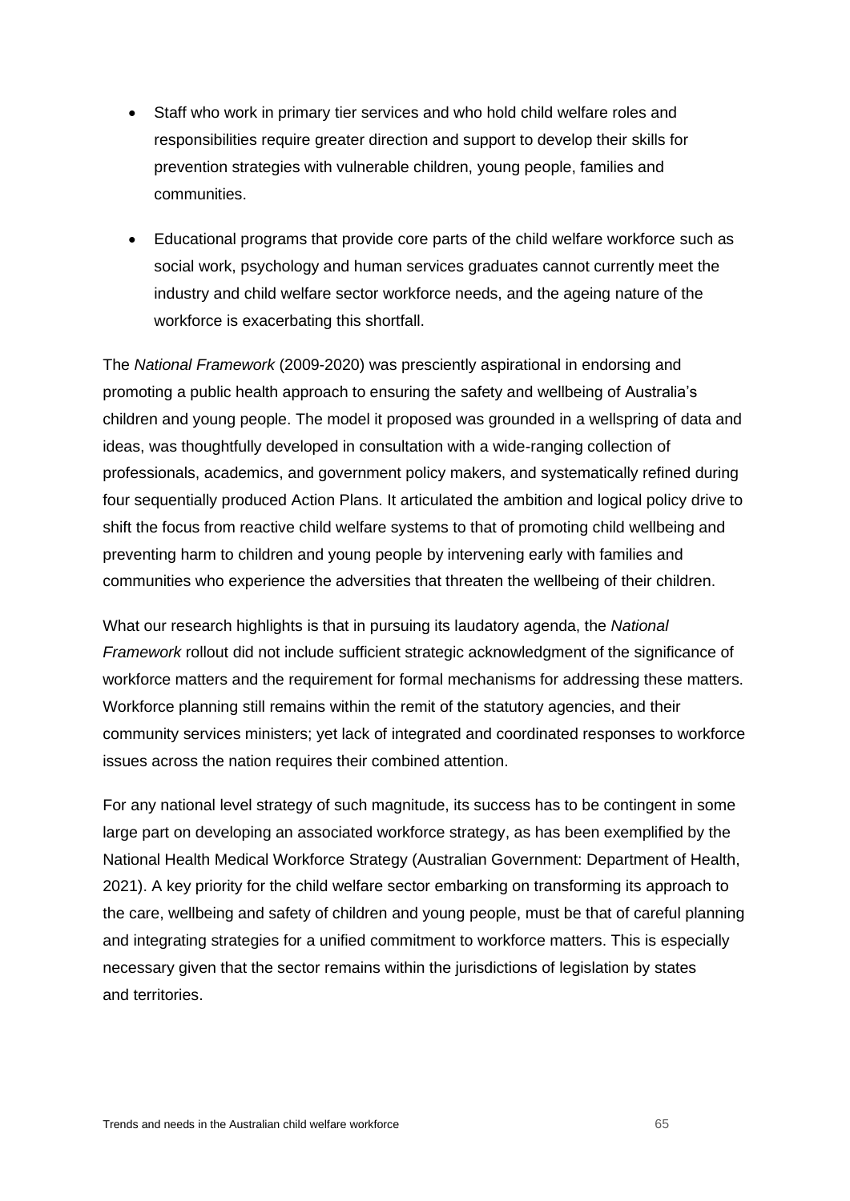- Staff who work in primary tier services and who hold child welfare roles and responsibilities require greater direction and support to develop their skills for prevention strategies with vulnerable children, young people, families and communities.
- Educational programs that provide core parts of the child welfare workforce such as social work, psychology and human services graduates cannot currently meet the industry and child welfare sector workforce needs, and the ageing nature of the workforce is exacerbating this shortfall.

The *National Framework* (2009-2020) was presciently aspirational in endorsing and promoting a public health approach to ensuring the safety and wellbeing of Australia's children and young people. The model it proposed was grounded in a wellspring of data and ideas, was thoughtfully developed in consultation with a wide-ranging collection of professionals, academics, and government policy makers, and systematically refined during four sequentially produced Action Plans. It articulated the ambition and logical policy drive to shift the focus from reactive child welfare systems to that of promoting child wellbeing and preventing harm to children and young people by intervening early with families and communities who experience the adversities that threaten the wellbeing of their children.

What our research highlights is that in pursuing its laudatory agenda, the *National Framework* rollout did not include sufficient strategic acknowledgment of the significance of workforce matters and the requirement for formal mechanisms for addressing these matters. Workforce planning still remains within the remit of the statutory agencies, and their community services ministers; yet lack of integrated and coordinated responses to workforce issues across the nation requires their combined attention.

For any national level strategy of such magnitude, its success has to be contingent in some large part on developing an associated workforce strategy, as has been exemplified by the National Health Medical Workforce Strategy (Australian Government: Department of Health, 2021). A key priority for the child welfare sector embarking on transforming its approach to the care, wellbeing and safety of children and young people, must be that of careful planning and integrating strategies for a unified commitment to workforce matters. This is especially necessary given that the sector remains within the jurisdictions of legislation by states and territories.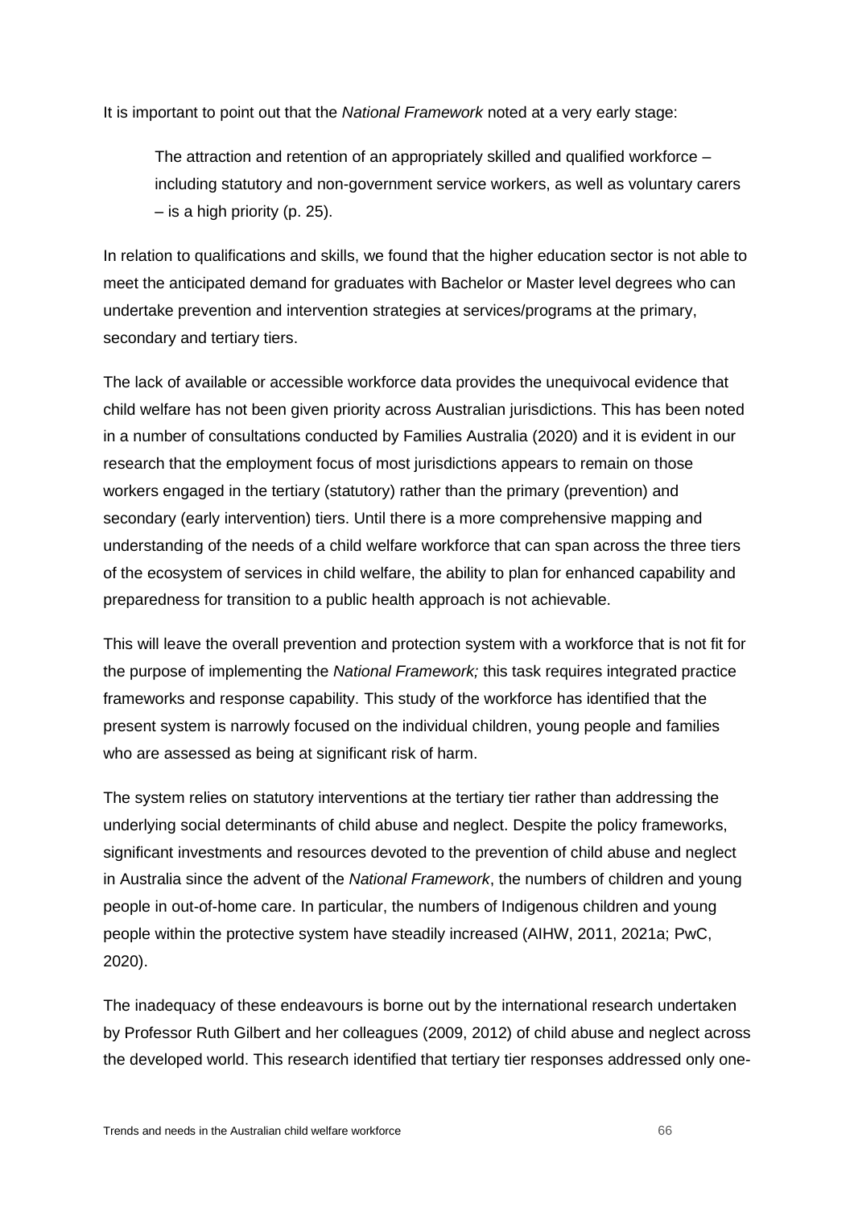It is important to point out that the *National Framework* noted at a very early stage:

> The attraction and retention of an appropriately skilled and qualified workforce – including statutory and non-government service workers, as well as voluntary carers – is a high priority (p. 25).

In relation to qualifications and skills, we found that the higher education sector is not able to meet the anticipated demand for graduates with Bachelor or Master level degrees who can undertake prevention and intervention strategies at services/programs at the primary, secondary and tertiary tiers.

The lack of available or accessible workforce data provides the unequivocal evidence that child welfare has not been given priority across Australian jurisdictions. This has been noted in a number of consultations conducted by Families Australia (2020) and it is evident in our research that the employment focus of most jurisdictions appears to remain on those workers engaged in the tertiary (statutory) rather than the primary (prevention) and secondary (early intervention) tiers. Until there is a more comprehensive mapping and understanding of the needs of a child welfare workforce that can span across the three tiers of the ecosystem of services in child welfare, the ability to plan for enhanced capability and preparedness for transition to a public health approach is not achievable.

This will leave the overall prevention and protection system with a workforce that is not fit for the purpose of implementing the *National Framework;* this task requires integrated practice frameworks and response capability. This study of the workforce has identified that the present system is narrowly focused on the individual children, young people and families who are assessed as being at significant risk of harm.

The system relies on statutory interventions at the tertiary tier rather than addressing the underlying social determinants of child abuse and neglect. Despite the policy frameworks, significant investments and resources devoted to the prevention of child abuse and neglect in Australia since the advent of the *National Framework*, the numbers of children and young people in out-of-home care. In particular, the numbers of Indigenous children and young people within the protective system have steadily increased (AIHW, 2011, 2021a; PwC, 2020).

The inadequacy of these endeavours is borne out by the international research undertaken by Professor Ruth Gilbert and her colleagues (2009, 2012) of child abuse and neglect across the developed world. This research identified that tertiary tier responses addressed only one-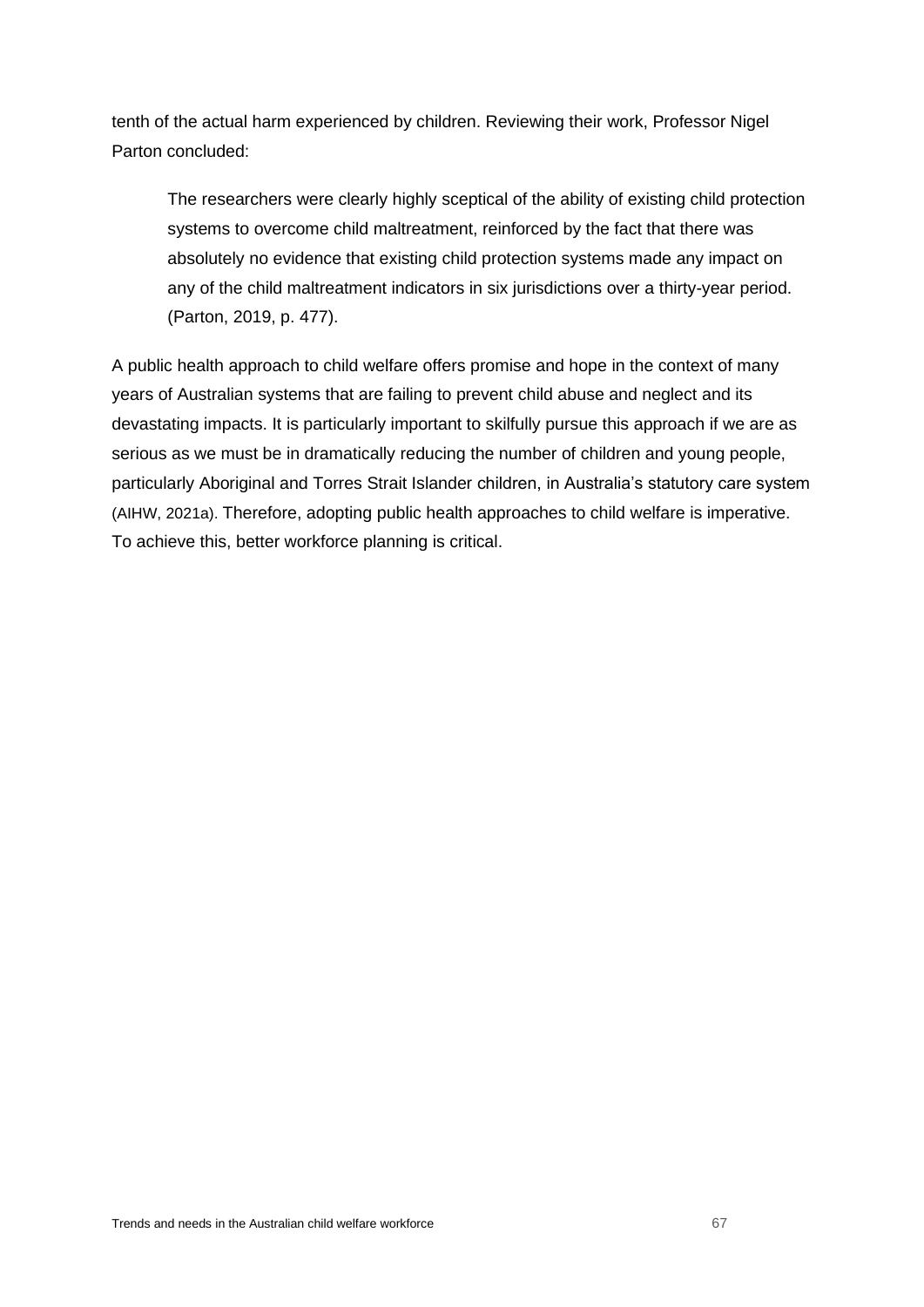tenth of the actual harm experienced by children. Reviewing their work, Professor Nigel Parton concluded:

> The researchers were clearly highly sceptical of the ability of existing child protection systems to overcome child maltreatment, reinforced by the fact that there was absolutely no evidence that existing child protection systems made any impact on any of the child maltreatment indicators in six jurisdictions over a thirty-year period. (Parton, 2019, p. 477).

A public health approach to child welfare offers promise and hope in the context of many years of Australian systems that are failing to prevent child abuse and neglect and its devastating impacts. It is particularly important to skilfully pursue this approach if we are as serious as we must be in dramatically reducing the number of children and young people, particularly Aboriginal and Torres Strait Islander children, in Australia's statutory care system (AIHW, 2021a). Therefore, adopting public health approaches to child welfare is imperative. To achieve this, better workforce planning is critical.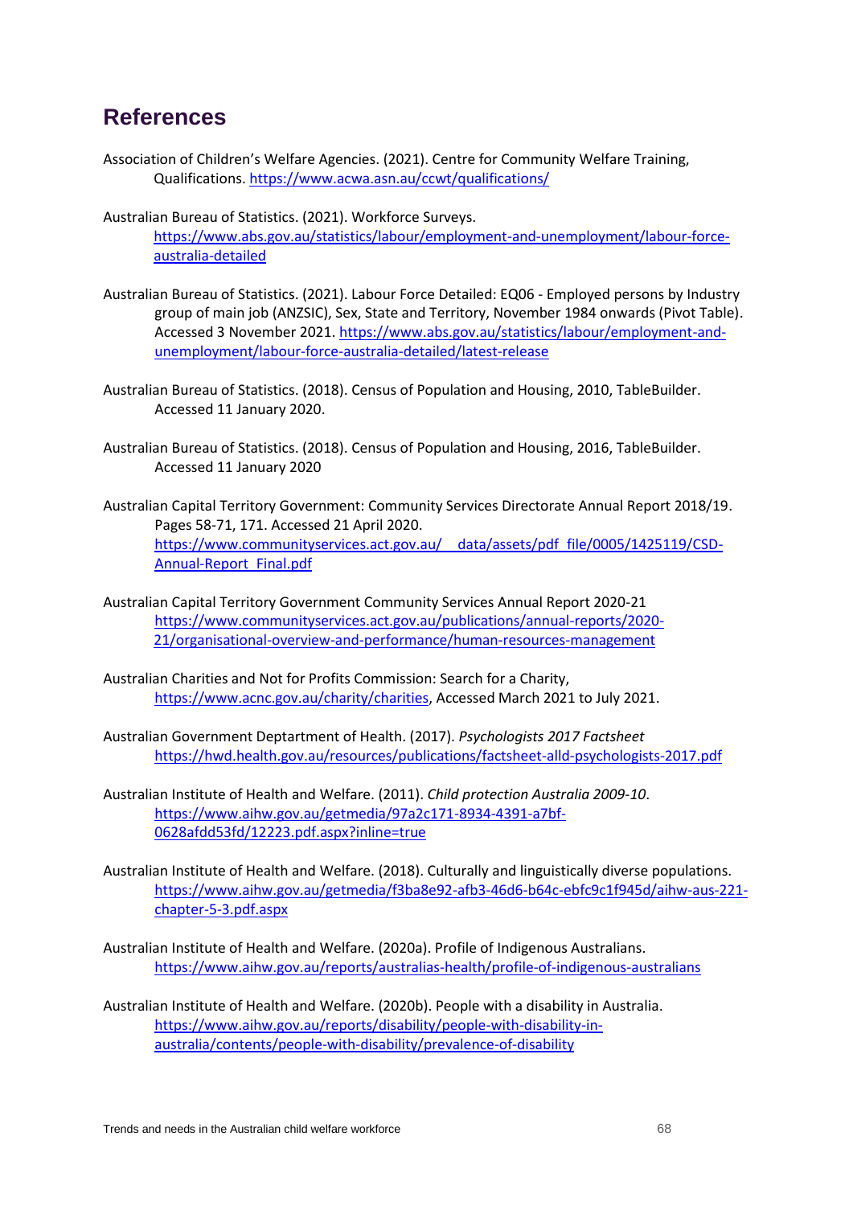## References

Association of Children's Welfare Agencies. (2021). Centre for Community Welfare Training, Qualifications. https://www.acwa.asn.au/ccwt/qualifications/

Australian Bureau of Statistics. (2021). Workforce Surveys. https://www.abs.gov.au/statistics/labour/employment-and-unemployment/labour-force-australia-detailed

Australian Bureau of Statistics. (2021). Labour Force Detailed: EQ06 - Employed persons by Industry group of main job (ANZSIC), Sex, State and Territory, November 1984 onwards (Pivot Table). Accessed 3 November 2021. https://www.abs.gov.au/statistics/labour/employment-and-unemployment/labour-force-australia-detailed/latest-release

Australian Bureau of Statistics. (2018). Census of Population and Housing, 2010, TableBuilder. Accessed 11 January 2020.

Australian Bureau of Statistics. (2018). Census of Population and Housing, 2016, TableBuilder. Accessed 11 January 2020

Australian Capital Territory Government: Community Services Directorate Annual Report 2018/19. Pages 58-71, 171. Accessed 21 April 2020. https://www.communityservices.act.gov.au/__data/assets/pdf_file/0005/1425119/CSD-Annual-Report_Final.pdf

Australian Capital Territory Government Community Services Annual Report 2020-21 https://www.communityservices.act.gov.au/publications/annual-reports/2020-21/organisational-overview-and-performance/human-resources-management

Australian Charities and Not for Profits Commission: Search for a Charity, https://www.acnc.gov.au/charity/charities, Accessed March 2021 to July 2021.

Australian Government Deptartment of Health. (2017). *Psychologists 2017 Factsheet* https://hwd.health.gov.au/resources/publications/factsheet-alld-psychologists-2017.pdf

Australian Institute of Health and Welfare. (2011). *Child protection Australia 2009-10*. https://www.aihw.gov.au/getmedia/97a2c171-8934-4391-a7bf-0628afdd53fd/12223.pdf.aspx?inline=true

Australian Institute of Health and Welfare. (2018). Culturally and linguistically diverse populations. https://www.aihw.gov.au/getmedia/f3ba8e92-afb3-46d6-b64c-ebfc9c1f945d/aihw-aus-221-chapter-5-3.pdf.aspx

Australian Institute of Health and Welfare. (2020a). Profile of Indigenous Australians. https://www.aihw.gov.au/reports/australias-health/profile-of-indigenous-australians

Australian Institute of Health and Welfare. (2020b). People with a disability in Australia. https://www.aihw.gov.au/reports/disability/people-with-disability-in-australia/contents/people-with-disability/prevalence-of-disability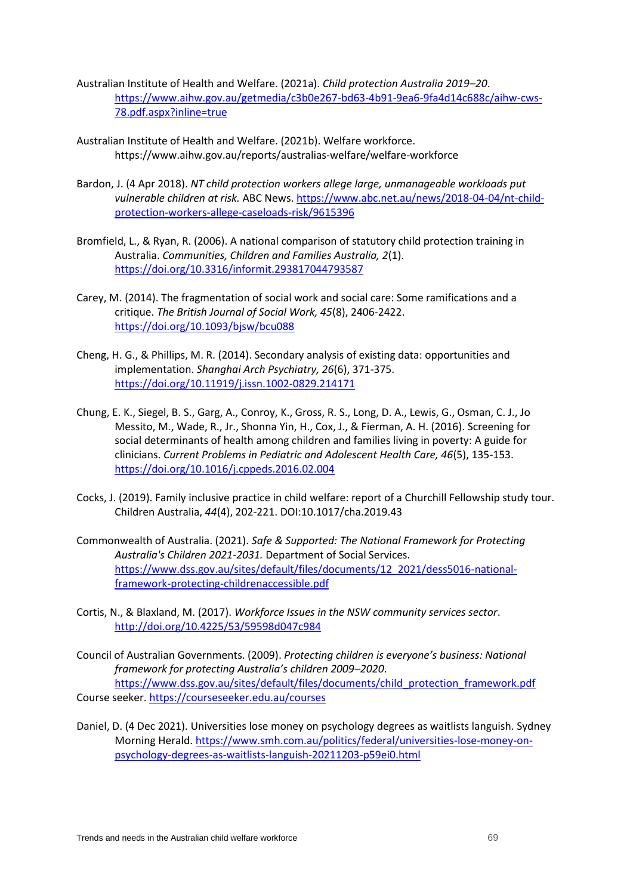Australian Institute of Health and Welfare. (2021a). *Child protection Australia 2019–20*. https://www.aihw.gov.au/getmedia/c3b0e267-bd63-4b91-9ea6-9fa4d14c688c/aihw-cws-78.pdf.aspx?inline=true

Australian Institute of Health and Welfare. (2021b). Welfare workforce. https://www.aihw.gov.au/reports/australias-welfare/welfare-workforce

Bardon, J. (4 Apr 2018). *NT child protection workers allege large, unmanageable workloads put vulnerable children at risk.* ABC News. https://www.abc.net.au/news/2018-04-04/nt-child-protection-workers-allege-caseloads-risk/9615396

Bromfield, L., & Ryan, R. (2006). A national comparison of statutory child protection training in Australia. *Communities, Children and Families Australia, 2*(1). https://doi.org/10.3316/informit.293817044793587

Carey, M. (2014). The fragmentation of social work and social care: Some ramifications and a critique. *The British Journal of Social Work, 45*(8), 2406-2422. https://doi.org/10.1093/bjsw/bcu088

Cheng, H. G., & Phillips, M. R. (2014). Secondary analysis of existing data: opportunities and implementation. *Shanghai Arch Psychiatry, 26*(6), 371-375. https://doi.org/10.11919/j.issn.1002-0829.214171

Chung, E. K., Siegel, B. S., Garg, A., Conroy, K., Gross, R. S., Long, D. A., Lewis, G., Osman, C. J., Jo Messito, M., Wade, R., Jr., Shonna Yin, H., Cox, J., & Fierman, A. H. (2016). Screening for social determinants of health among children and families living in poverty: A guide for clinicians. *Current Problems in Pediatric and Adolescent Health Care, 46*(5), 135-153. https://doi.org/10.1016/j.cppeds.2016.02.004

Cocks, J. (2019). Family inclusive practice in child welfare: report of a Churchill Fellowship study tour. Children Australia, *44*(4), 202-221. DOI:10.1017/cha.2019.43

Commonwealth of Australia. (2021). *Safe & Supported: The National Framework for Protecting Australia's Children 2021-2031.* Department of Social Services. https://www.dss.gov.au/sites/default/files/documents/12_2021/dess5016-national-framework-protecting-childrenaccessible.pdf

Cortis, N., & Blaxland, M. (2017). *Workforce Issues in the NSW community services sector*. http://doi.org/10.4225/53/59598d047c984

Council of Australian Governments. (2009). *Protecting children is everyone's business: National framework for protecting Australia's children 2009–2020*. https://www.dss.gov.au/sites/default/files/documents/child_protection_framework.pdf

Course seeker. https://courseseeker.edu.au/courses

Daniel, D. (4 Dec 2021). Universities lose money on psychology degrees as waitlists languish. Sydney Morning Herald. https://www.smh.com.au/politics/federal/universities-lose-money-on-psychology-degrees-as-waitlists-languish-20211203-p59ei0.html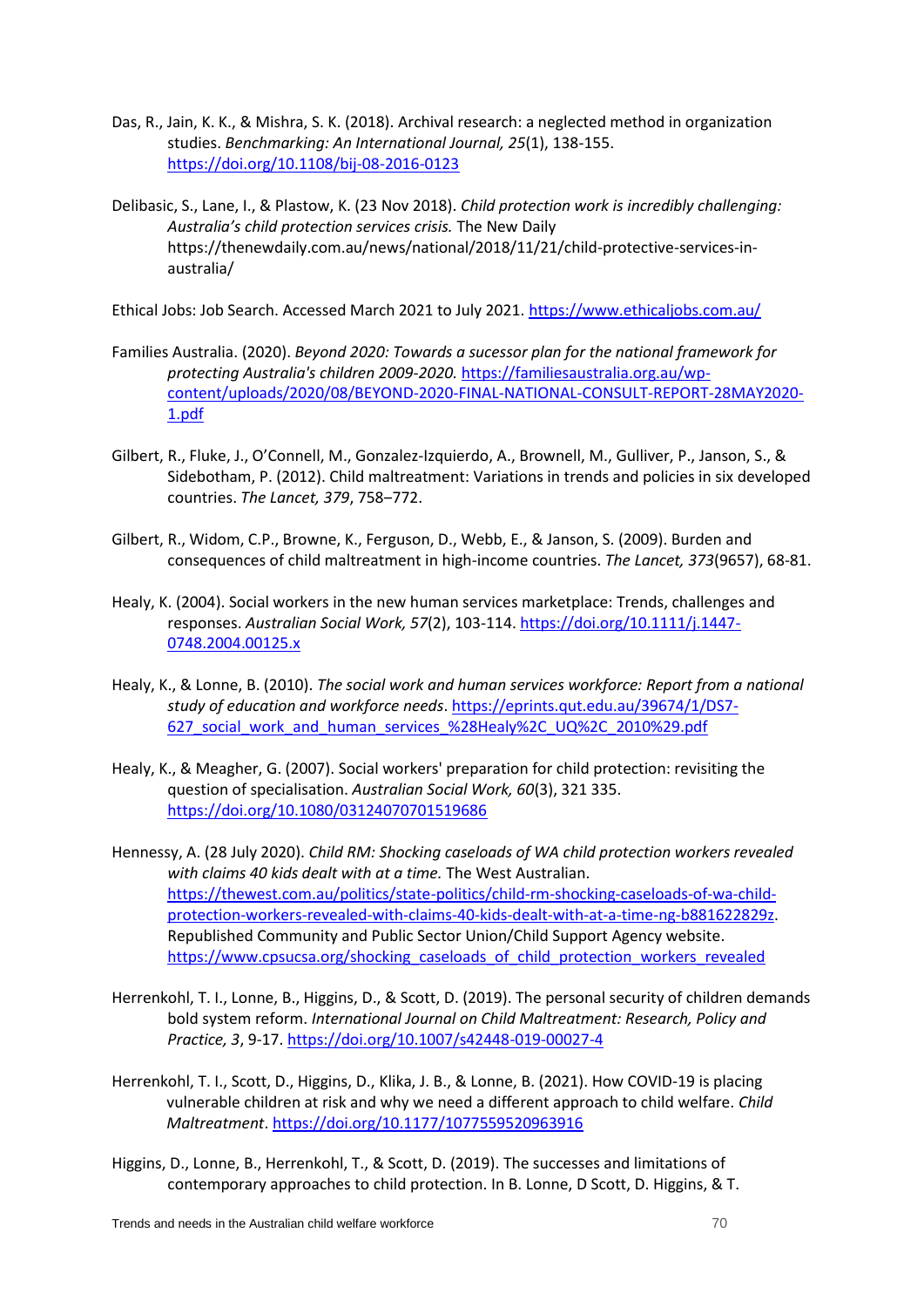Das, R., Jain, K. K., & Mishra, S. K. (2018). Archival research: a neglected method in organization studies. *Benchmarking: An International Journal, 25*(1), 138-155. https://doi.org/10.1108/bij-08-2016-0123

Delibasic, S., Lane, I., & Plastow, K. (23 Nov 2018). *Child protection work is incredibly challenging: Australia's child protection services crisis.* The New Daily https://thenewdaily.com.au/news/national/2018/11/21/child-protective-services-in-australia/

Ethical Jobs: Job Search. Accessed March 2021 to July 2021. https://www.ethicaljobs.com.au/

Families Australia. (2020). *Beyond 2020: Towards a sucessor plan for the national framework for protecting Australia's children 2009-2020.* https://familiesaustralia.org.au/wp-content/uploads/2020/08/BEYOND-2020-FINAL-NATIONAL-CONSULT-REPORT-28MAY2020-1.pdf

Gilbert, R., Fluke, J., O'Connell, M., Gonzalez-Izquierdo, A., Brownell, M., Gulliver, P., Janson, S., & Sidebotham, P. (2012). Child maltreatment: Variations in trends and policies in six developed countries. *The Lancet, 379*, 758–772.

Gilbert, R., Widom, C.P., Browne, K., Ferguson, D., Webb, E., & Janson, S. (2009). Burden and consequences of child maltreatment in high-income countries. *The Lancet, 373*(9657), 68-81.

Healy, K. (2004). Social workers in the new human services marketplace: Trends, challenges and responses. *Australian Social Work, 57*(2), 103-114. https://doi.org/10.1111/j.1447-0748.2004.00125.x

Healy, K., & Lonne, B. (2010). *The social work and human services workforce: Report from a national study of education and workforce needs*. https://eprints.qut.edu.au/39674/1/DS7-627_social_work_and_human_services_%28Healy%2C_UQ%2C_2010%29.pdf

Healy, K., & Meagher, G. (2007). Social workers' preparation for child protection: revisiting the question of specialisation. *Australian Social Work, 60*(3), 321 335. https://doi.org/10.1080/03124070701519686

Hennessy, A. (28 July 2020). *Child RM: Shocking caseloads of WA child protection workers revealed with claims 40 kids dealt with at a time.* The West Australian. https://thewest.com.au/politics/state-politics/child-rm-shocking-caseloads-of-wa-child-protection-workers-revealed-with-claims-40-kids-dealt-with-at-a-time-ng-b881622829z. Republished Community and Public Sector Union/Child Support Agency website. https://www.cpsucsa.org/shocking_caseloads_of_child_protection_workers_revealed

Herrenkohl, T. I., Lonne, B., Higgins, D., & Scott, D. (2019). The personal security of children demands bold system reform. *International Journal on Child Maltreatment: Research, Policy and Practice, 3*, 9-17. https://doi.org/10.1007/s42448-019-00027-4

Herrenkohl, T. I., Scott, D., Higgins, D., Klika, J. B., & Lonne, B. (2021). How COVID-19 is placing vulnerable children at risk and why we need a different approach to child welfare. *Child Maltreatment*. https://doi.org/10.1177/1077559520963916

Higgins, D., Lonne, B., Herrenkohl, T., & Scott, D. (2019). The successes and limitations of contemporary approaches to child protection. In B. Lonne, D Scott, D. Higgins, & T.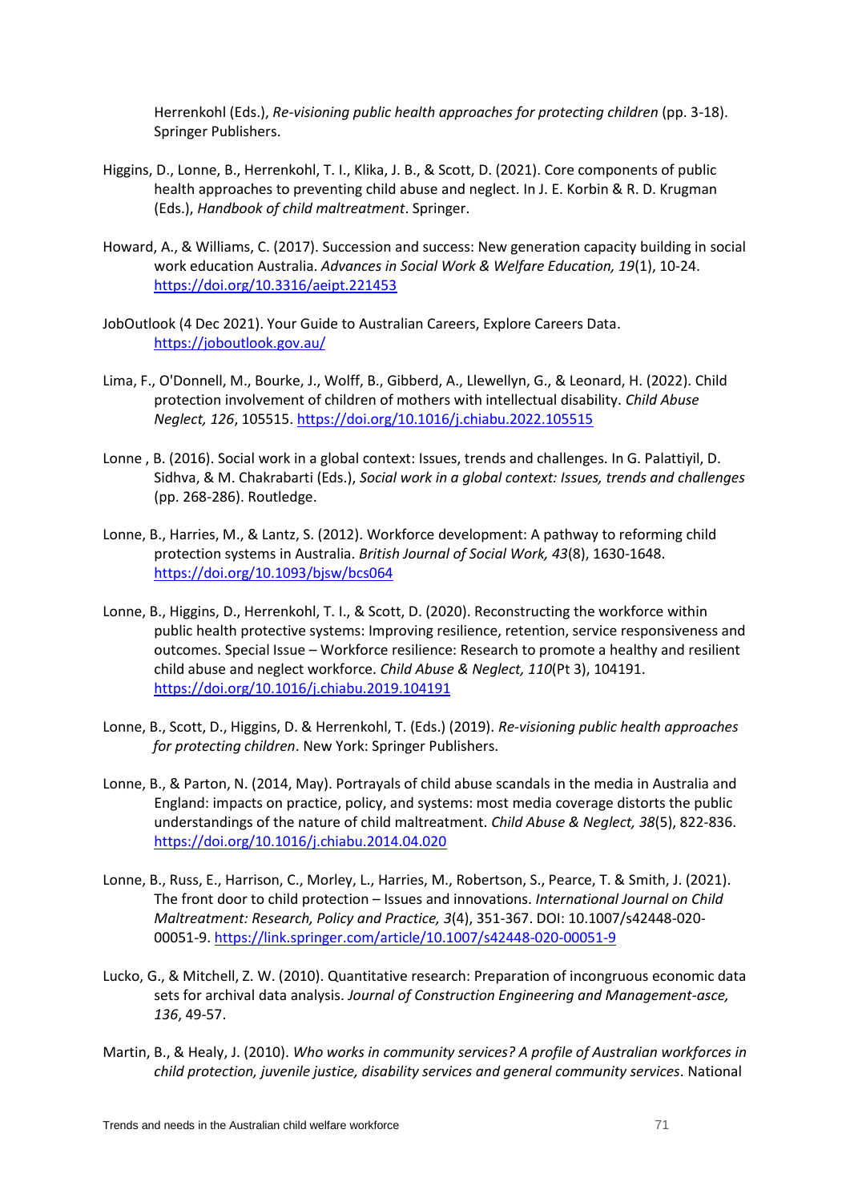Herrenkohl (Eds.), *Re-visioning public health approaches for protecting children* (pp. 3-18). Springer Publishers.

Higgins, D., Lonne, B., Herrenkohl, T. I., Klika, J. B., & Scott, D. (2021). Core components of public health approaches to preventing child abuse and neglect. In J. E. Korbin & R. D. Krugman (Eds.), *Handbook of child maltreatment*. Springer.

Howard, A., & Williams, C. (2017). Succession and success: New generation capacity building in social work education Australia. *Advances in Social Work & Welfare Education, 19*(1), 10-24. https://doi.org/10.3316/aeipt.221453

JobOutlook (4 Dec 2021). Your Guide to Australian Careers, Explore Careers Data. https://joboutlook.gov.au/

Lima, F., O'Donnell, M., Bourke, J., Wolff, B., Gibberd, A., Llewellyn, G., & Leonard, H. (2022). Child protection involvement of children of mothers with intellectual disability. *Child Abuse Neglect, 126*, 105515. https://doi.org/10.1016/j.chiabu.2022.105515

Lonne , B. (2016). Social work in a global context: Issues, trends and challenges. In G. Palattiyil, D. Sidhva, & M. Chakrabarti (Eds.), *Social work in a global context: Issues, trends and challenges* (pp. 268-286). Routledge.

Lonne, B., Harries, M., & Lantz, S. (2012). Workforce development: A pathway to reforming child protection systems in Australia. *British Journal of Social Work, 43*(8), 1630-1648. https://doi.org/10.1093/bjsw/bcs064

Lonne, B., Higgins, D., Herrenkohl, T. I., & Scott, D. (2020). Reconstructing the workforce within public health protective systems: Improving resilience, retention, service responsiveness and outcomes. Special Issue – Workforce resilience: Research to promote a healthy and resilient child abuse and neglect workforce. *Child Abuse & Neglect, 110*(Pt 3), 104191. https://doi.org/10.1016/j.chiabu.2019.104191

Lonne, B., Scott, D., Higgins, D. & Herrenkohl, T. (Eds.) (2019). *Re-visioning public health approaches for protecting children*. New York: Springer Publishers.

Lonne, B., & Parton, N. (2014, May). Portrayals of child abuse scandals in the media in Australia and England: impacts on practice, policy, and systems: most media coverage distorts the public understandings of the nature of child maltreatment. *Child Abuse & Neglect, 38*(5), 822-836. https://doi.org/10.1016/j.chiabu.2014.04.020

Lonne, B., Russ, E., Harrison, C., Morley, L., Harries, M., Robertson, S., Pearce, T. & Smith, J. (2021). The front door to child protection – Issues and innovations. *International Journal on Child Maltreatment: Research, Policy and Practice, 3*(4), 351-367. DOI: 10.1007/s42448-020-00051-9. https://link.springer.com/article/10.1007/s42448-020-00051-9

Lucko, G., & Mitchell, Z. W. (2010). Quantitative research: Preparation of incongruous economic data sets for archival data analysis. *Journal of Construction Engineering and Management-asce, 136*, 49-57.

Martin, B., & Healy, J. (2010). *Who works in community services? A profile of Australian workforces in child protection, juvenile justice, disability services and general community services*. National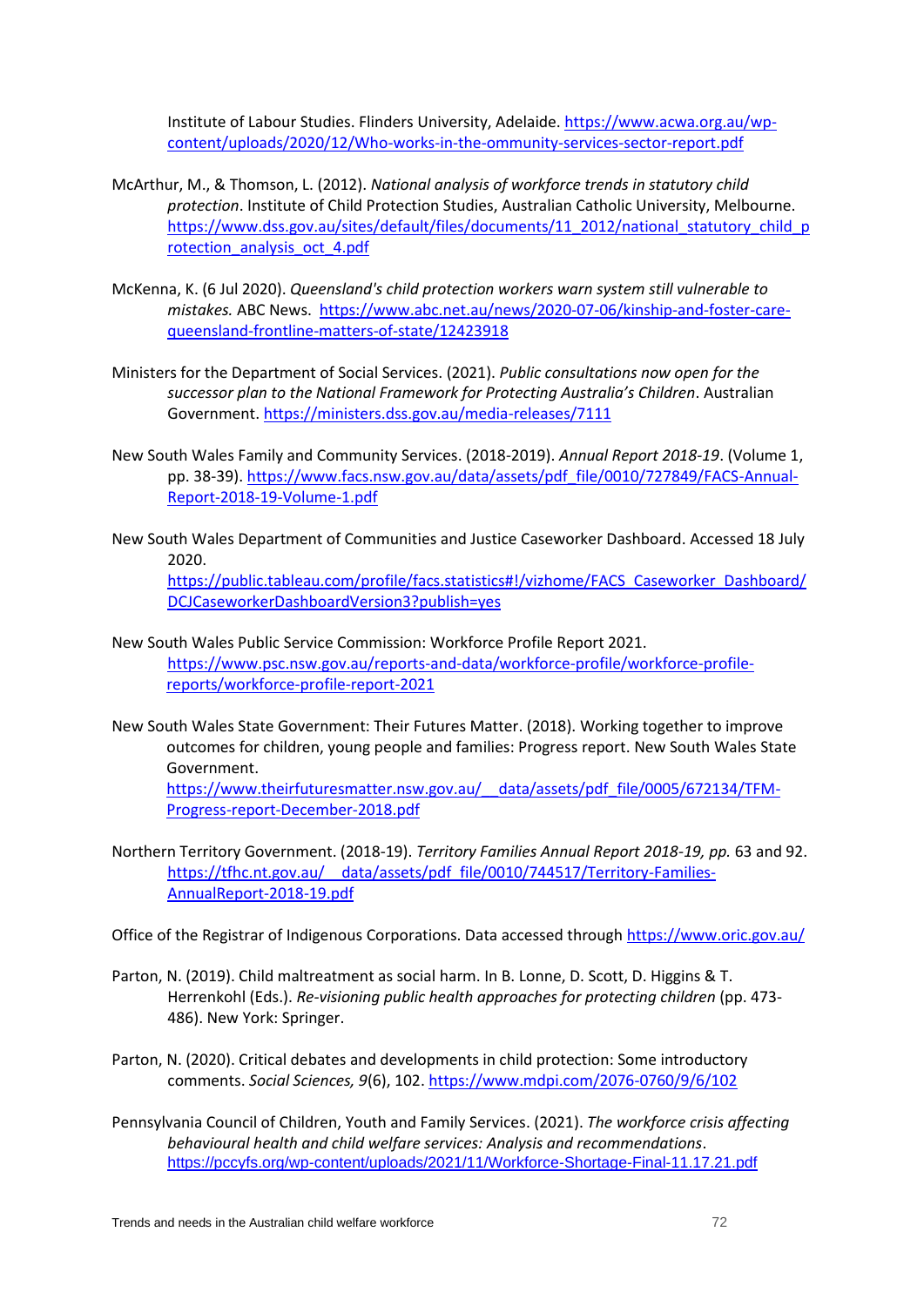Institute of Labour Studies. Flinders University, Adelaide. https://www.acwa.org.au/wp-content/uploads/2020/12/Who-works-in-the-ommunity-services-sector-report.pdf

McArthur, M., & Thomson, L. (2012). *National analysis of workforce trends in statutory child protection*. Institute of Child Protection Studies, Australian Catholic University, Melbourne. https://www.dss.gov.au/sites/default/files/documents/11_2012/national_statutory_child_protection_analysis_oct_4.pdf

McKenna, K. (6 Jul 2020). *Queensland's child protection workers warn system still vulnerable to mistakes.* ABC News. https://www.abc.net.au/news/2020-07-06/kinship-and-foster-care-queensland-frontline-matters-of-state/12423918

Ministers for the Department of Social Services. (2021). *Public consultations now open for the successor plan to the National Framework for Protecting Australia's Children*. Australian Government. https://ministers.dss.gov.au/media-releases/7111

New South Wales Family and Community Services. (2018-2019). *Annual Report 2018-19*. (Volume 1, pp. 38-39). https://www.facs.nsw.gov.au/data/assets/pdf_file/0010/727849/FACS-Annual-Report-2018-19-Volume-1.pdf

New South Wales Department of Communities and Justice Caseworker Dashboard. Accessed 18 July 2020. https://public.tableau.com/profile/facs.statistics#!/vizhome/FACS_Caseworker_Dashboard/DCJCaseworkerDashboardVersion3?publish=yes

New South Wales Public Service Commission: Workforce Profile Report 2021. https://www.psc.nsw.gov.au/reports-and-data/workforce-profile/workforce-profile-reports/workforce-profile-report-2021

New South Wales State Government: Their Futures Matter. (2018). Working together to improve outcomes for children, young people and families: Progress report. New South Wales State Government. https://www.theirfuturesmatter.nsw.gov.au/__data/assets/pdf_file/0005/672134/TFM-Progress-report-December-2018.pdf

Northern Territory Government. (2018-19). *Territory Families Annual Report 2018-19, pp.* 63 and 92. https://tfhc.nt.gov.au/__data/assets/pdf_file/0010/744517/Territory-Families-AnnualReport-2018-19.pdf

Office of the Registrar of Indigenous Corporations. Data accessed through https://www.oric.gov.au/

Parton, N. (2019). Child maltreatment as social harm. In B. Lonne, D. Scott, D. Higgins & T. Herrenkohl (Eds.). *Re-visioning public health approaches for protecting children* (pp. 473-486). New York: Springer.

Parton, N. (2020). Critical debates and developments in child protection: Some introductory comments. *Social Sciences, 9*(6), 102. https://www.mdpi.com/2076-0760/9/6/102

Pennsylvania Council of Children, Youth and Family Services. (2021). *The workforce crisis affecting behavioural health and child welfare services: Analysis and recommendations*. https://pccyfs.org/wp-content/uploads/2021/11/Workforce-Shortage-Final-11.17.21.pdf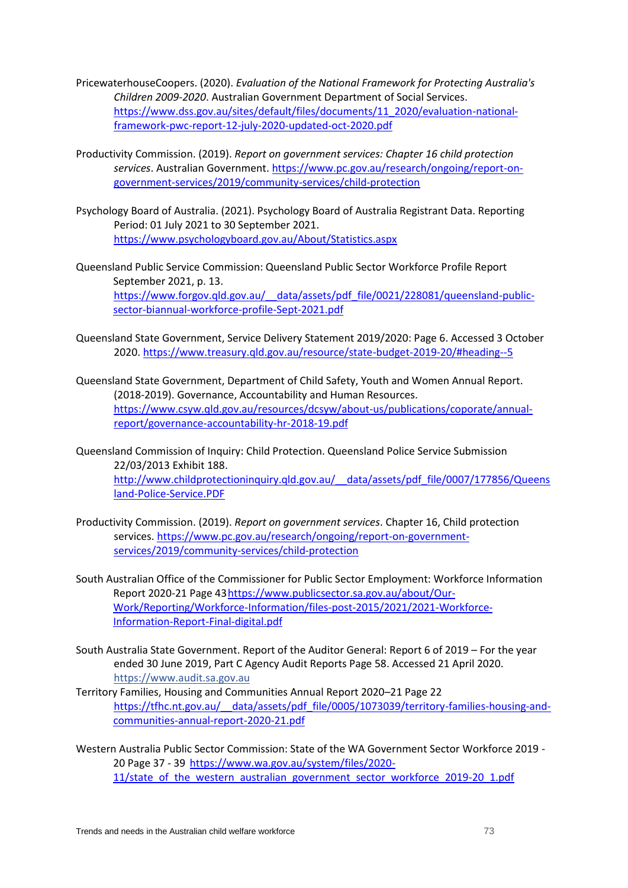PricewaterhouseCoopers. (2020). *Evaluation of the National Framework for Protecting Australia's Children 2009-2020*. Australian Government Department of Social Services. https://www.dss.gov.au/sites/default/files/documents/11_2020/evaluation-national-framework-pwc-report-12-july-2020-updated-oct-2020.pdf

Productivity Commission. (2019). *Report on government services: Chapter 16 child protection services*. Australian Government. https://www.pc.gov.au/research/ongoing/report-on-government-services/2019/community-services/child-protection

Psychology Board of Australia. (2021). Psychology Board of Australia Registrant Data. Reporting Period: 01 July 2021 to 30 September 2021. https://www.psychologyboard.gov.au/About/Statistics.aspx

Queensland Public Service Commission: Queensland Public Sector Workforce Profile Report September 2021, p. 13. https://www.forgov.qld.gov.au/__data/assets/pdf_file/0021/228081/queensland-public-sector-biannual-workforce-profile-Sept-2021.pdf

Queensland State Government, Service Delivery Statement 2019/2020: Page 6. Accessed 3 October 2020. https://www.treasury.qld.gov.au/resource/state-budget-2019-20/#heading--5

Queensland State Government, Department of Child Safety, Youth and Women Annual Report. (2018-2019). Governance, Accountability and Human Resources. https://www.csyw.qld.gov.au/resources/dcsyw/about-us/publications/coporate/annual-report/governance-accountability-hr-2018-19.pdf

Queensland Commission of Inquiry: Child Protection. Queensland Police Service Submission 22/03/2013 Exhibit 188. http://www.childprotectioninquiry.qld.gov.au/__data/assets/pdf_file/0007/177856/Queensland-Police-Service.PDF

Productivity Commission. (2019). *Report on government services*. Chapter 16, Child protection services. https://www.pc.gov.au/research/ongoing/report-on-government-services/2019/community-services/child-protection

South Australian Office of the Commissioner for Public Sector Employment: Workforce Information Report 2020-21 Page 43 https://www.publicsector.sa.gov.au/about/Our-Work/Reporting/Workforce-Information/files-post-2015/2021/2021-Workforce-Information-Report-Final-digital.pdf

South Australia State Government. Report of the Auditor General: Report 6 of 2019 – For the year ended 30 June 2019, Part C Agency Audit Reports Page 58. Accessed 21 April 2020. https://www.audit.sa.gov.au

Territory Families, Housing and Communities Annual Report 2020–21 Page 22 https://tfhc.nt.gov.au/__data/assets/pdf_file/0005/1073039/territory-families-housing-and-communities-annual-report-2020-21.pdf

Western Australia Public Sector Commission: State of the WA Government Sector Workforce 2019 - 20 Page 37 - 39 https://www.wa.gov.au/system/files/2020-11/state_of_the_western_australian_government_sector_workforce_2019-20_1.pdf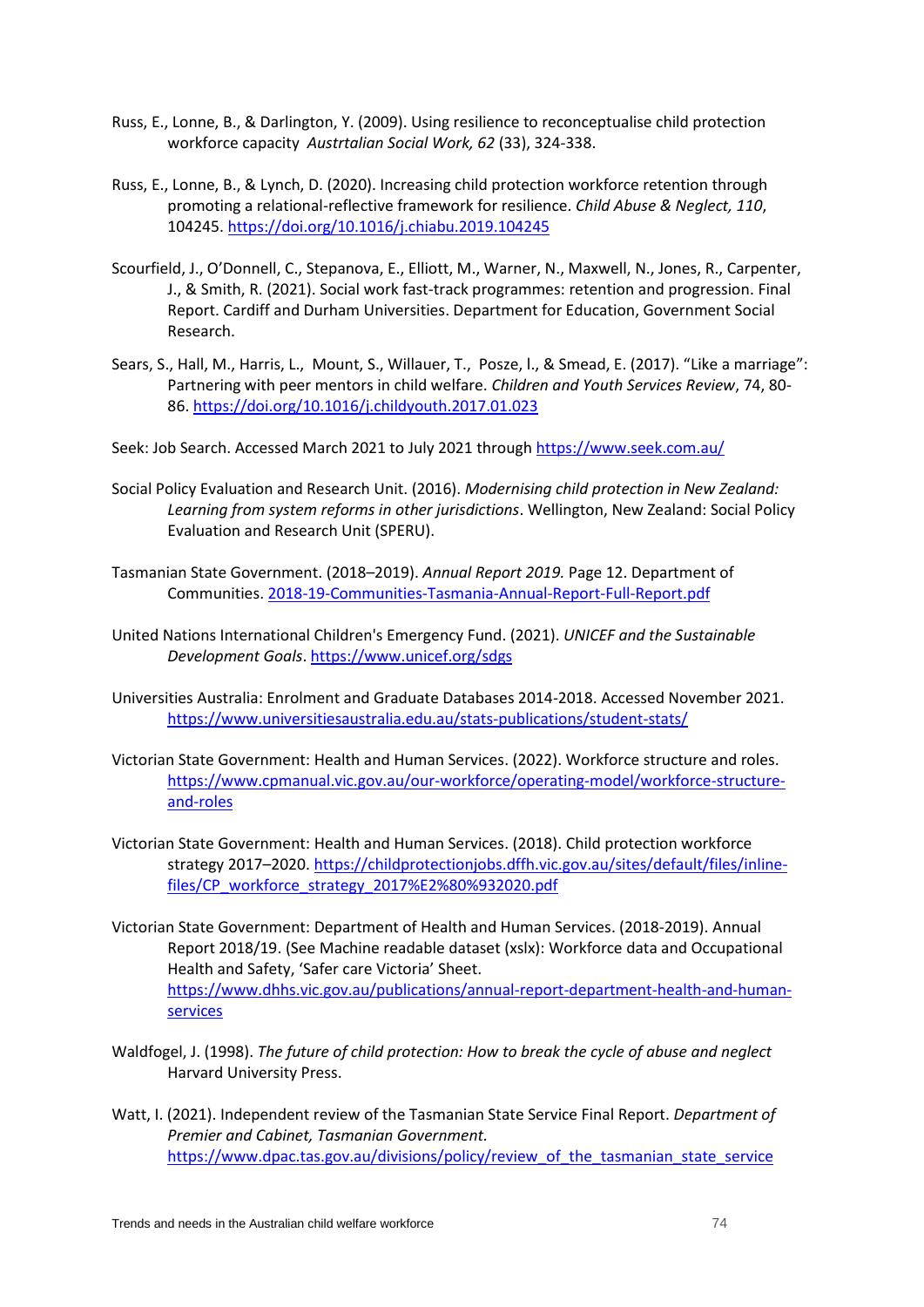Russ, E., Lonne, B., & Darlington, Y. (2009). Using resilience to reconceptualise child protection workforce capacity *Austrtalian Social Work, 62* (33), 324-338.

Russ, E., Lonne, B., & Lynch, D. (2020). Increasing child protection workforce retention through promoting a relational-reflective framework for resilience. *Child Abuse & Neglect, 110*, 104245. https://doi.org/10.1016/j.chiabu.2019.104245

Scourfield, J., O'Donnell, C., Stepanova, E., Elliott, M., Warner, N., Maxwell, N., Jones, R., Carpenter, J., & Smith, R. (2021). Social work fast-track programmes: retention and progression. Final Report. Cardiff and Durham Universities. Department for Education, Government Social Research.

Sears, S., Hall, M., Harris, L., Mount, S., Willauer, T., Posze, l., & Smead, E. (2017). "Like a marriage": Partnering with peer mentors in child welfare. *Children and Youth Services Review*, 74, 80-86. https://doi.org/10.1016/j.childyouth.2017.01.023

Seek: Job Search. Accessed March 2021 to July 2021 through https://www.seek.com.au/

Social Policy Evaluation and Research Unit. (2016). *Modernising child protection in New Zealand: Learning from system reforms in other jurisdictions*. Wellington, New Zealand: Social Policy Evaluation and Research Unit (SPERU).

Tasmanian State Government. (2018–2019). *Annual Report 2019.* Page 12. Department of Communities. 2018-19-Communities-Tasmania-Annual-Report-Full-Report.pdf

United Nations International Children's Emergency Fund. (2021). *UNICEF and the Sustainable Development Goals*. https://www.unicef.org/sdgs

Universities Australia: Enrolment and Graduate Databases 2014-2018. Accessed November 2021. https://www.universitiesaustralia.edu.au/stats-publications/student-stats/

Victorian State Government: Health and Human Services. (2022). Workforce structure and roles. https://www.cpmanual.vic.gov.au/our-workforce/operating-model/workforce-structure-and-roles

Victorian State Government: Health and Human Services. (2018). Child protection workforce strategy 2017–2020. https://childprotectionjobs.dffh.vic.gov.au/sites/default/files/inline-files/CP_workforce_strategy_2017%E2%80%932020.pdf

Victorian State Government: Department of Health and Human Services. (2018-2019). Annual Report 2018/19. (See Machine readable dataset (xslx): Workforce data and Occupational Health and Safety, 'Safer care Victoria' Sheet. https://www.dhhs.vic.gov.au/publications/annual-report-department-health-and-human-services

Waldfogel, J. (1998). *The future of child protection: How to break the cycle of abuse and neglect* Harvard University Press.

Watt, I. (2021). Independent review of the Tasmanian State Service Final Report. *Department of Premier and Cabinet, Tasmanian Government.* https://www.dpac.tas.gov.au/divisions/policy/review_of_the_tasmanian_state_service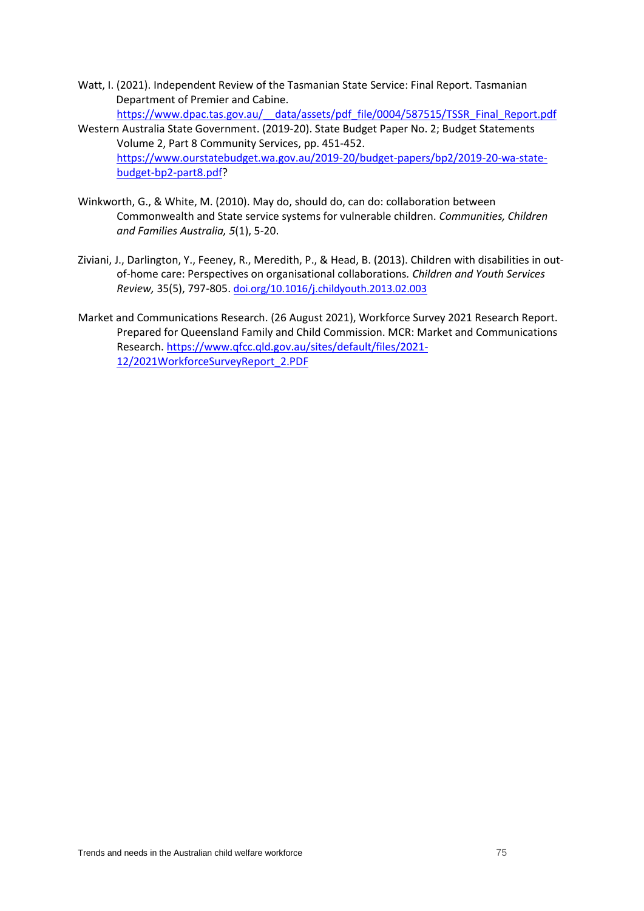Watt, I. (2021). Independent Review of the Tasmanian State Service: Final Report. Tasmanian Department of Premier and Cabine. https://www.dpac.tas.gov.au/__data/assets/pdf_file/0004/587515/TSSR_Final_Report.pdf

Western Australia State Government. (2019-20). State Budget Paper No. 2; Budget Statements Volume 2, Part 8 Community Services, pp. 451-452. https://www.ourstatebudget.wa.gov.au/2019-20/budget-papers/bp2/2019-20-wa-state-budget-bp2-part8.pdf?

Winkworth, G., & White, M. (2010). May do, should do, can do: collaboration between Commonwealth and State service systems for vulnerable children. *Communities, Children and Families Australia, 5*(1), 5-20.

Ziviani, J., Darlington, Y., Feeney, R., Meredith, P., & Head, B. (2013). Children with disabilities in out-of-home care: Perspectives on organisational collaborations. *Children and Youth Services Review,* 35(5), 797-805. doi.org/10.1016/j.childyouth.2013.02.003

Market and Communications Research. (26 August 2021), Workforce Survey 2021 Research Report. Prepared for Queensland Family and Child Commission. MCR: Market and Communications Research. https://www.qfcc.qld.gov.au/sites/default/files/2021-12/2021WorkforceSurveyReport_2.PDF